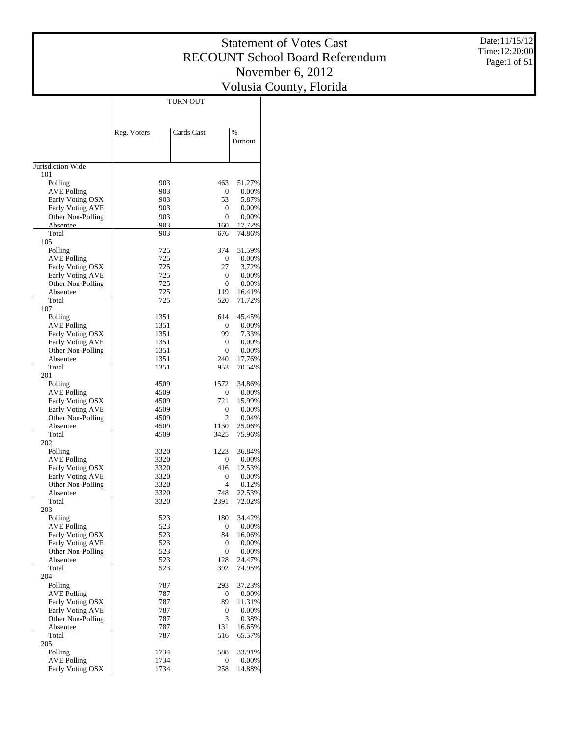# Statement of Votes Cast
## RECOUNT School Board Referendum
## November 6, 2012
## Volusia County, Florida

Date:11/15/12
Time:12:20:00

| | TURN OUT | | |
|---|---|---|---|
| | Reg. Voters | Cards Cast | % Turnout |
| Jurisdiction Wide | | | |
| 101 | | | |
| Polling | 903 | 463 | 51.27% |
| AVE Polling | 903 | 0 | 0.00% |
| Early Voting OSX | 903 | 53 | 5.87% |
| Early Voting AVE | 903 | 0 | 0.00% |
| Other Non-Polling | 903 | 0 | 0.00% |
| Absentee | 903 | 160 | 17.72% |
| Total | 903 | 676 | 74.86% |
| 105 | | | |
| Polling | 725 | 374 | 51.59% |
| AVE Polling | 725 | 0 | 0.00% |
| Early Voting OSX | 725 | 27 | 3.72% |
| Early Voting AVE | 725 | 0 | 0.00% |
| Other Non-Polling | 725 | 0 | 0.00% |
| Absentee | 725 | 119 | 16.41% |
| Total | 725 | 520 | 71.72% |
| 107 | | | |
| Polling | 1351 | 614 | 45.45% |
| AVE Polling | 1351 | 0 | 0.00% |
| Early Voting OSX | 1351 | 99 | 7.33% |
| Early Voting AVE | 1351 | 0 | 0.00% |
| Other Non-Polling | 1351 | 0 | 0.00% |
| Absentee | 1351 | 240 | 17.76% |
| Total | 1351 | 953 | 70.54% |
| 201 | | | |
| Polling | 4509 | 1572 | 34.86% |
| AVE Polling | 4509 | 0 | 0.00% |
| Early Voting OSX | 4509 | 721 | 15.99% |
| Early Voting AVE | 4509 | 0 | 0.00% |
| Other Non-Polling | 4509 | 2 | 0.04% |
| Absentee | 4509 | 1130 | 25.06% |
| Total | 4509 | 3425 | 75.96% |
| 202 | | | |
| Polling | 3320 | 1223 | 36.84% |
| AVE Polling | 3320 | 0 | 0.00% |
| Early Voting OSX | 3320 | 416 | 12.53% |
| Early Voting AVE | 3320 | 0 | 0.00% |
| Other Non-Polling | 3320 | 4 | 0.12% |
| Absentee | 3320 | 748 | 22.53% |
| Total | 3320 | 2391 | 72.02% |
| 203 | | | |
| Polling | 523 | 180 | 34.42% |
| AVE Polling | 523 | 0 | 0.00% |
| Early Voting OSX | 523 | 84 | 16.06% |
| Early Voting AVE | 523 | 0 | 0.00% |
| Other Non-Polling | 523 | 0 | 0.00% |
| Absentee | 523 | 128 | 24.47% |
| Total | 523 | 392 | 74.95% |
| 204 | | | |
| Polling | 787 | 293 | 37.23% |
| AVE Polling | 787 | 0 | 0.00% |
| Early Voting OSX | 787 | 89 | 11.31% |
| Early Voting AVE | 787 | 0 | 0.00% |
| Other Non-Polling | 787 | 3 | 0.38% |
| Absentee | 787 | 131 | 16.65% |
| Total | 787 | 516 | 65.57% |
| 205 | | | |
| Polling | 1734 | 588 | 33.91% |
| AVE Polling | 1734 | 0 | 0.00% |
| Early Voting OSX | 1734 | 258 | 14.88% |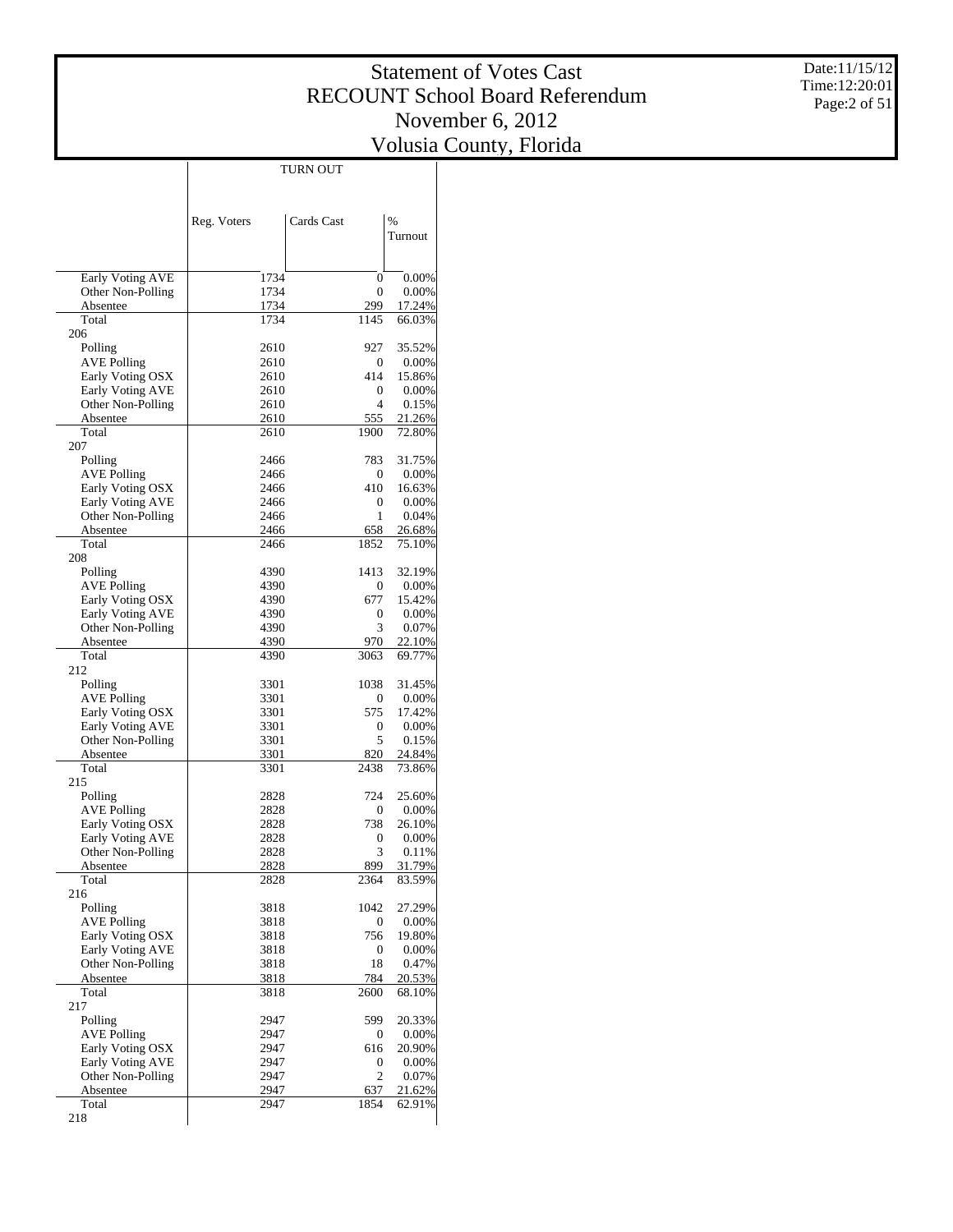# Statement of Votes Cast
## RECOUNT School Board Referendum
## November 6, 2012
## Volusia County, Florida

Date:11/15/12
Time:12:20:01

| | TURN OUT | | |
|---|---|---|---|
| | Reg. Voters | Cards Cast | % Turnout |
| Early Voting AVE | 1734 | 0 | 0.00% |
| Other Non-Polling | 1734 | 0 | 0.00% |
| Absentee | 1734 | 299 | 17.24% |
| Total | 1734 | 1145 | 66.03% |
| 206 | | | |
| Polling | 2610 | 927 | 35.52% |
| AVE Polling | 2610 | 0 | 0.00% |
| Early Voting OSX | 2610 | 414 | 15.86% |
| Early Voting AVE | 2610 | 0 | 0.00% |
| Other Non-Polling | 2610 | 4 | 0.15% |
| Absentee | 2610 | 555 | 21.26% |
| Total | 2610 | 1900 | 72.80% |
| 207 | | | |
| Polling | 2466 | 783 | 31.75% |
| AVE Polling | 2466 | 0 | 0.00% |
| Early Voting OSX | 2466 | 410 | 16.63% |
| Early Voting AVE | 2466 | 0 | 0.00% |
| Other Non-Polling | 2466 | 1 | 0.04% |
| Absentee | 2466 | 658 | 26.68% |
| Total | 2466 | 1852 | 75.10% |
| 208 | | | |
| Polling | 4390 | 1413 | 32.19% |
| AVE Polling | 4390 | 0 | 0.00% |
| Early Voting OSX | 4390 | 677 | 15.42% |
| Early Voting AVE | 4390 | 0 | 0.00% |
| Other Non-Polling | 4390 | 3 | 0.07% |
| Absentee | 4390 | 970 | 22.10% |
| Total | 4390 | 3063 | 69.77% |
| 212 | | | |
| Polling | 3301 | 1038 | 31.45% |
| AVE Polling | 3301 | 0 | 0.00% |
| Early Voting OSX | 3301 | 575 | 17.42% |
| Early Voting AVE | 3301 | 0 | 0.00% |
| Other Non-Polling | 3301 | 5 | 0.15% |
| Absentee | 3301 | 820 | 24.84% |
| Total | 3301 | 2438 | 73.86% |
| 215 | | | |
| Polling | 2828 | 724 | 25.60% |
| AVE Polling | 2828 | 0 | 0.00% |
| Early Voting OSX | 2828 | 738 | 26.10% |
| Early Voting AVE | 2828 | 0 | 0.00% |
| Other Non-Polling | 2828 | 3 | 0.11% |
| Absentee | 2828 | 899 | 31.79% |
| Total | 2828 | 2364 | 83.59% |
| 216 | | | |
| Polling | 3818 | 1042 | 27.29% |
| AVE Polling | 3818 | 0 | 0.00% |
| Early Voting OSX | 3818 | 756 | 19.80% |
| Early Voting AVE | 3818 | 0 | 0.00% |
| Other Non-Polling | 3818 | 18 | 0.47% |
| Absentee | 3818 | 784 | 20.53% |
| Total | 3818 | 2600 | 68.10% |
| 217 | | | |
| Polling | 2947 | 599 | 20.33% |
| AVE Polling | 2947 | 0 | 0.00% |
| Early Voting OSX | 2947 | 616 | 20.90% |
| Early Voting AVE | 2947 | 0 | 0.00% |
| Other Non-Polling | 2947 | 2 | 0.07% |
| Absentee | 2947 | 637 | 21.62% |
| Total | 2947 | 1854 | 62.91% |
| 218 | | | |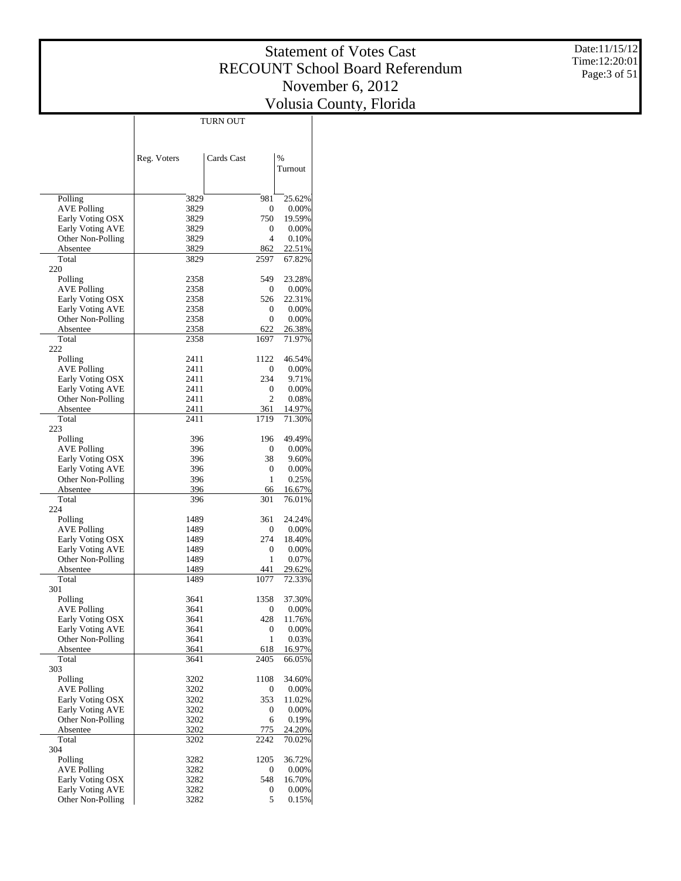# Statement of Votes Cast
# RECOUNT School Board Referendum
# November 6, 2012
# Volusia County, Florida

Date:11/15/12
Time:12:20:01

| | TURN OUT | | |
|---|---|---|---|
| | Reg. Voters | Cards Cast | % Turnout |
| Polling | 3829 | 981 | 25.62% |
| AVE Polling | 3829 | 0 | 0.00% |
| Early Voting OSX | 3829 | 750 | 19.59% |
| Early Voting AVE | 3829 | 0 | 0.00% |
| Other Non-Polling | 3829 | 4 | 0.10% |
| Absentee | 3829 | 862 | 22.51% |
| Total | 3829 | 2597 | 67.82% |
| 220 | | | |
| Polling | 2358 | 549 | 23.28% |
| AVE Polling | 2358 | 0 | 0.00% |
| Early Voting OSX | 2358 | 526 | 22.31% |
| Early Voting AVE | 2358 | 0 | 0.00% |
| Other Non-Polling | 2358 | 0 | 0.00% |
| Absentee | 2358 | 622 | 26.38% |
| Total | 2358 | 1697 | 71.97% |
| 222 | | | |
| Polling | 2411 | 1122 | 46.54% |
| AVE Polling | 2411 | 0 | 0.00% |
| Early Voting OSX | 2411 | 234 | 9.71% |
| Early Voting AVE | 2411 | 0 | 0.00% |
| Other Non-Polling | 2411 | 2 | 0.08% |
| Absentee | 2411 | 361 | 14.97% |
| Total | 2411 | 1719 | 71.30% |
| 223 | | | |
| Polling | 396 | 196 | 49.49% |
| AVE Polling | 396 | 0 | 0.00% |
| Early Voting OSX | 396 | 38 | 9.60% |
| Early Voting AVE | 396 | 0 | 0.00% |
| Other Non-Polling | 396 | 1 | 0.25% |
| Absentee | 396 | 66 | 16.67% |
| Total | 396 | 301 | 76.01% |
| 224 | | | |
| Polling | 1489 | 361 | 24.24% |
| AVE Polling | 1489 | 0 | 0.00% |
| Early Voting OSX | 1489 | 274 | 18.40% |
| Early Voting AVE | 1489 | 0 | 0.00% |
| Other Non-Polling | 1489 | 1 | 0.07% |
| Absentee | 1489 | 441 | 29.62% |
| Total | 1489 | 1077 | 72.33% |
| 301 | | | |
| Polling | 3641 | 1358 | 37.30% |
| AVE Polling | 3641 | 0 | 0.00% |
| Early Voting OSX | 3641 | 428 | 11.76% |
| Early Voting AVE | 3641 | 0 | 0.00% |
| Other Non-Polling | 3641 | 1 | 0.03% |
| Absentee | 3641 | 618 | 16.97% |
| Total | 3641 | 2405 | 66.05% |
| 303 | | | |
| Polling | 3202 | 1108 | 34.60% |
| AVE Polling | 3202 | 0 | 0.00% |
| Early Voting OSX | 3202 | 353 | 11.02% |
| Early Voting AVE | 3202 | 0 | 0.00% |
| Other Non-Polling | 3202 | 6 | 0.19% |
| Absentee | 3202 | 775 | 24.20% |
| Total | 3202 | 2242 | 70.02% |
| 304 | | | |
| Polling | 3282 | 1205 | 36.72% |
| AVE Polling | 3282 | 0 | 0.00% |
| Early Voting OSX | 3282 | 548 | 16.70% |
| Early Voting AVE | 3282 | 0 | 0.00% |
| Other Non-Polling | 3282 | 5 | 0.15% |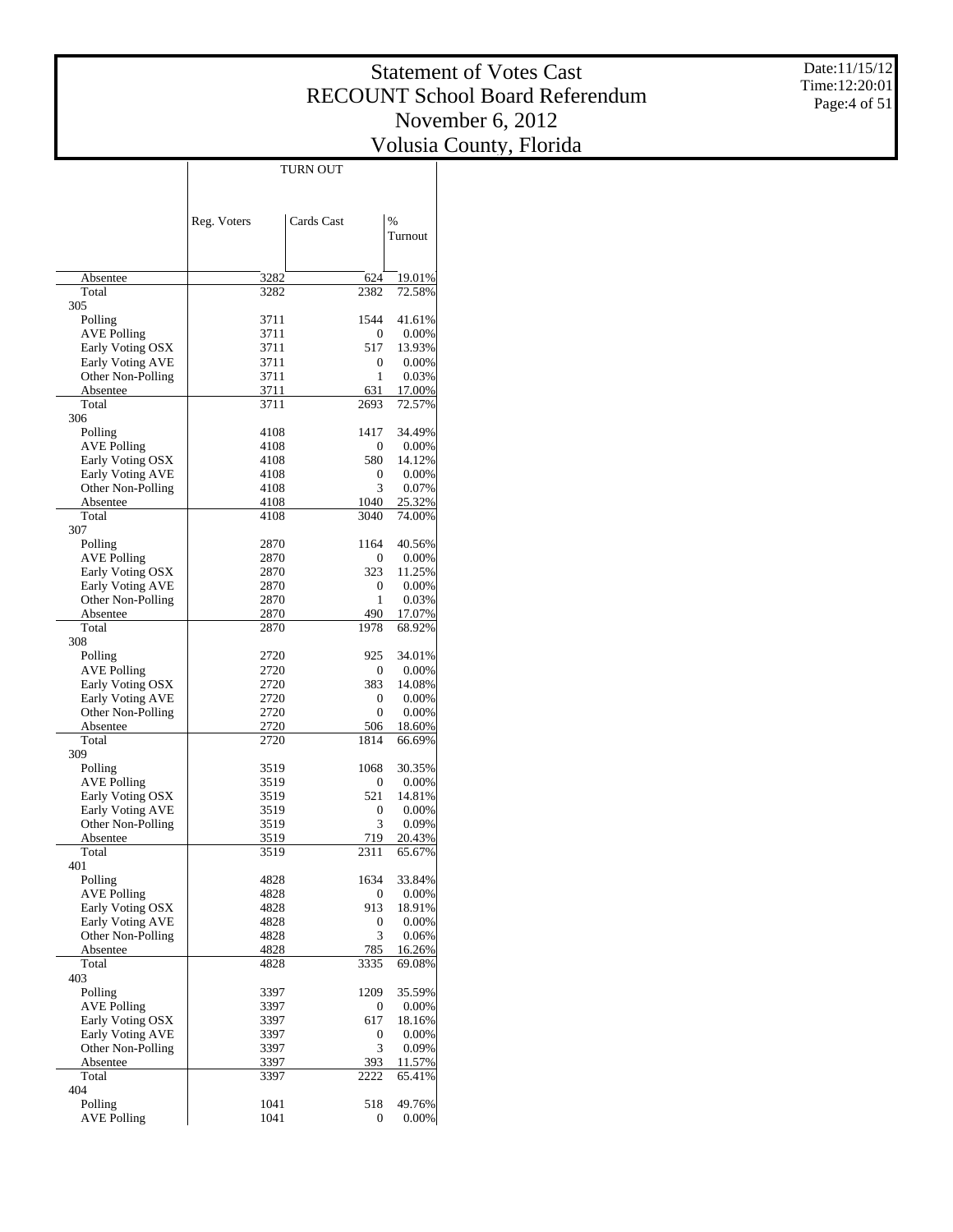# Statement of Votes Cast
# RECOUNT School Board Referendum
# November 6, 2012
# Volusia County, Florida

Date:11/15/12
Time:12:20:01

| | TURN OUT | | |
|---|---|---|---|
| | Reg. Voters | Cards Cast | % Turnout |
| Absentee | 3282 | 624 | 19.01% |
| Total | 3282 | 2382 | 72.58% |
| 305 | | | |
| Polling | 3711 | 1544 | 41.61% |
| AVE Polling | 3711 | 0 | 0.00% |
| Early Voting OSX | 3711 | 517 | 13.93% |
| Early Voting AVE | 3711 | 0 | 0.00% |
| Other Non-Polling | 3711 | 1 | 0.03% |
| Absentee | 3711 | 631 | 17.00% |
| Total | 3711 | 2693 | 72.57% |
| 306 | | | |
| Polling | 4108 | 1417 | 34.49% |
| AVE Polling | 4108 | 0 | 0.00% |
| Early Voting OSX | 4108 | 580 | 14.12% |
| Early Voting AVE | 4108 | 0 | 0.00% |
| Other Non-Polling | 4108 | 3 | 0.07% |
| Absentee | 4108 | 1040 | 25.32% |
| Total | 4108 | 3040 | 74.00% |
| 307 | | | |
| Polling | 2870 | 1164 | 40.56% |
| AVE Polling | 2870 | 0 | 0.00% |
| Early Voting OSX | 2870 | 323 | 11.25% |
| Early Voting AVE | 2870 | 0 | 0.00% |
| Other Non-Polling | 2870 | 1 | 0.03% |
| Absentee | 2870 | 490 | 17.07% |
| Total | 2870 | 1978 | 68.92% |
| 308 | | | |
| Polling | 2720 | 925 | 34.01% |
| AVE Polling | 2720 | 0 | 0.00% |
| Early Voting OSX | 2720 | 383 | 14.08% |
| Early Voting AVE | 2720 | 0 | 0.00% |
| Other Non-Polling | 2720 | 0 | 0.00% |
| Absentee | 2720 | 506 | 18.60% |
| Total | 2720 | 1814 | 66.69% |
| 309 | | | |
| Polling | 3519 | 1068 | 30.35% |
| AVE Polling | 3519 | 0 | 0.00% |
| Early Voting OSX | 3519 | 521 | 14.81% |
| Early Voting AVE | 3519 | 0 | 0.00% |
| Other Non-Polling | 3519 | 3 | 0.09% |
| Absentee | 3519 | 719 | 20.43% |
| Total | 3519 | 2311 | 65.67% |
| 401 | | | |
| Polling | 4828 | 1634 | 33.84% |
| AVE Polling | 4828 | 0 | 0.00% |
| Early Voting OSX | 4828 | 913 | 18.91% |
| Early Voting AVE | 4828 | 0 | 0.00% |
| Other Non-Polling | 4828 | 3 | 0.06% |
| Absentee | 4828 | 785 | 16.26% |
| Total | 4828 | 3335 | 69.08% |
| 403 | | | |
| Polling | 3397 | 1209 | 35.59% |
| AVE Polling | 3397 | 0 | 0.00% |
| Early Voting OSX | 3397 | 617 | 18.16% |
| Early Voting AVE | 3397 | 0 | 0.00% |
| Other Non-Polling | 3397 | 3 | 0.09% |
| Absentee | 3397 | 393 | 11.57% |
| Total | 3397 | 2222 | 65.41% |
| 404 | | | |
| Polling | 1041 | 518 | 49.76% |
| AVE Polling | 1041 | 0 | 0.00% |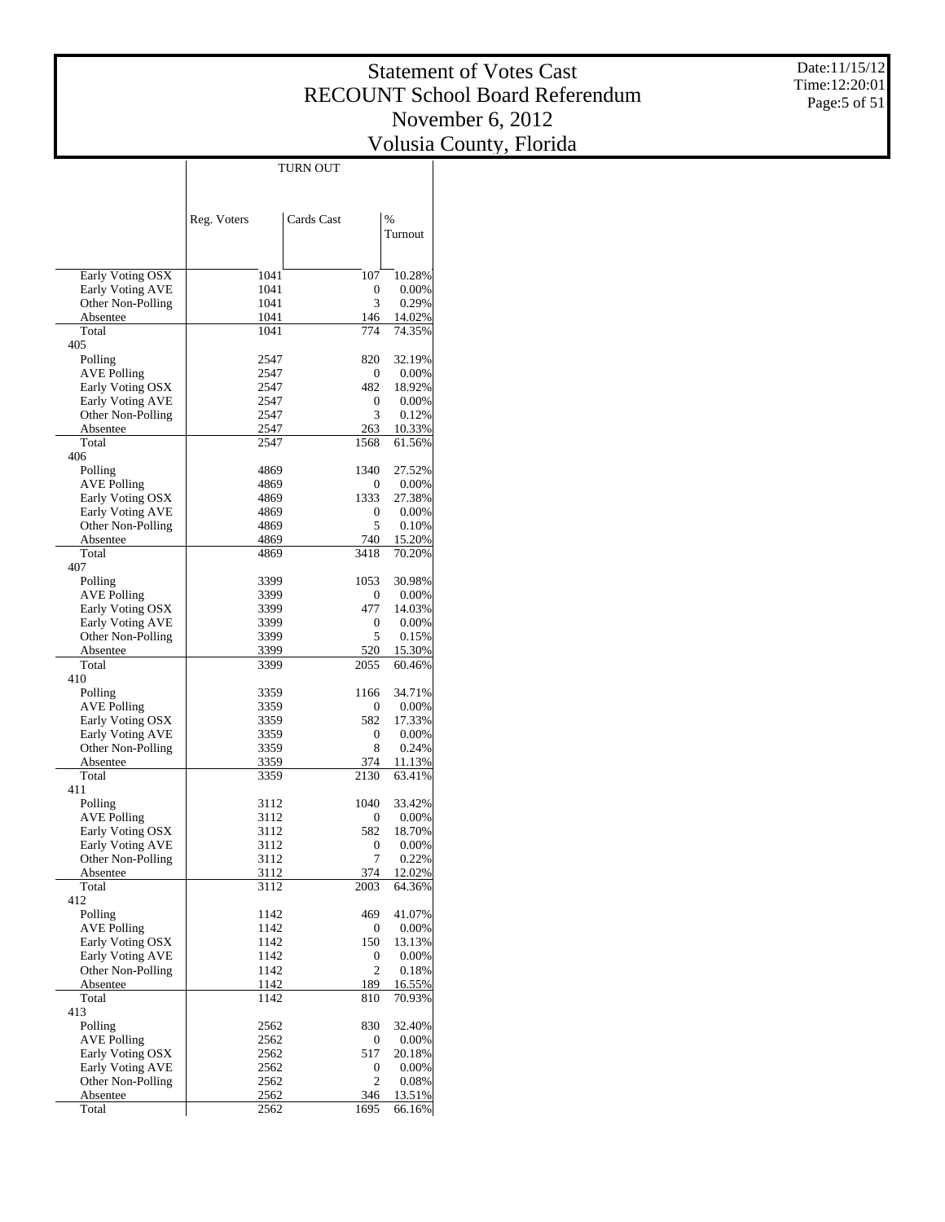# Statement of Votes Cast
## RECOUNT School Board Referendum
## November 6, 2012
## Volusia County, Florida

Date:11/15/12
Time:12:20:01

| | TURN OUT | | |
|---|---|---|---|
| | Reg. Voters | Cards Cast | % Turnout |
| Early Voting OSX | 1041 | 107 | 10.28% |
| Early Voting AVE | 1041 | 0 | 0.00% |
| Other Non-Polling | 1041 | 3 | 0.29% |
| Absentee | 1041 | 146 | 14.02% |
| Total | 1041 | 774 | 74.35% |
| 405 | | | |
| Polling | 2547 | 820 | 32.19% |
| AVE Polling | 2547 | 0 | 0.00% |
| Early Voting OSX | 2547 | 482 | 18.92% |
| Early Voting AVE | 2547 | 0 | 0.00% |
| Other Non-Polling | 2547 | 3 | 0.12% |
| Absentee | 2547 | 263 | 10.33% |
| Total | 2547 | 1568 | 61.56% |
| 406 | | | |
| Polling | 4869 | 1340 | 27.52% |
| AVE Polling | 4869 | 0 | 0.00% |
| Early Voting OSX | 4869 | 1333 | 27.38% |
| Early Voting AVE | 4869 | 0 | 0.00% |
| Other Non-Polling | 4869 | 5 | 0.10% |
| Absentee | 4869 | 740 | 15.20% |
| Total | 4869 | 3418 | 70.20% |
| 407 | | | |
| Polling | 3399 | 1053 | 30.98% |
| AVE Polling | 3399 | 0 | 0.00% |
| Early Voting OSX | 3399 | 477 | 14.03% |
| Early Voting AVE | 3399 | 0 | 0.00% |
| Other Non-Polling | 3399 | 5 | 0.15% |
| Absentee | 3399 | 520 | 15.30% |
| Total | 3399 | 2055 | 60.46% |
| 410 | | | |
| Polling | 3359 | 1166 | 34.71% |
| AVE Polling | 3359 | 0 | 0.00% |
| Early Voting OSX | 3359 | 582 | 17.33% |
| Early Voting AVE | 3359 | 0 | 0.00% |
| Other Non-Polling | 3359 | 8 | 0.24% |
| Absentee | 3359 | 374 | 11.13% |
| Total | 3359 | 2130 | 63.41% |
| 411 | | | |
| Polling | 3112 | 1040 | 33.42% |
| AVE Polling | 3112 | 0 | 0.00% |
| Early Voting OSX | 3112 | 582 | 18.70% |
| Early Voting AVE | 3112 | 0 | 0.00% |
| Other Non-Polling | 3112 | 7 | 0.22% |
| Absentee | 3112 | 374 | 12.02% |
| Total | 3112 | 2003 | 64.36% |
| 412 | | | |
| Polling | 1142 | 469 | 41.07% |
| AVE Polling | 1142 | 0 | 0.00% |
| Early Voting OSX | 1142 | 150 | 13.13% |
| Early Voting AVE | 1142 | 0 | 0.00% |
| Other Non-Polling | 1142 | 2 | 0.18% |
| Absentee | 1142 | 189 | 16.55% |
| Total | 1142 | 810 | 70.93% |
| 413 | | | |
| Polling | 2562 | 830 | 32.40% |
| AVE Polling | 2562 | 0 | 0.00% |
| Early Voting OSX | 2562 | 517 | 20.18% |
| Early Voting AVE | 2562 | 0 | 0.00% |
| Other Non-Polling | 2562 | 2 | 0.08% |
| Absentee | 2562 | 346 | 13.51% |
| Total | 2562 | 1695 | 66.16% |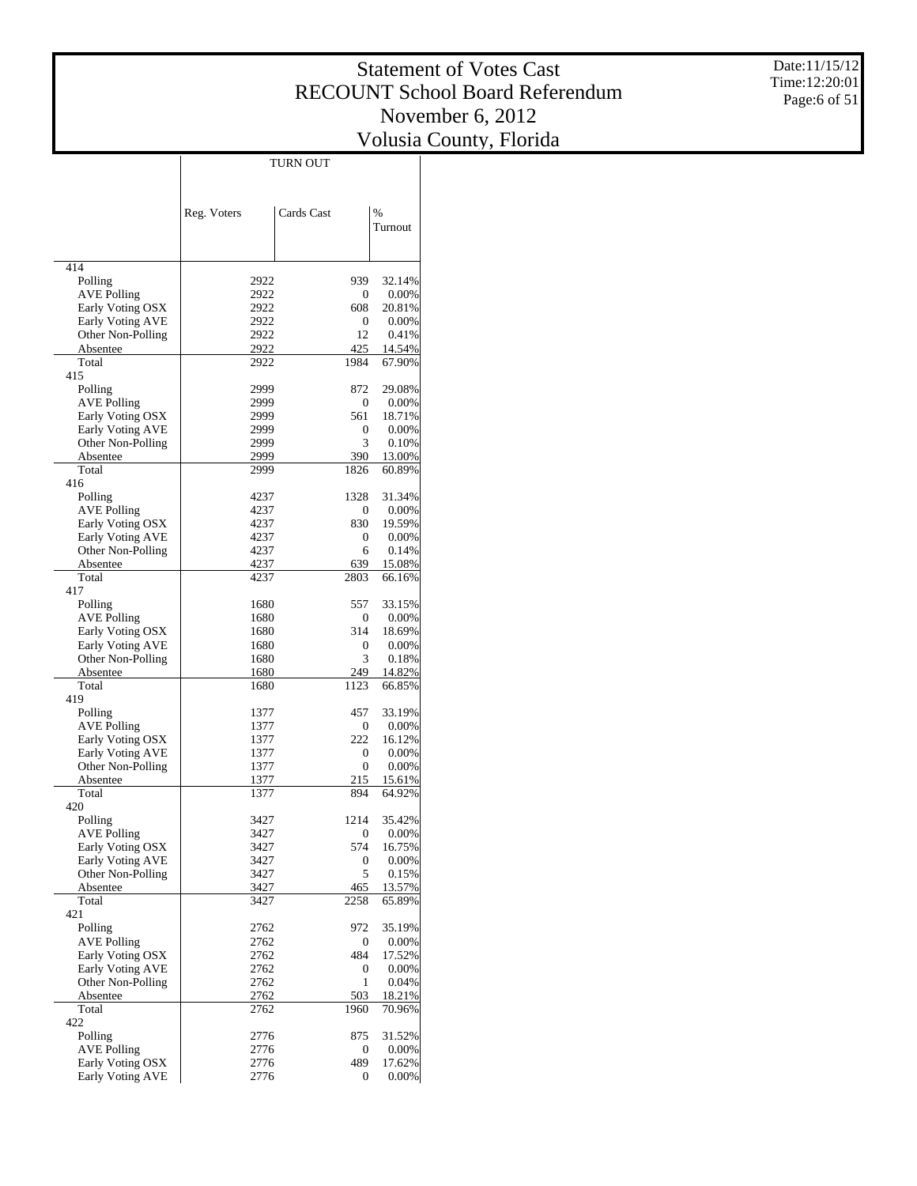# Statement of Votes Cast
# RECOUNT School Board Referendum
# November 6, 2012
# Volusia County, Florida

Date:11/15/12
Time:12:20:01

| | TURN OUT | | |
|---|---|---|---|
| | Reg. Voters | Cards Cast | % Turnout |
| **414** | | | |
| Polling | 2922 | 939 | 32.14% |
| AVE Polling | 2922 | 0 | 0.00% |
| Early Voting OSX | 2922 | 608 | 20.81% |
| Early Voting AVE | 2922 | 0 | 0.00% |
| Other Non-Polling | 2922 | 12 | 0.41% |
| Absentee | 2922 | 425 | 14.54% |
| Total | 2922 | 1984 | 67.90% |
| **415** | | | |
| Polling | 2999 | 872 | 29.08% |
| AVE Polling | 2999 | 0 | 0.00% |
| Early Voting OSX | 2999 | 561 | 18.71% |
| Early Voting AVE | 2999 | 0 | 0.00% |
| Other Non-Polling | 2999 | 3 | 0.10% |
| Absentee | 2999 | 390 | 13.00% |
| Total | 2999 | 1826 | 60.89% |
| **416** | | | |
| Polling | 4237 | 1328 | 31.34% |
| AVE Polling | 4237 | 0 | 0.00% |
| Early Voting OSX | 4237 | 830 | 19.59% |
| Early Voting AVE | 4237 | 0 | 0.00% |
| Other Non-Polling | 4237 | 6 | 0.14% |
| Absentee | 4237 | 639 | 15.08% |
| Total | 4237 | 2803 | 66.16% |
| **417** | | | |
| Polling | 1680 | 557 | 33.15% |
| AVE Polling | 1680 | 0 | 0.00% |
| Early Voting OSX | 1680 | 314 | 18.69% |
| Early Voting AVE | 1680 | 0 | 0.00% |
| Other Non-Polling | 1680 | 3 | 0.18% |
| Absentee | 1680 | 249 | 14.82% |
| Total | 1680 | 1123 | 66.85% |
| **419** | | | |
| Polling | 1377 | 457 | 33.19% |
| AVE Polling | 1377 | 0 | 0.00% |
| Early Voting OSX | 1377 | 222 | 16.12% |
| Early Voting AVE | 1377 | 0 | 0.00% |
| Other Non-Polling | 1377 | 0 | 0.00% |
| Absentee | 1377 | 215 | 15.61% |
| Total | 1377 | 894 | 64.92% |
| **420** | | | |
| Polling | 3427 | 1214 | 35.42% |
| AVE Polling | 3427 | 0 | 0.00% |
| Early Voting OSX | 3427 | 574 | 16.75% |
| Early Voting AVE | 3427 | 0 | 0.00% |
| Other Non-Polling | 3427 | 5 | 0.15% |
| Absentee | 3427 | 465 | 13.57% |
| Total | 3427 | 2258 | 65.89% |
| **421** | | | |
| Polling | 2762 | 972 | 35.19% |
| AVE Polling | 2762 | 0 | 0.00% |
| Early Voting OSX | 2762 | 484 | 17.52% |
| Early Voting AVE | 2762 | 0 | 0.00% |
| Other Non-Polling | 2762 | 1 | 0.04% |
| Absentee | 2762 | 503 | 18.21% |
| Total | 2762 | 1960 | 70.96% |
| **422** | | | |
| Polling | 2776 | 875 | 31.52% |
| AVE Polling | 2776 | 0 | 0.00% |
| Early Voting OSX | 2776 | 489 | 17.62% |
| Early Voting AVE | 2776 | 0 | 0.00% |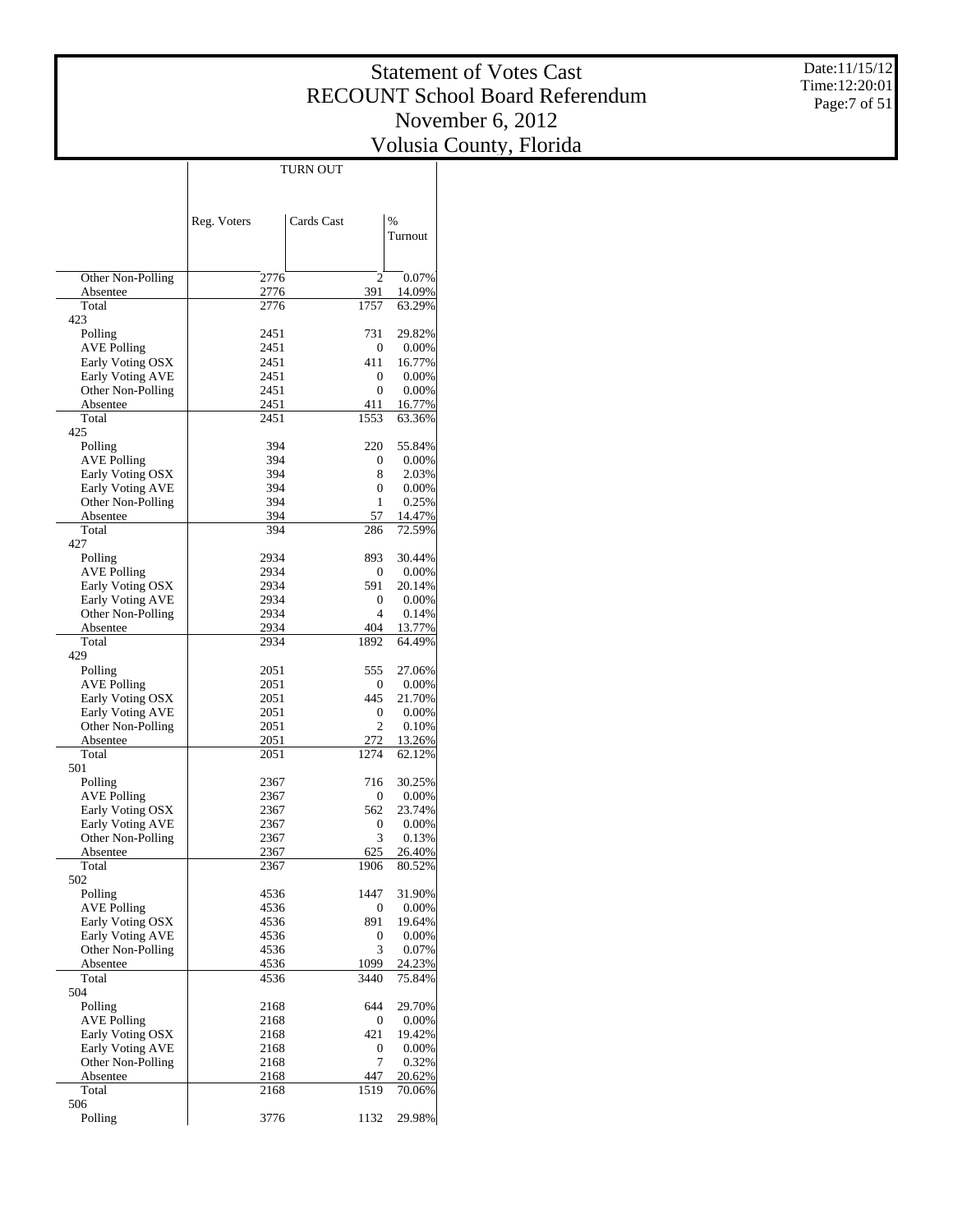# Statement of Votes Cast
# RECOUNT School Board Referendum
# November 6, 2012
# Volusia County, Florida

Date:11/15/12
Time:12:20:01

| | TURN OUT | | |
|---|---|---|---|
| | Reg. Voters | Cards Cast | % Turnout |
| Other Non-Polling | 2776 | 2 | 0.07% |
| Absentee | 2776 | 391 | 14.09% |
| Total | 2776 | 1757 | 63.29% |
| 423 | | | |
| Polling | 2451 | 731 | 29.82% |
| AVE Polling | 2451 | 0 | 0.00% |
| Early Voting OSX | 2451 | 411 | 16.77% |
| Early Voting AVE | 2451 | 0 | 0.00% |
| Other Non-Polling | 2451 | 0 | 0.00% |
| Absentee | 2451 | 411 | 16.77% |
| Total | 2451 | 1553 | 63.36% |
| 425 | | | |
| Polling | 394 | 220 | 55.84% |
| AVE Polling | 394 | 0 | 0.00% |
| Early Voting OSX | 394 | 8 | 2.03% |
| Early Voting AVE | 394 | 0 | 0.00% |
| Other Non-Polling | 394 | 1 | 0.25% |
| Absentee | 394 | 57 | 14.47% |
| Total | 394 | 286 | 72.59% |
| 427 | | | |
| Polling | 2934 | 893 | 30.44% |
| AVE Polling | 2934 | 0 | 0.00% |
| Early Voting OSX | 2934 | 591 | 20.14% |
| Early Voting AVE | 2934 | 0 | 0.00% |
| Other Non-Polling | 2934 | 4 | 0.14% |
| Absentee | 2934 | 404 | 13.77% |
| Total | 2934 | 1892 | 64.49% |
| 429 | | | |
| Polling | 2051 | 555 | 27.06% |
| AVE Polling | 2051 | 0 | 0.00% |
| Early Voting OSX | 2051 | 445 | 21.70% |
| Early Voting AVE | 2051 | 0 | 0.00% |
| Other Non-Polling | 2051 | 2 | 0.10% |
| Absentee | 2051 | 272 | 13.26% |
| Total | 2051 | 1274 | 62.12% |
| 501 | | | |
| Polling | 2367 | 716 | 30.25% |
| AVE Polling | 2367 | 0 | 0.00% |
| Early Voting OSX | 2367 | 562 | 23.74% |
| Early Voting AVE | 2367 | 0 | 0.00% |
| Other Non-Polling | 2367 | 3 | 0.13% |
| Absentee | 2367 | 625 | 26.40% |
| Total | 2367 | 1906 | 80.52% |
| 502 | | | |
| Polling | 4536 | 1447 | 31.90% |
| AVE Polling | 4536 | 0 | 0.00% |
| Early Voting OSX | 4536 | 891 | 19.64% |
| Early Voting AVE | 4536 | 0 | 0.00% |
| Other Non-Polling | 4536 | 3 | 0.07% |
| Absentee | 4536 | 1099 | 24.23% |
| Total | 4536 | 3440 | 75.84% |
| 504 | | | |
| Polling | 2168 | 644 | 29.70% |
| AVE Polling | 2168 | 0 | 0.00% |
| Early Voting OSX | 2168 | 421 | 19.42% |
| Early Voting AVE | 2168 | 0 | 0.00% |
| Other Non-Polling | 2168 | 7 | 0.32% |
| Absentee | 2168 | 447 | 20.62% |
| Total | 2168 | 1519 | 70.06% |
| 506 | | | |
| Polling | 3776 | 1132 | 29.98% |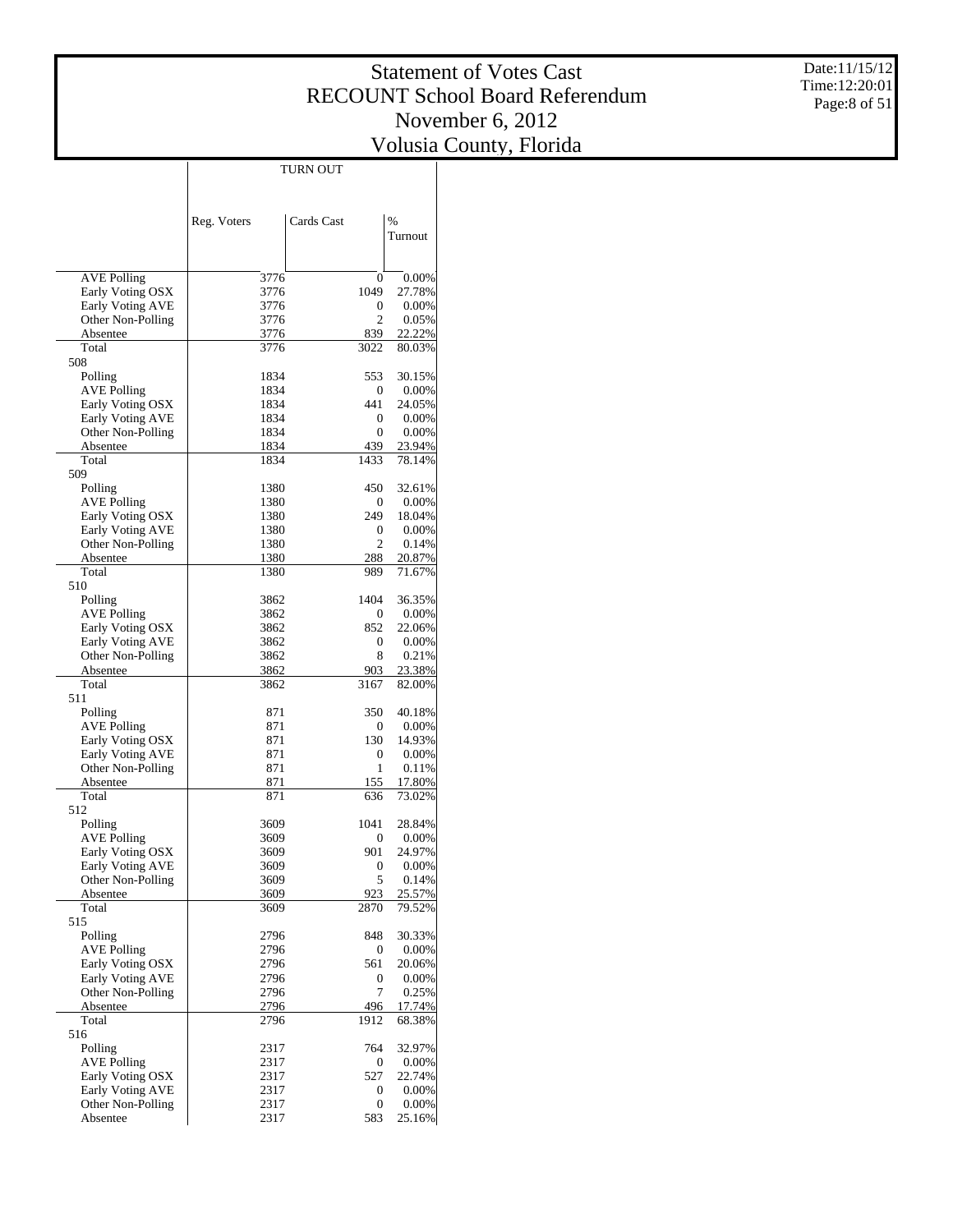# Statement of Votes Cast
## RECOUNT School Board Referendum
## November 6, 2012
## Volusia County, Florida

| | TURN OUT | | |
|---|---|---|---|
| | Reg. Voters | Cards Cast | % Turnout |
| AVE Polling | 3776 | 0 | 0.00% |
| Early Voting OSX | 3776 | 1049 | 27.78% |
| Early Voting AVE | 3776 | 0 | 0.00% |
| Other Non-Polling | 3776 | 2 | 0.05% |
| Absentee | 3776 | 839 | 22.22% |
| Total | 3776 | 3022 | 80.03% |
| 508 | | | |
| Polling | 1834 | 553 | 30.15% |
| AVE Polling | 1834 | 0 | 0.00% |
| Early Voting OSX | 1834 | 441 | 24.05% |
| Early Voting AVE | 1834 | 0 | 0.00% |
| Other Non-Polling | 1834 | 0 | 0.00% |
| Absentee | 1834 | 439 | 23.94% |
| Total | 1834 | 1433 | 78.14% |
| 509 | | | |
| Polling | 1380 | 450 | 32.61% |
| AVE Polling | 1380 | 0 | 0.00% |
| Early Voting OSX | 1380 | 249 | 18.04% |
| Early Voting AVE | 1380 | 0 | 0.00% |
| Other Non-Polling | 1380 | 2 | 0.14% |
| Absentee | 1380 | 288 | 20.87% |
| Total | 1380 | 989 | 71.67% |
| 510 | | | |
| Polling | 3862 | 1404 | 36.35% |
| AVE Polling | 3862 | 0 | 0.00% |
| Early Voting OSX | 3862 | 852 | 22.06% |
| Early Voting AVE | 3862 | 0 | 0.00% |
| Other Non-Polling | 3862 | 8 | 0.21% |
| Absentee | 3862 | 903 | 23.38% |
| Total | 3862 | 3167 | 82.00% |
| 511 | | | |
| Polling | 871 | 350 | 40.18% |
| AVE Polling | 871 | 0 | 0.00% |
| Early Voting OSX | 871 | 130 | 14.93% |
| Early Voting AVE | 871 | 0 | 0.00% |
| Other Non-Polling | 871 | 1 | 0.11% |
| Absentee | 871 | 155 | 17.80% |
| Total | 871 | 636 | 73.02% |
| 512 | | | |
| Polling | 3609 | 1041 | 28.84% |
| AVE Polling | 3609 | 0 | 0.00% |
| Early Voting OSX | 3609 | 901 | 24.97% |
| Early Voting AVE | 3609 | 0 | 0.00% |
| Other Non-Polling | 3609 | 5 | 0.14% |
| Absentee | 3609 | 923 | 25.57% |
| Total | 3609 | 2870 | 79.52% |
| 515 | | | |
| Polling | 2796 | 848 | 30.33% |
| AVE Polling | 2796 | 0 | 0.00% |
| Early Voting OSX | 2796 | 561 | 20.06% |
| Early Voting AVE | 2796 | 0 | 0.00% |
| Other Non-Polling | 2796 | 7 | 0.25% |
| Absentee | 2796 | 496 | 17.74% |
| Total | 2796 | 1912 | 68.38% |
| 516 | | | |
| Polling | 2317 | 764 | 32.97% |
| AVE Polling | 2317 | 0 | 0.00% |
| Early Voting OSX | 2317 | 527 | 22.74% |
| Early Voting AVE | 2317 | 0 | 0.00% |
| Other Non-Polling | 2317 | 0 | 0.00% |
| Absentee | 2317 | 583 | 25.16% |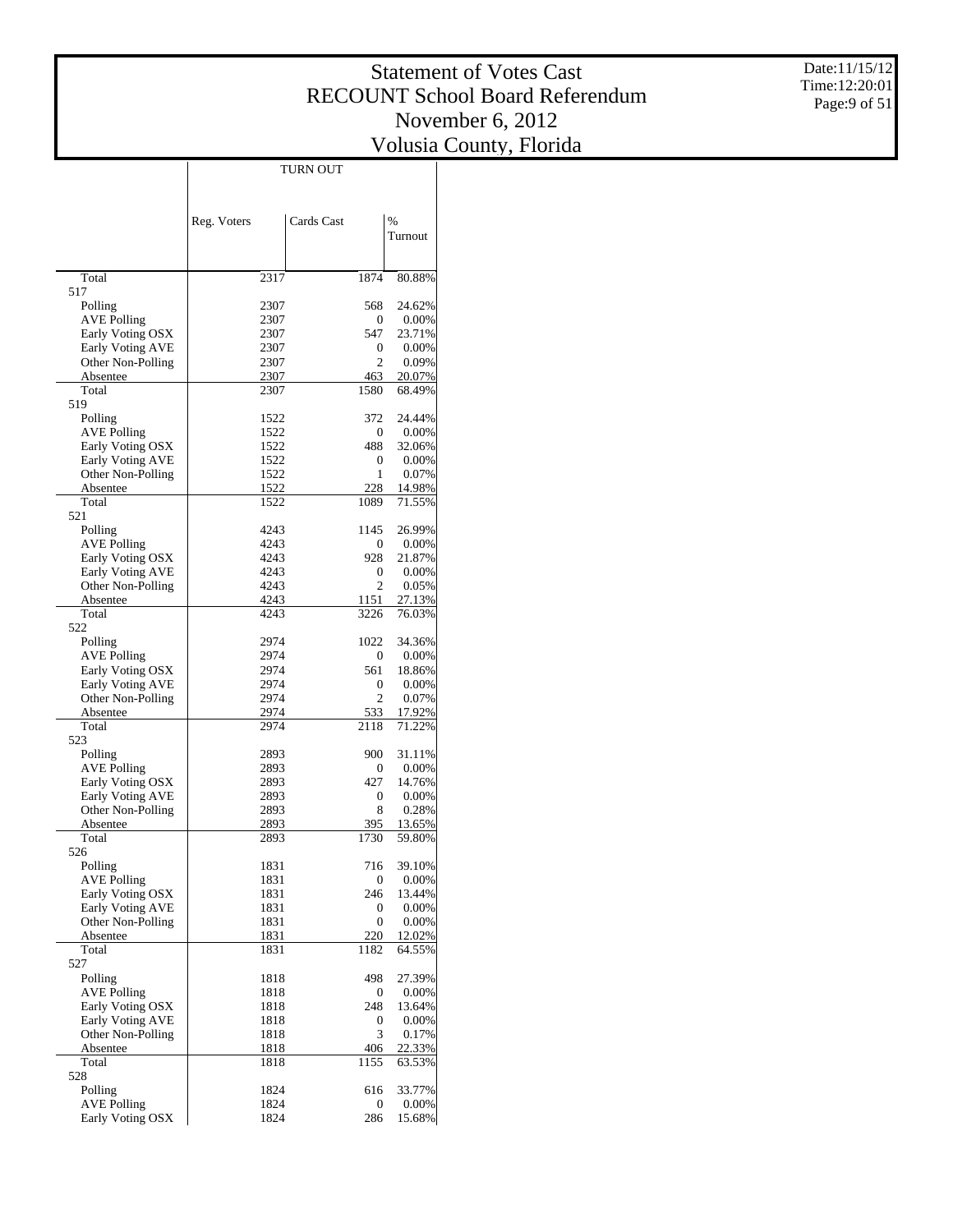# Statement of Votes Cast
## RECOUNT School Board Referendum
## November 6, 2012
## Volusia County, Florida

Date:11/15/12
Time:12:20:01

| | TURN OUT | | |
|---|---|---|---|
| | Reg. Voters | Cards Cast | % Turnout |
| Total | 2317 | 1874 | 80.88% |
| 517 | | | |
| Polling | 2307 | 568 | 24.62% |
| AVE Polling | 2307 | 0 | 0.00% |
| Early Voting OSX | 2307 | 547 | 23.71% |
| Early Voting AVE | 2307 | 0 | 0.00% |
| Other Non-Polling | 2307 | 2 | 0.09% |
| Absentee | 2307 | 463 | 20.07% |
| Total | 2307 | 1580 | 68.49% |
| 519 | | | |
| Polling | 1522 | 372 | 24.44% |
| AVE Polling | 1522 | 0 | 0.00% |
| Early Voting OSX | 1522 | 488 | 32.06% |
| Early Voting AVE | 1522 | 0 | 0.00% |
| Other Non-Polling | 1522 | 1 | 0.07% |
| Absentee | 1522 | 228 | 14.98% |
| Total | 1522 | 1089 | 71.55% |
| 521 | | | |
| Polling | 4243 | 1145 | 26.99% |
| AVE Polling | 4243 | 0 | 0.00% |
| Early Voting OSX | 4243 | 928 | 21.87% |
| Early Voting AVE | 4243 | 0 | 0.00% |
| Other Non-Polling | 4243 | 2 | 0.05% |
| Absentee | 4243 | 1151 | 27.13% |
| Total | 4243 | 3226 | 76.03% |
| 522 | | | |
| Polling | 2974 | 1022 | 34.36% |
| AVE Polling | 2974 | 0 | 0.00% |
| Early Voting OSX | 2974 | 561 | 18.86% |
| Early Voting AVE | 2974 | 0 | 0.00% |
| Other Non-Polling | 2974 | 2 | 0.07% |
| Absentee | 2974 | 533 | 17.92% |
| Total | 2974 | 2118 | 71.22% |
| 523 | | | |
| Polling | 2893 | 900 | 31.11% |
| AVE Polling | 2893 | 0 | 0.00% |
| Early Voting OSX | 2893 | 427 | 14.76% |
| Early Voting AVE | 2893 | 0 | 0.00% |
| Other Non-Polling | 2893 | 8 | 0.28% |
| Absentee | 2893 | 395 | 13.65% |
| Total | 2893 | 1730 | 59.80% |
| 526 | | | |
| Polling | 1831 | 716 | 39.10% |
| AVE Polling | 1831 | 0 | 0.00% |
| Early Voting OSX | 1831 | 246 | 13.44% |
| Early Voting AVE | 1831 | 0 | 0.00% |
| Other Non-Polling | 1831 | 0 | 0.00% |
| Absentee | 1831 | 220 | 12.02% |
| Total | 1831 | 1182 | 64.55% |
| 527 | | | |
| Polling | 1818 | 498 | 27.39% |
| AVE Polling | 1818 | 0 | 0.00% |
| Early Voting OSX | 1818 | 248 | 13.64% |
| Early Voting AVE | 1818 | 0 | 0.00% |
| Other Non-Polling | 1818 | 3 | 0.17% |
| Absentee | 1818 | 406 | 22.33% |
| Total | 1818 | 1155 | 63.53% |
| 528 | | | |
| Polling | 1824 | 616 | 33.77% |
| AVE Polling | 1824 | 0 | 0.00% |
| Early Voting OSX | 1824 | 286 | 15.68% |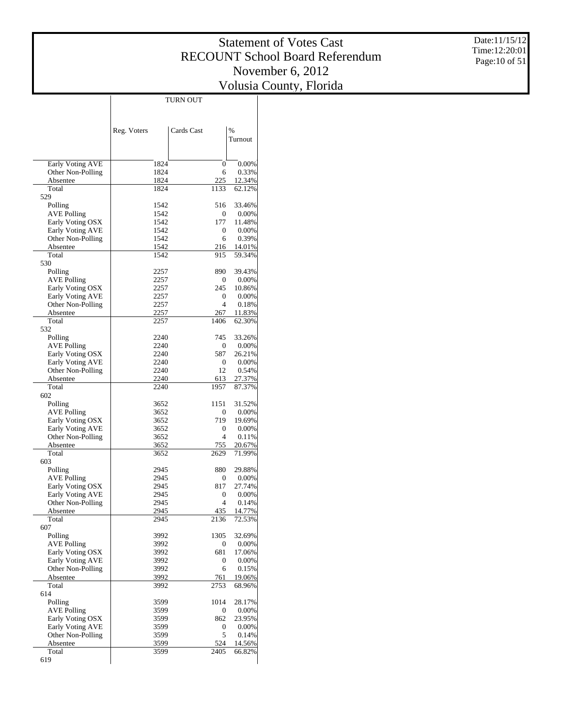# Statement of Votes Cast
## RECOUNT School Board Referendum
## November 6, 2012
## Volusia County, Florida

Date:11/15/12
Time:12:20:01

| | TURN OUT | | |
|---|---|---|---|
| | Reg. Voters | Cards Cast | % Turnout |
| Early Voting AVE | 1824 | 0 | 0.00% |
| Other Non-Polling | 1824 | 6 | 0.33% |
| Absentee | 1824 | 225 | 12.34% |
| Total | 1824 | 1133 | 62.12% |
| 529 | | | |
| Polling | 1542 | 516 | 33.46% |
| AVE Polling | 1542 | 0 | 0.00% |
| Early Voting OSX | 1542 | 177 | 11.48% |
| Early Voting AVE | 1542 | 0 | 0.00% |
| Other Non-Polling | 1542 | 6 | 0.39% |
| Absentee | 1542 | 216 | 14.01% |
| Total | 1542 | 915 | 59.34% |
| 530 | | | |
| Polling | 2257 | 890 | 39.43% |
| AVE Polling | 2257 | 0 | 0.00% |
| Early Voting OSX | 2257 | 245 | 10.86% |
| Early Voting AVE | 2257 | 0 | 0.00% |
| Other Non-Polling | 2257 | 4 | 0.18% |
| Absentee | 2257 | 267 | 11.83% |
| Total | 2257 | 1406 | 62.30% |
| 532 | | | |
| Polling | 2240 | 745 | 33.26% |
| AVE Polling | 2240 | 0 | 0.00% |
| Early Voting OSX | 2240 | 587 | 26.21% |
| Early Voting AVE | 2240 | 0 | 0.00% |
| Other Non-Polling | 2240 | 12 | 0.54% |
| Absentee | 2240 | 613 | 27.37% |
| Total | 2240 | 1957 | 87.37% |
| 602 | | | |
| Polling | 3652 | 1151 | 31.52% |
| AVE Polling | 3652 | 0 | 0.00% |
| Early Voting OSX | 3652 | 719 | 19.69% |
| Early Voting AVE | 3652 | 0 | 0.00% |
| Other Non-Polling | 3652 | 4 | 0.11% |
| Absentee | 3652 | 755 | 20.67% |
| Total | 3652 | 2629 | 71.99% |
| 603 | | | |
| Polling | 2945 | 880 | 29.88% |
| AVE Polling | 2945 | 0 | 0.00% |
| Early Voting OSX | 2945 | 817 | 27.74% |
| Early Voting AVE | 2945 | 0 | 0.00% |
| Other Non-Polling | 2945 | 4 | 0.14% |
| Absentee | 2945 | 435 | 14.77% |
| Total | 2945 | 2136 | 72.53% |
| 607 | | | |
| Polling | 3992 | 1305 | 32.69% |
| AVE Polling | 3992 | 0 | 0.00% |
| Early Voting OSX | 3992 | 681 | 17.06% |
| Early Voting AVE | 3992 | 0 | 0.00% |
| Other Non-Polling | 3992 | 6 | 0.15% |
| Absentee | 3992 | 761 | 19.06% |
| Total | 3992 | 2753 | 68.96% |
| 614 | | | |
| Polling | 3599 | 1014 | 28.17% |
| AVE Polling | 3599 | 0 | 0.00% |
| Early Voting OSX | 3599 | 862 | 23.95% |
| Early Voting AVE | 3599 | 0 | 0.00% |
| Other Non-Polling | 3599 | 5 | 0.14% |
| Absentee | 3599 | 524 | 14.56% |
| Total | 3599 | 2405 | 66.82% |
| 619 | | | |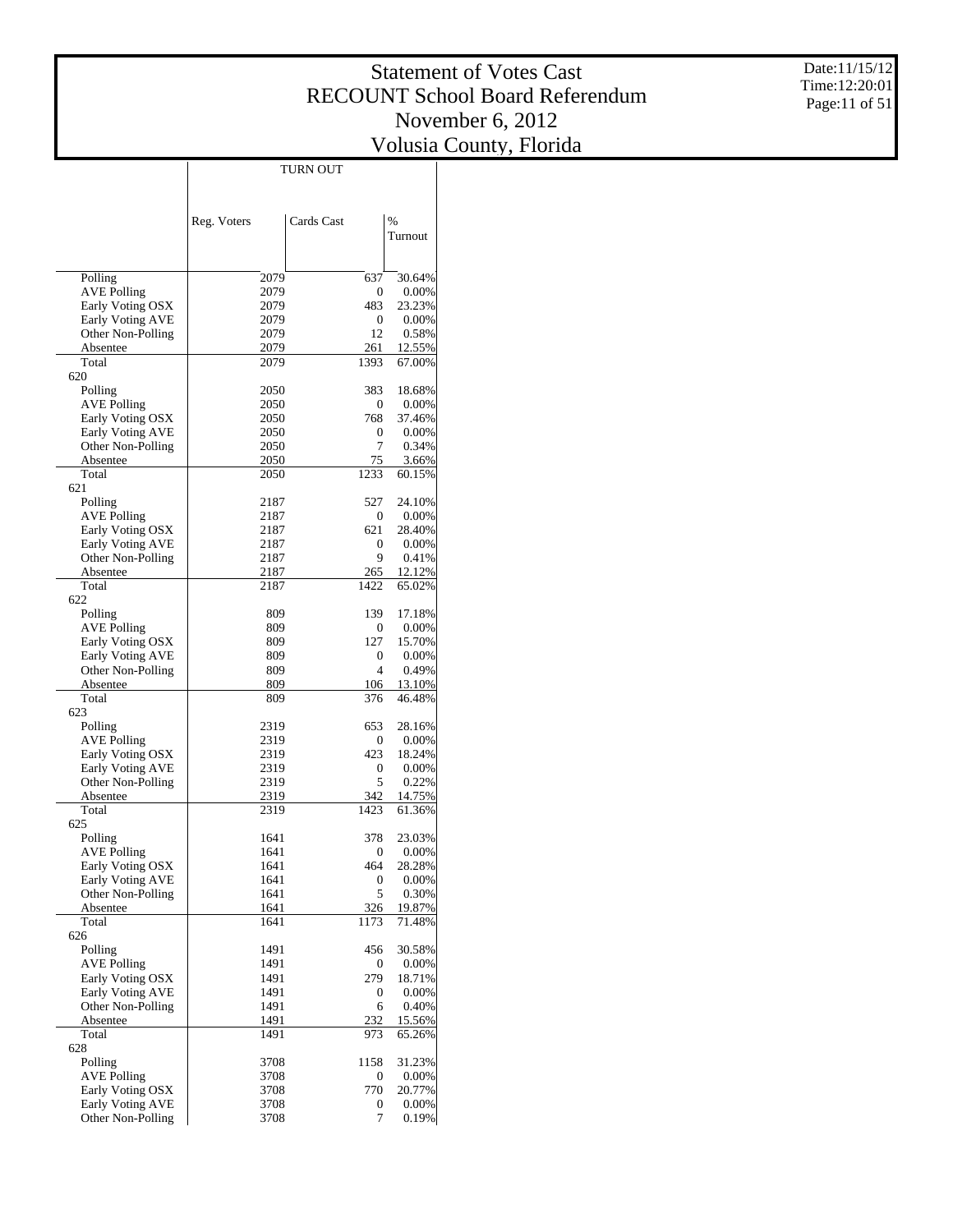# Statement of Votes Cast
## RECOUNT School Board Referendum
## November 6, 2012
## Volusia County, Florida

Date:11/15/12
Time:12:20:01

| | TURN OUT | | |
|---|---|---|---|
| | Reg. Voters | Cards Cast | % Turnout |
| Polling | 2079 | 637 | 30.64% |
| AVE Polling | 2079 | 0 | 0.00% |
| Early Voting OSX | 2079 | 483 | 23.23% |
| Early Voting AVE | 2079 | 0 | 0.00% |
| Other Non-Polling | 2079 | 12 | 0.58% |
| Absentee | 2079 | 261 | 12.55% |
| Total | 2079 | 1393 | 67.00% |
| 620 | | | |
| Polling | 2050 | 383 | 18.68% |
| AVE Polling | 2050 | 0 | 0.00% |
| Early Voting OSX | 2050 | 768 | 37.46% |
| Early Voting AVE | 2050 | 0 | 0.00% |
| Other Non-Polling | 2050 | 7 | 0.34% |
| Absentee | 2050 | 75 | 3.66% |
| Total | 2050 | 1233 | 60.15% |
| 621 | | | |
| Polling | 2187 | 527 | 24.10% |
| AVE Polling | 2187 | 0 | 0.00% |
| Early Voting OSX | 2187 | 621 | 28.40% |
| Early Voting AVE | 2187 | 0 | 0.00% |
| Other Non-Polling | 2187 | 9 | 0.41% |
| Absentee | 2187 | 265 | 12.12% |
| Total | 2187 | 1422 | 65.02% |
| 622 | | | |
| Polling | 809 | 139 | 17.18% |
| AVE Polling | 809 | 0 | 0.00% |
| Early Voting OSX | 809 | 127 | 15.70% |
| Early Voting AVE | 809 | 0 | 0.00% |
| Other Non-Polling | 809 | 4 | 0.49% |
| Absentee | 809 | 106 | 13.10% |
| Total | 809 | 376 | 46.48% |
| 623 | | | |
| Polling | 2319 | 653 | 28.16% |
| AVE Polling | 2319 | 0 | 0.00% |
| Early Voting OSX | 2319 | 423 | 18.24% |
| Early Voting AVE | 2319 | 0 | 0.00% |
| Other Non-Polling | 2319 | 5 | 0.22% |
| Absentee | 2319 | 342 | 14.75% |
| Total | 2319 | 1423 | 61.36% |
| 625 | | | |
| Polling | 1641 | 378 | 23.03% |
| AVE Polling | 1641 | 0 | 0.00% |
| Early Voting OSX | 1641 | 464 | 28.28% |
| Early Voting AVE | 1641 | 0 | 0.00% |
| Other Non-Polling | 1641 | 5 | 0.30% |
| Absentee | 1641 | 326 | 19.87% |
| Total | 1641 | 1173 | 71.48% |
| 626 | | | |
| Polling | 1491 | 456 | 30.58% |
| AVE Polling | 1491 | 0 | 0.00% |
| Early Voting OSX | 1491 | 279 | 18.71% |
| Early Voting AVE | 1491 | 0 | 0.00% |
| Other Non-Polling | 1491 | 6 | 0.40% |
| Absentee | 1491 | 232 | 15.56% |
| Total | 1491 | 973 | 65.26% |
| 628 | | | |
| Polling | 3708 | 1158 | 31.23% |
| AVE Polling | 3708 | 0 | 0.00% |
| Early Voting OSX | 3708 | 770 | 20.77% |
| Early Voting AVE | 3708 | 0 | 0.00% |
| Other Non-Polling | 3708 | 7 | 0.19% |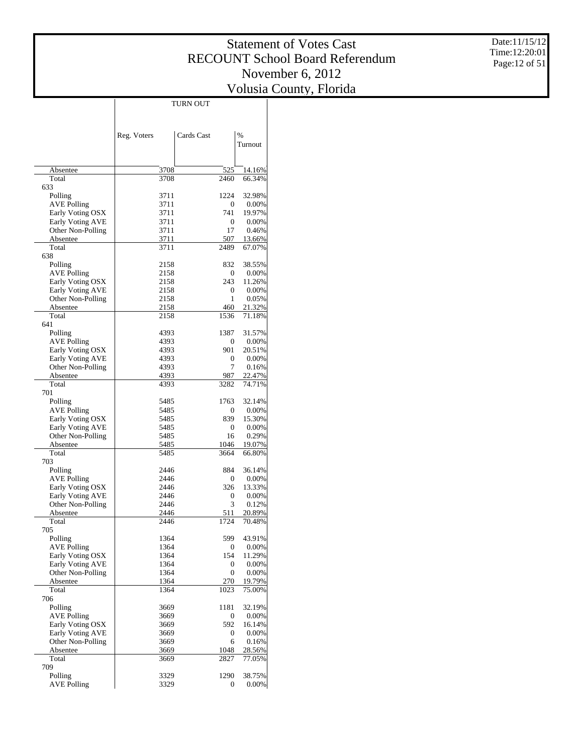# Statement of Votes Cast
## RECOUNT School Board Referendum
## November 6, 2012
## Volusia County, Florida

Date:11/15/12
Time:12:20:01

| | TURN OUT | | |
|---|---|---|---|
| | Reg. Voters | Cards Cast | % Turnout |
| Absentee | 3708 | 525 | 14.16% |
| Total | 3708 | 2460 | 66.34% |
| 633 | | | |
| Polling | 3711 | 1224 | 32.98% |
| AVE Polling | 3711 | 0 | 0.00% |
| Early Voting OSX | 3711 | 741 | 19.97% |
| Early Voting AVE | 3711 | 0 | 0.00% |
| Other Non-Polling | 3711 | 17 | 0.46% |
| Absentee | 3711 | 507 | 13.66% |
| Total | 3711 | 2489 | 67.07% |
| 638 | | | |
| Polling | 2158 | 832 | 38.55% |
| AVE Polling | 2158 | 0 | 0.00% |
| Early Voting OSX | 2158 | 243 | 11.26% |
| Early Voting AVE | 2158 | 0 | 0.00% |
| Other Non-Polling | 2158 | 1 | 0.05% |
| Absentee | 2158 | 460 | 21.32% |
| Total | 2158 | 1536 | 71.18% |
| 641 | | | |
| Polling | 4393 | 1387 | 31.57% |
| AVE Polling | 4393 | 0 | 0.00% |
| Early Voting OSX | 4393 | 901 | 20.51% |
| Early Voting AVE | 4393 | 0 | 0.00% |
| Other Non-Polling | 4393 | 7 | 0.16% |
| Absentee | 4393 | 987 | 22.47% |
| Total | 4393 | 3282 | 74.71% |
| 701 | | | |
| Polling | 5485 | 1763 | 32.14% |
| AVE Polling | 5485 | 0 | 0.00% |
| Early Voting OSX | 5485 | 839 | 15.30% |
| Early Voting AVE | 5485 | 0 | 0.00% |
| Other Non-Polling | 5485 | 16 | 0.29% |
| Absentee | 5485 | 1046 | 19.07% |
| Total | 5485 | 3664 | 66.80% |
| 703 | | | |
| Polling | 2446 | 884 | 36.14% |
| AVE Polling | 2446 | 0 | 0.00% |
| Early Voting OSX | 2446 | 326 | 13.33% |
| Early Voting AVE | 2446 | 0 | 0.00% |
| Other Non-Polling | 2446 | 3 | 0.12% |
| Absentee | 2446 | 511 | 20.89% |
| Total | 2446 | 1724 | 70.48% |
| 705 | | | |
| Polling | 1364 | 599 | 43.91% |
| AVE Polling | 1364 | 0 | 0.00% |
| Early Voting OSX | 1364 | 154 | 11.29% |
| Early Voting AVE | 1364 | 0 | 0.00% |
| Other Non-Polling | 1364 | 0 | 0.00% |
| Absentee | 1364 | 270 | 19.79% |
| Total | 1364 | 1023 | 75.00% |
| 706 | | | |
| Polling | 3669 | 1181 | 32.19% |
| AVE Polling | 3669 | 0 | 0.00% |
| Early Voting OSX | 3669 | 592 | 16.14% |
| Early Voting AVE | 3669 | 0 | 0.00% |
| Other Non-Polling | 3669 | 6 | 0.16% |
| Absentee | 3669 | 1048 | 28.56% |
| Total | 3669 | 2827 | 77.05% |
| 709 | | | |
| Polling | 3329 | 1290 | 38.75% |
| AVE Polling | 3329 | 0 | 0.00% |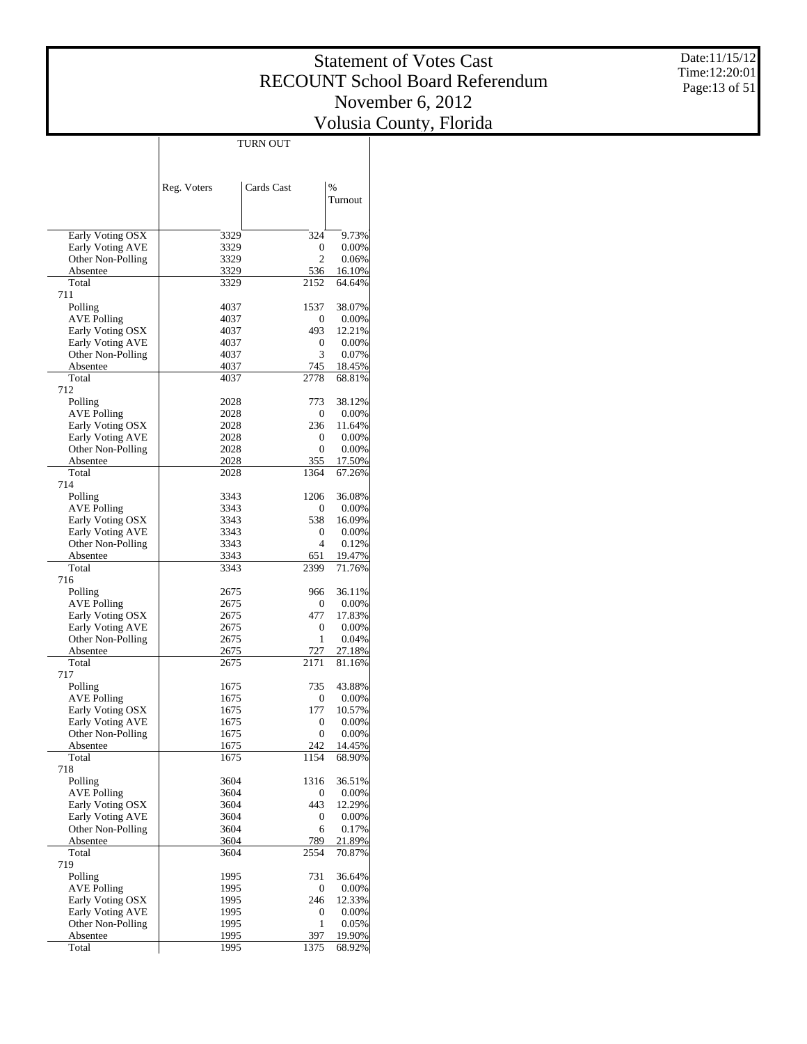# Statement of Votes Cast
## RECOUNT School Board Referendum
## November 6, 2012
## Volusia County, Florida

Date:11/15/12
Time:12:20:01

| | TURN OUT | | |
|---|---|---|---|
| | Reg. Voters | Cards Cast | % Turnout |
| Early Voting OSX | 3329 | 324 | 9.73% |
| Early Voting AVE | 3329 | 0 | 0.00% |
| Other Non-Polling | 3329 | 2 | 0.06% |
| Absentee | 3329 | 536 | 16.10% |
| Total | 3329 | 2152 | 64.64% |
| 711 | | | |
| Polling | 4037 | 1537 | 38.07% |
| AVE Polling | 4037 | 0 | 0.00% |
| Early Voting OSX | 4037 | 493 | 12.21% |
| Early Voting AVE | 4037 | 0 | 0.00% |
| Other Non-Polling | 4037 | 3 | 0.07% |
| Absentee | 4037 | 745 | 18.45% |
| Total | 4037 | 2778 | 68.81% |
| 712 | | | |
| Polling | 2028 | 773 | 38.12% |
| AVE Polling | 2028 | 0 | 0.00% |
| Early Voting OSX | 2028 | 236 | 11.64% |
| Early Voting AVE | 2028 | 0 | 0.00% |
| Other Non-Polling | 2028 | 0 | 0.00% |
| Absentee | 2028 | 355 | 17.50% |
| Total | 2028 | 1364 | 67.26% |
| 714 | | | |
| Polling | 3343 | 1206 | 36.08% |
| AVE Polling | 3343 | 0 | 0.00% |
| Early Voting OSX | 3343 | 538 | 16.09% |
| Early Voting AVE | 3343 | 0 | 0.00% |
| Other Non-Polling | 3343 | 4 | 0.12% |
| Absentee | 3343 | 651 | 19.47% |
| Total | 3343 | 2399 | 71.76% |
| 716 | | | |
| Polling | 2675 | 966 | 36.11% |
| AVE Polling | 2675 | 0 | 0.00% |
| Early Voting OSX | 2675 | 477 | 17.83% |
| Early Voting AVE | 2675 | 0 | 0.00% |
| Other Non-Polling | 2675 | 1 | 0.04% |
| Absentee | 2675 | 727 | 27.18% |
| Total | 2675 | 2171 | 81.16% |
| 717 | | | |
| Polling | 1675 | 735 | 43.88% |
| AVE Polling | 1675 | 0 | 0.00% |
| Early Voting OSX | 1675 | 177 | 10.57% |
| Early Voting AVE | 1675 | 0 | 0.00% |
| Other Non-Polling | 1675 | 0 | 0.00% |
| Absentee | 1675 | 242 | 14.45% |
| Total | 1675 | 1154 | 68.90% |
| 718 | | | |
| Polling | 3604 | 1316 | 36.51% |
| AVE Polling | 3604 | 0 | 0.00% |
| Early Voting OSX | 3604 | 443 | 12.29% |
| Early Voting AVE | 3604 | 0 | 0.00% |
| Other Non-Polling | 3604 | 6 | 0.17% |
| Absentee | 3604 | 789 | 21.89% |
| Total | 3604 | 2554 | 70.87% |
| 719 | | | |
| Polling | 1995 | 731 | 36.64% |
| AVE Polling | 1995 | 0 | 0.00% |
| Early Voting OSX | 1995 | 246 | 12.33% |
| Early Voting AVE | 1995 | 0 | 0.00% |
| Other Non-Polling | 1995 | 1 | 0.05% |
| Absentee | 1995 | 397 | 19.90% |
| Total | 1995 | 1375 | 68.92% |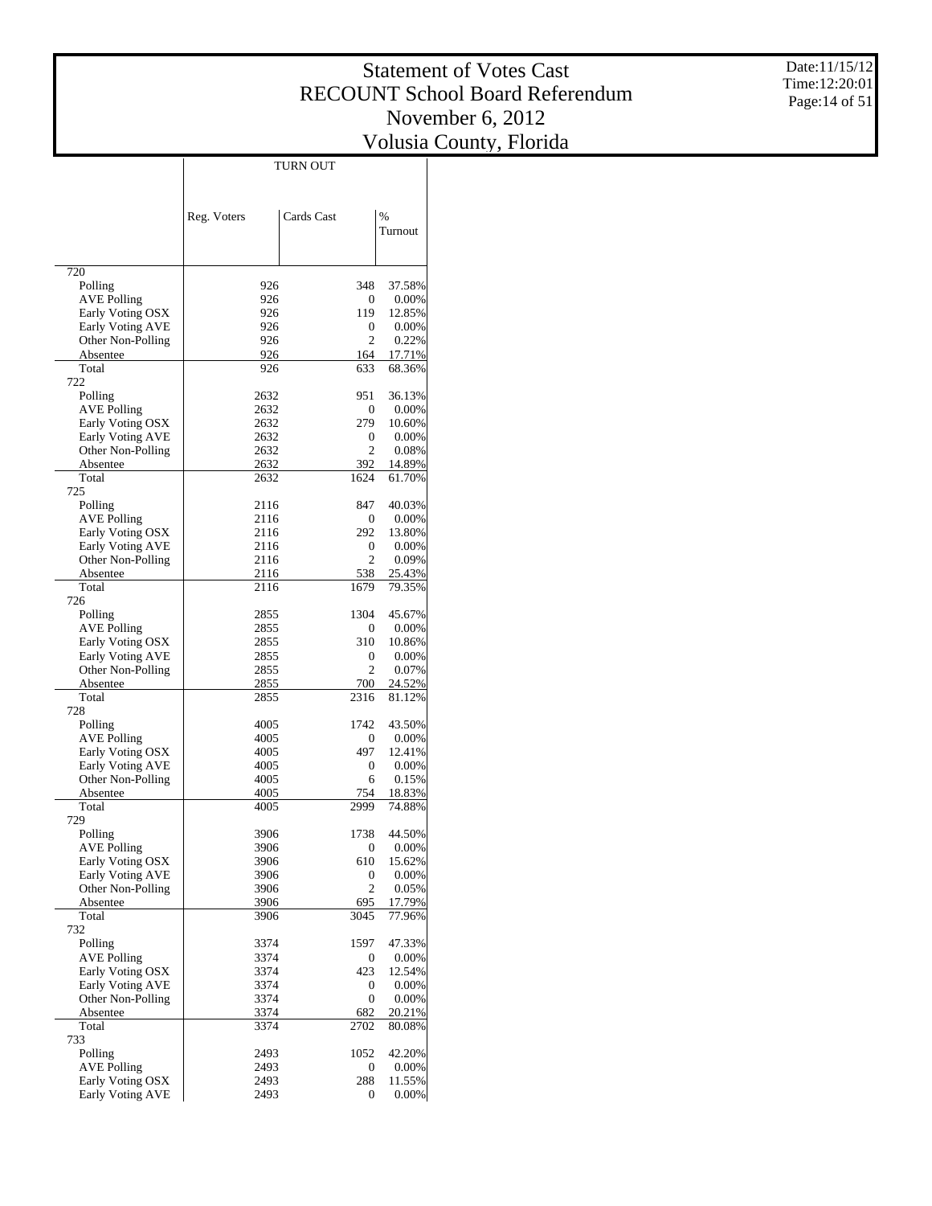# Statement of Votes Cast
# RECOUNT School Board Referendum
# November 6, 2012
# Volusia County, Florida

Date:11/15/12
Time:12:20:01

| | TURN OUT | | |
|---|---|---|---|
| | Reg. Voters | Cards Cast | % Turnout |
| **720** | | | |
| Polling | 926 | 348 | 37.58% |
| AVE Polling | 926 | 0 | 0.00% |
| Early Voting OSX | 926 | 119 | 12.85% |
| Early Voting AVE | 926 | 0 | 0.00% |
| Other Non-Polling | 926 | 2 | 0.22% |
| Absentee | 926 | 164 | 17.71% |
| Total | 926 | 633 | 68.36% |
| **722** | | | |
| Polling | 2632 | 951 | 36.13% |
| AVE Polling | 2632 | 0 | 0.00% |
| Early Voting OSX | 2632 | 279 | 10.60% |
| Early Voting AVE | 2632 | 0 | 0.00% |
| Other Non-Polling | 2632 | 2 | 0.08% |
| Absentee | 2632 | 392 | 14.89% |
| Total | 2632 | 1624 | 61.70% |
| **725** | | | |
| Polling | 2116 | 847 | 40.03% |
| AVE Polling | 2116 | 0 | 0.00% |
| Early Voting OSX | 2116 | 292 | 13.80% |
| Early Voting AVE | 2116 | 0 | 0.00% |
| Other Non-Polling | 2116 | 2 | 0.09% |
| Absentee | 2116 | 538 | 25.43% |
| Total | 2116 | 1679 | 79.35% |
| **726** | | | |
| Polling | 2855 | 1304 | 45.67% |
| AVE Polling | 2855 | 0 | 0.00% |
| Early Voting OSX | 2855 | 310 | 10.86% |
| Early Voting AVE | 2855 | 0 | 0.00% |
| Other Non-Polling | 2855 | 2 | 0.07% |
| Absentee | 2855 | 700 | 24.52% |
| Total | 2855 | 2316 | 81.12% |
| **728** | | | |
| Polling | 4005 | 1742 | 43.50% |
| AVE Polling | 4005 | 0 | 0.00% |
| Early Voting OSX | 4005 | 497 | 12.41% |
| Early Voting AVE | 4005 | 0 | 0.00% |
| Other Non-Polling | 4005 | 6 | 0.15% |
| Absentee | 4005 | 754 | 18.83% |
| Total | 4005 | 2999 | 74.88% |
| **729** | | | |
| Polling | 3906 | 1738 | 44.50% |
| AVE Polling | 3906 | 0 | 0.00% |
| Early Voting OSX | 3906 | 610 | 15.62% |
| Early Voting AVE | 3906 | 0 | 0.00% |
| Other Non-Polling | 3906 | 2 | 0.05% |
| Absentee | 3906 | 695 | 17.79% |
| Total | 3906 | 3045 | 77.96% |
| **732** | | | |
| Polling | 3374 | 1597 | 47.33% |
| AVE Polling | 3374 | 0 | 0.00% |
| Early Voting OSX | 3374 | 423 | 12.54% |
| Early Voting AVE | 3374 | 0 | 0.00% |
| Other Non-Polling | 3374 | 0 | 0.00% |
| Absentee | 3374 | 682 | 20.21% |
| Total | 3374 | 2702 | 80.08% |
| **733** | | | |
| Polling | 2493 | 1052 | 42.20% |
| AVE Polling | 2493 | 0 | 0.00% |
| Early Voting OSX | 2493 | 288 | 11.55% |
| Early Voting AVE | 2493 | 0 | 0.00% |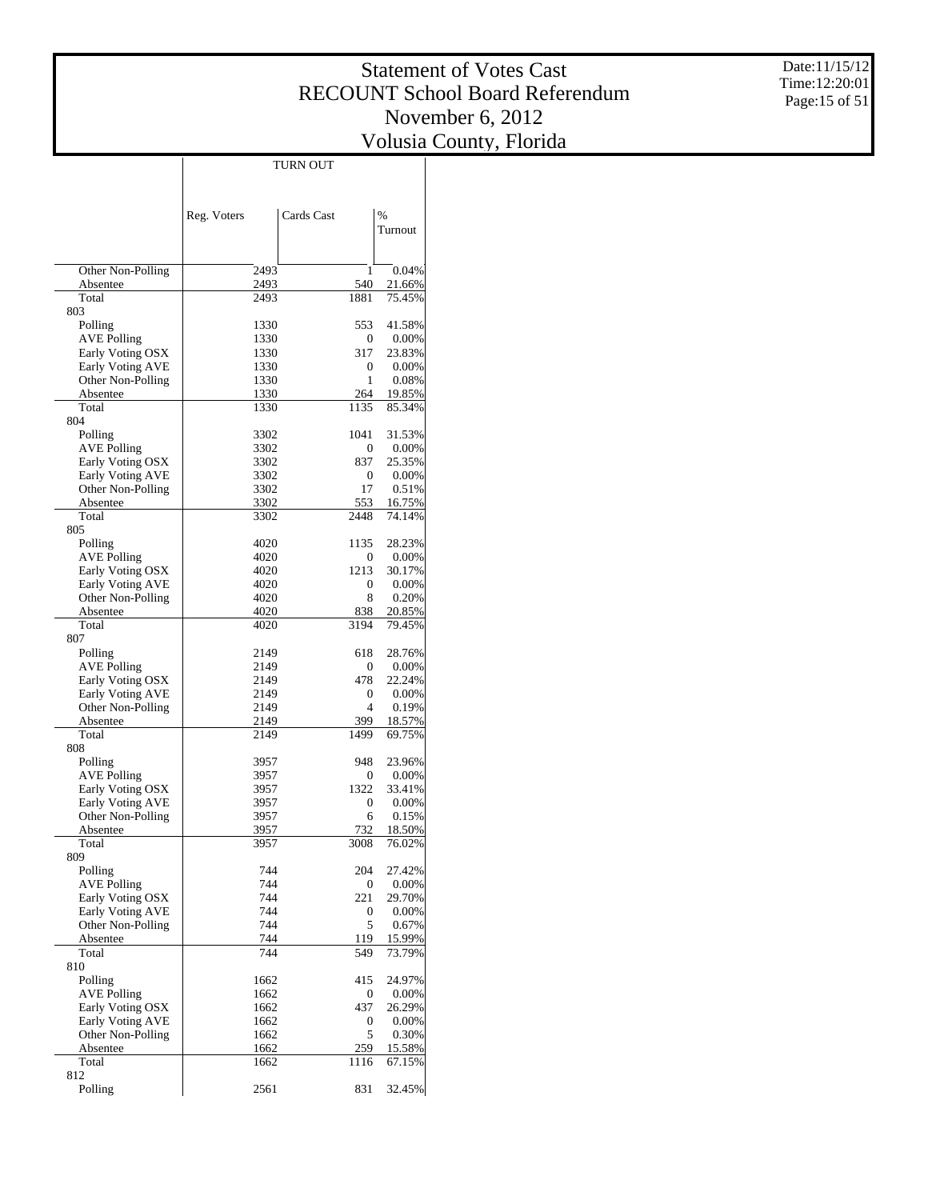# Statement of Votes Cast
## RECOUNT School Board Referendum
## November 6, 2012
## Volusia County, Florida

Date:11/15/12
Time:12:20:01

| | TURN OUT | | |
|---|---|---|---|
| | Reg. Voters | Cards Cast | % Turnout |
| Other Non-Polling | 2493 | 1 | 0.04% |
| Absentee | 2493 | 540 | 21.66% |
| Total | 2493 | 1881 | 75.45% |
| 803 | | | |
| Polling | 1330 | 553 | 41.58% |
| AVE Polling | 1330 | 0 | 0.00% |
| Early Voting OSX | 1330 | 317 | 23.83% |
| Early Voting AVE | 1330 | 0 | 0.00% |
| Other Non-Polling | 1330 | 1 | 0.08% |
| Absentee | 1330 | 264 | 19.85% |
| Total | 1330 | 1135 | 85.34% |
| 804 | | | |
| Polling | 3302 | 1041 | 31.53% |
| AVE Polling | 3302 | 0 | 0.00% |
| Early Voting OSX | 3302 | 837 | 25.35% |
| Early Voting AVE | 3302 | 0 | 0.00% |
| Other Non-Polling | 3302 | 17 | 0.51% |
| Absentee | 3302 | 553 | 16.75% |
| Total | 3302 | 2448 | 74.14% |
| 805 | | | |
| Polling | 4020 | 1135 | 28.23% |
| AVE Polling | 4020 | 0 | 0.00% |
| Early Voting OSX | 4020 | 1213 | 30.17% |
| Early Voting AVE | 4020 | 0 | 0.00% |
| Other Non-Polling | 4020 | 8 | 0.20% |
| Absentee | 4020 | 838 | 20.85% |
| Total | 4020 | 3194 | 79.45% |
| 807 | | | |
| Polling | 2149 | 618 | 28.76% |
| AVE Polling | 2149 | 0 | 0.00% |
| Early Voting OSX | 2149 | 478 | 22.24% |
| Early Voting AVE | 2149 | 0 | 0.00% |
| Other Non-Polling | 2149 | 4 | 0.19% |
| Absentee | 2149 | 399 | 18.57% |
| Total | 2149 | 1499 | 69.75% |
| 808 | | | |
| Polling | 3957 | 948 | 23.96% |
| AVE Polling | 3957 | 0 | 0.00% |
| Early Voting OSX | 3957 | 1322 | 33.41% |
| Early Voting AVE | 3957 | 0 | 0.00% |
| Other Non-Polling | 3957 | 6 | 0.15% |
| Absentee | 3957 | 732 | 18.50% |
| Total | 3957 | 3008 | 76.02% |
| 809 | | | |
| Polling | 744 | 204 | 27.42% |
| AVE Polling | 744 | 0 | 0.00% |
| Early Voting OSX | 744 | 221 | 29.70% |
| Early Voting AVE | 744 | 0 | 0.00% |
| Other Non-Polling | 744 | 5 | 0.67% |
| Absentee | 744 | 119 | 15.99% |
| Total | 744 | 549 | 73.79% |
| 810 | | | |
| Polling | 1662 | 415 | 24.97% |
| AVE Polling | 1662 | 0 | 0.00% |
| Early Voting OSX | 1662 | 437 | 26.29% |
| Early Voting AVE | 1662 | 0 | 0.00% |
| Other Non-Polling | 1662 | 5 | 0.30% |
| Absentee | 1662 | 259 | 15.58% |
| Total | 1662 | 1116 | 67.15% |
| 812 | | | |
| Polling | 2561 | 831 | 32.45% |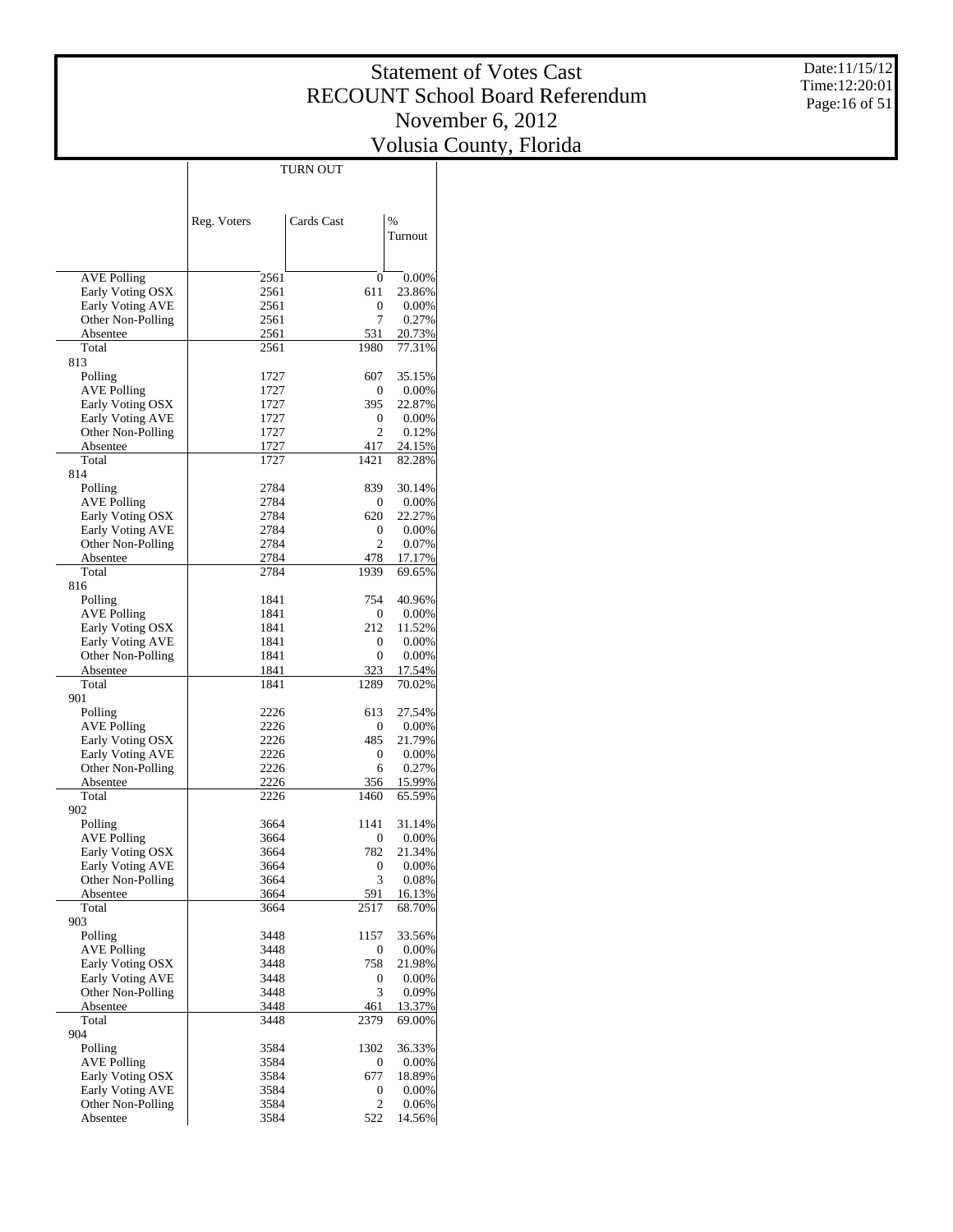# Statement of Votes Cast
# RECOUNT School Board Referendum
# November 6, 2012
# Volusia County, Florida

| | TURN OUT | | |
|---|---|---|---|
| | Reg. Voters | Cards Cast | % Turnout |
| AVE Polling | 2561 | 0 | 0.00% |
| Early Voting OSX | 2561 | 611 | 23.86% |
| Early Voting AVE | 2561 | 0 | 0.00% |
| Other Non-Polling | 2561 | 7 | 0.27% |
| Absentee | 2561 | 531 | 20.73% |
| Total | 2561 | 1980 | 77.31% |
| 813 | | | |
| Polling | 1727 | 607 | 35.15% |
| AVE Polling | 1727 | 0 | 0.00% |
| Early Voting OSX | 1727 | 395 | 22.87% |
| Early Voting AVE | 1727 | 0 | 0.00% |
| Other Non-Polling | 1727 | 2 | 0.12% |
| Absentee | 1727 | 417 | 24.15% |
| Total | 1727 | 1421 | 82.28% |
| 814 | | | |
| Polling | 2784 | 839 | 30.14% |
| AVE Polling | 2784 | 0 | 0.00% |
| Early Voting OSX | 2784 | 620 | 22.27% |
| Early Voting AVE | 2784 | 0 | 0.00% |
| Other Non-Polling | 2784 | 2 | 0.07% |
| Absentee | 2784 | 478 | 17.17% |
| Total | 2784 | 1939 | 69.65% |
| 816 | | | |
| Polling | 1841 | 754 | 40.96% |
| AVE Polling | 1841 | 0 | 0.00% |
| Early Voting OSX | 1841 | 212 | 11.52% |
| Early Voting AVE | 1841 | 0 | 0.00% |
| Other Non-Polling | 1841 | 0 | 0.00% |
| Absentee | 1841 | 323 | 17.54% |
| Total | 1841 | 1289 | 70.02% |
| 901 | | | |
| Polling | 2226 | 613 | 27.54% |
| AVE Polling | 2226 | 0 | 0.00% |
| Early Voting OSX | 2226 | 485 | 21.79% |
| Early Voting AVE | 2226 | 0 | 0.00% |
| Other Non-Polling | 2226 | 6 | 0.27% |
| Absentee | 2226 | 356 | 15.99% |
| Total | 2226 | 1460 | 65.59% |
| 902 | | | |
| Polling | 3664 | 1141 | 31.14% |
| AVE Polling | 3664 | 0 | 0.00% |
| Early Voting OSX | 3664 | 782 | 21.34% |
| Early Voting AVE | 3664 | 0 | 0.00% |
| Other Non-Polling | 3664 | 3 | 0.08% |
| Absentee | 3664 | 591 | 16.13% |
| Total | 3664 | 2517 | 68.70% |
| 903 | | | |
| Polling | 3448 | 1157 | 33.56% |
| AVE Polling | 3448 | 0 | 0.00% |
| Early Voting OSX | 3448 | 758 | 21.98% |
| Early Voting AVE | 3448 | 0 | 0.00% |
| Other Non-Polling | 3448 | 3 | 0.09% |
| Absentee | 3448 | 461 | 13.37% |
| Total | 3448 | 2379 | 69.00% |
| 904 | | | |
| Polling | 3584 | 1302 | 36.33% |
| AVE Polling | 3584 | 0 | 0.00% |
| Early Voting OSX | 3584 | 677 | 18.89% |
| Early Voting AVE | 3584 | 0 | 0.00% |
| Other Non-Polling | 3584 | 2 | 0.06% |
| Absentee | 3584 | 522 | 14.56% |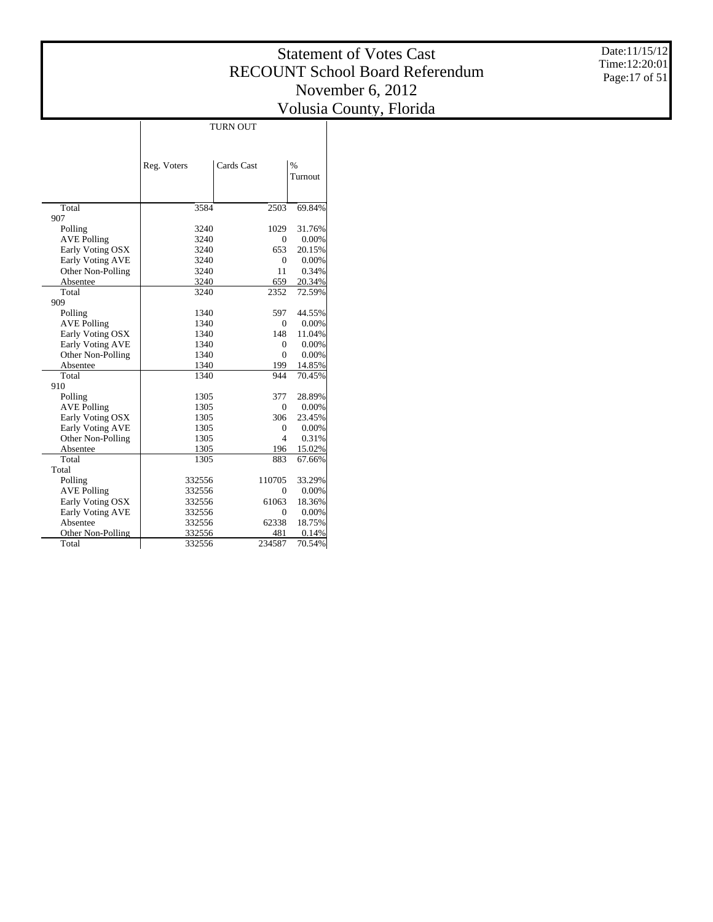# Statement of Votes Cast
# RECOUNT School Board Referendum
# November 6, 2012
# Volusia County, Florida

Date:11/15/12
Time:12:20:01

| | TURN OUT | | |
|---|---|---|---|
| | Reg. Voters | Cards Cast | % Turnout |
| Total | 3584 | 2503 | 69.84% |
| **907** | | | |
| Polling | 3240 | 1029 | 31.76% |
| AVE Polling | 3240 | 0 | 0.00% |
| Early Voting OSX | 3240 | 653 | 20.15% |
| Early Voting AVE | 3240 | 0 | 0.00% |
| Other Non-Polling | 3240 | 11 | 0.34% |
| Absentee | 3240 | 659 | 20.34% |
| Total | 3240 | 2352 | 72.59% |
| **909** | | | |
| Polling | 1340 | 597 | 44.55% |
| AVE Polling | 1340 | 0 | 0.00% |
| Early Voting OSX | 1340 | 148 | 11.04% |
| Early Voting AVE | 1340 | 0 | 0.00% |
| Other Non-Polling | 1340 | 0 | 0.00% |
| Absentee | 1340 | 199 | 14.85% |
| Total | 1340 | 944 | 70.45% |
| **910** | | | |
| Polling | 1305 | 377 | 28.89% |
| AVE Polling | 1305 | 0 | 0.00% |
| Early Voting OSX | 1305 | 306 | 23.45% |
| Early Voting AVE | 1305 | 0 | 0.00% |
| Other Non-Polling | 1305 | 4 | 0.31% |
| Absentee | 1305 | 196 | 15.02% |
| Total | 1305 | 883 | 67.66% |
| **Total** | | | |
| Polling | 332556 | 110705 | 33.29% |
| AVE Polling | 332556 | 0 | 0.00% |
| Early Voting OSX | 332556 | 61063 | 18.36% |
| Early Voting AVE | 332556 | 0 | 0.00% |
| Absentee | 332556 | 62338 | 18.75% |
| Other Non-Polling | 332556 | 481 | 0.14% |
| Total | 332556 | 234587 | 70.54% |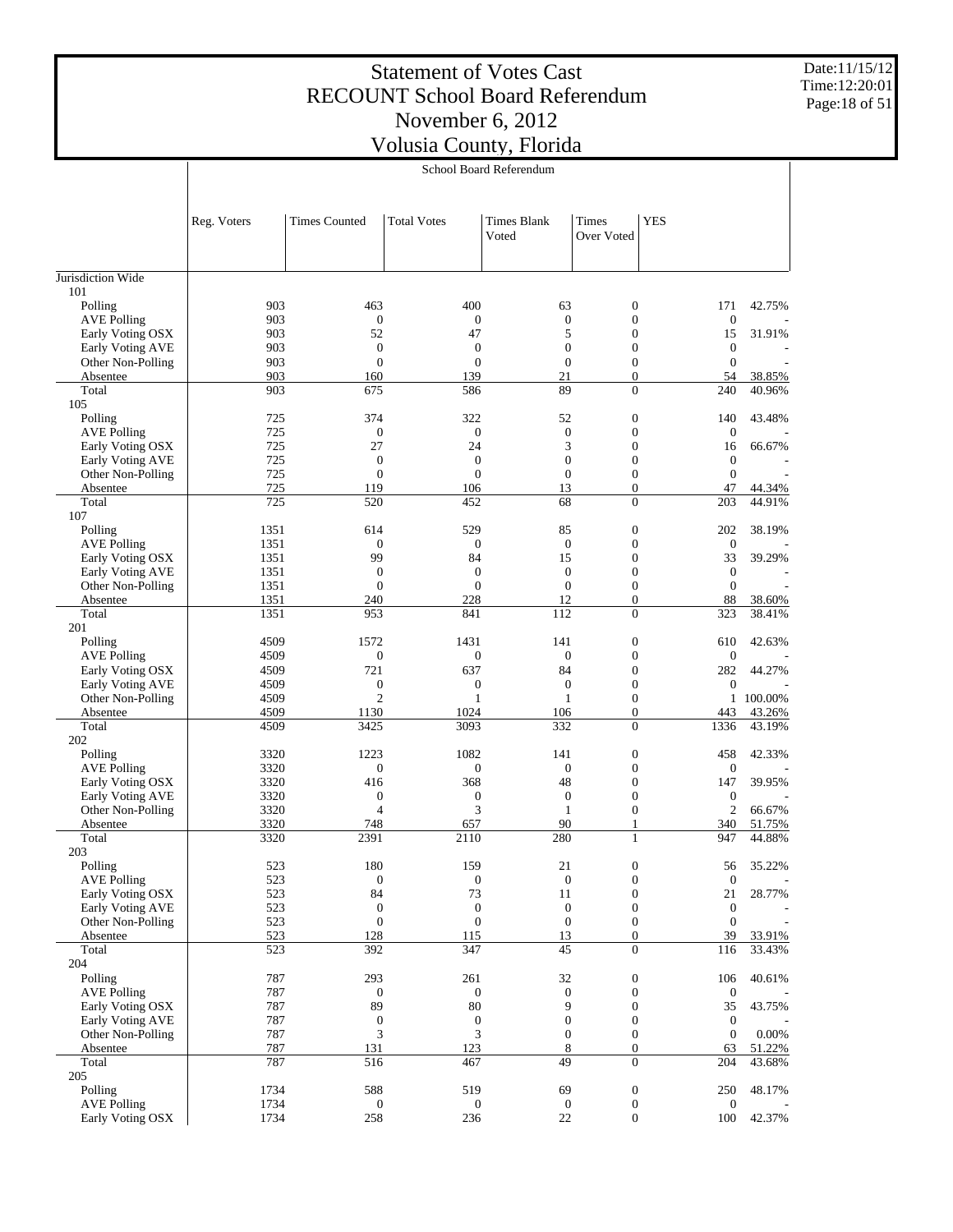# Statement of Votes Cast
# RECOUNT School Board Referendum
# November 6, 2012
# Volusia County, Florida

Date:11/15/12
Time:12:20:01

School Board Referendum

| | Reg. Voters | Times Counted | Total Votes | Times Blank Voted | Times Over Voted | YES | |
|---|---|---|---|---|---|---|---|
| Jurisdiction Wide | | | | | | | |
| 101 | | | | | | | |
| Polling | 903 | 463 | 400 | 63 | 0 | 171 | 42.75% |
| AVE Polling | 903 | 0 | 0 | 0 | 0 | 0 | - |
| Early Voting OSX | 903 | 52 | 47 | 5 | 0 | 15 | 31.91% |
| Early Voting AVE | 903 | 0 | 0 | 0 | 0 | 0 | - |
| Other Non-Polling | 903 | 0 | 0 | 0 | 0 | 0 | - |
| Absentee | 903 | 160 | 139 | 21 | 0 | 54 | 38.85% |
| Total | 903 | 675 | 586 | 89 | 0 | 240 | 40.96% |
| 105 | | | | | | | |
| Polling | 725 | 374 | 322 | 52 | 0 | 140 | 43.48% |
| AVE Polling | 725 | 0 | 0 | 0 | 0 | 0 | - |
| Early Voting OSX | 725 | 27 | 24 | 3 | 0 | 16 | 66.67% |
| Early Voting AVE | 725 | 0 | 0 | 0 | 0 | 0 | - |
| Other Non-Polling | 725 | 0 | 0 | 0 | 0 | 0 | - |
| Absentee | 725 | 119 | 106 | 13 | 0 | 47 | 44.34% |
| Total | 725 | 520 | 452 | 68 | 0 | 203 | 44.91% |
| 107 | | | | | | | |
| Polling | 1351 | 614 | 529 | 85 | 0 | 202 | 38.19% |
| AVE Polling | 1351 | 0 | 0 | 0 | 0 | 0 | - |
| Early Voting OSX | 1351 | 99 | 84 | 15 | 0 | 33 | 39.29% |
| Early Voting AVE | 1351 | 0 | 0 | 0 | 0 | 0 | - |
| Other Non-Polling | 1351 | 0 | 0 | 0 | 0 | 0 | - |
| Absentee | 1351 | 240 | 228 | 12 | 0 | 88 | 38.60% |
| Total | 1351 | 953 | 841 | 112 | 0 | 323 | 38.41% |
| 201 | | | | | | | |
| Polling | 4509 | 1572 | 1431 | 141 | 0 | 610 | 42.63% |
| AVE Polling | 4509 | 0 | 0 | 0 | 0 | 0 | - |
| Early Voting OSX | 4509 | 721 | 637 | 84 | 0 | 282 | 44.27% |
| Early Voting AVE | 4509 | 0 | 0 | 0 | 0 | 0 | - |
| Other Non-Polling | 4509 | 2 | 1 | 1 | 0 | 1 | 100.00% |
| Absentee | 4509 | 1130 | 1024 | 106 | 0 | 443 | 43.26% |
| Total | 4509 | 3425 | 3093 | 332 | 0 | 1336 | 43.19% |
| 202 | | | | | | | |
| Polling | 3320 | 1223 | 1082 | 141 | 0 | 458 | 42.33% |
| AVE Polling | 3320 | 0 | 0 | 0 | 0 | 0 | - |
| Early Voting OSX | 3320 | 416 | 368 | 48 | 0 | 147 | 39.95% |
| Early Voting AVE | 3320 | 0 | 0 | 0 | 0 | 0 | - |
| Other Non-Polling | 3320 | 4 | 3 | 1 | 0 | 2 | 66.67% |
| Absentee | 3320 | 748 | 657 | 90 | 1 | 340 | 51.75% |
| Total | 3320 | 2391 | 2110 | 280 | 1 | 947 | 44.88% |
| 203 | | | | | | | |
| Polling | 523 | 180 | 159 | 21 | 0 | 56 | 35.22% |
| AVE Polling | 523 | 0 | 0 | 0 | 0 | 0 | - |
| Early Voting OSX | 523 | 84 | 73 | 11 | 0 | 21 | 28.77% |
| Early Voting AVE | 523 | 0 | 0 | 0 | 0 | 0 | - |
| Other Non-Polling | 523 | 0 | 0 | 0 | 0 | 0 | - |
| Absentee | 523 | 128 | 115 | 13 | 0 | 39 | 33.91% |
| Total | 523 | 392 | 347 | 45 | 0 | 116 | 33.43% |
| 204 | | | | | | | |
| Polling | 787 | 293 | 261 | 32 | 0 | 106 | 40.61% |
| AVE Polling | 787 | 0 | 0 | 0 | 0 | 0 | - |
| Early Voting OSX | 787 | 89 | 80 | 9 | 0 | 35 | 43.75% |
| Early Voting AVE | 787 | 0 | 0 | 0 | 0 | 0 | - |
| Other Non-Polling | 787 | 3 | 3 | 0 | 0 | 0 | 0.00% |
| Absentee | 787 | 131 | 123 | 8 | 0 | 63 | 51.22% |
| Total | 787 | 516 | 467 | 49 | 0 | 204 | 43.68% |
| 205 | | | | | | | |
| Polling | 1734 | 588 | 519 | 69 | 0 | 250 | 48.17% |
| AVE Polling | 1734 | 0 | 0 | 0 | 0 | 0 | - |
| Early Voting OSX | 1734 | 258 | 236 | 22 | 0 | 100 | 42.37% |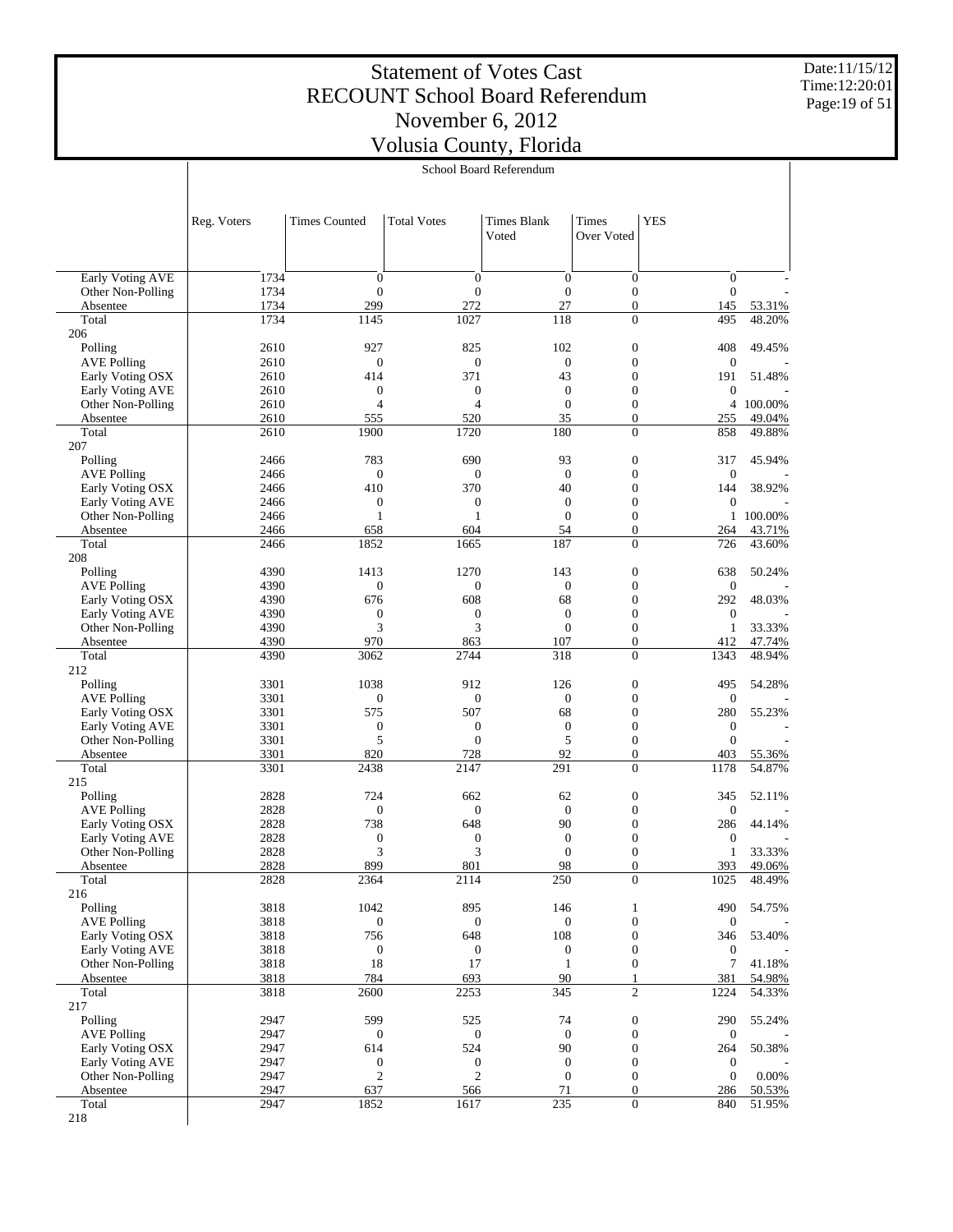# Statement of Votes Cast
# RECOUNT School Board Referendum
# November 6, 2012
# Volusia County, Florida

Date:11/15/12
Time:12:20:01

School Board Referendum

| | Reg. Voters | Times Counted | Total Votes | Times Blank Voted | Times Over Voted | YES | |
|---|---|---|---|---|---|---|---|
| Early Voting AVE | 1734 | 0 | 0 | 0 | 0 | 0 | - |
| Other Non-Polling | 1734 | 0 | 0 | 0 | 0 | 0 | - |
| Absentee | 1734 | 299 | 272 | 27 | 0 | 145 | 53.31% |
| Total | 1734 | 1145 | 1027 | 118 | 0 | 495 | 48.20% |
| 206 | | | | | | | |
| Polling | 2610 | 927 | 825 | 102 | 0 | 408 | 49.45% |
| AVE Polling | 2610 | 0 | 0 | 0 | 0 | 0 | - |
| Early Voting OSX | 2610 | 414 | 371 | 43 | 0 | 191 | 51.48% |
| Early Voting AVE | 2610 | 0 | 0 | 0 | 0 | 0 | - |
| Other Non-Polling | 2610 | 4 | 4 | 0 | 0 | 4 | 100.00% |
| Absentee | 2610 | 555 | 520 | 35 | 0 | 255 | 49.04% |
| Total | 2610 | 1900 | 1720 | 180 | 0 | 858 | 49.88% |
| 207 | | | | | | | |
| Polling | 2466 | 783 | 690 | 93 | 0 | 317 | 45.94% |
| AVE Polling | 2466 | 0 | 0 | 0 | 0 | 0 | - |
| Early Voting OSX | 2466 | 410 | 370 | 40 | 0 | 144 | 38.92% |
| Early Voting AVE | 2466 | 0 | 0 | 0 | 0 | 0 | - |
| Other Non-Polling | 2466 | 1 | 1 | 0 | 0 | 1 | 100.00% |
| Absentee | 2466 | 658 | 604 | 54 | 0 | 264 | 43.71% |
| Total | 2466 | 1852 | 1665 | 187 | 0 | 726 | 43.60% |
| 208 | | | | | | | |
| Polling | 4390 | 1413 | 1270 | 143 | 0 | 638 | 50.24% |
| AVE Polling | 4390 | 0 | 0 | 0 | 0 | 0 | - |
| Early Voting OSX | 4390 | 676 | 608 | 68 | 0 | 292 | 48.03% |
| Early Voting AVE | 4390 | 0 | 0 | 0 | 0 | 0 | - |
| Other Non-Polling | 4390 | 3 | 3 | 0 | 0 | 1 | 33.33% |
| Absentee | 4390 | 970 | 863 | 107 | 0 | 412 | 47.74% |
| Total | 4390 | 3062 | 2744 | 318 | 0 | 1343 | 48.94% |
| 212 | | | | | | | |
| Polling | 3301 | 1038 | 912 | 126 | 0 | 495 | 54.28% |
| AVE Polling | 3301 | 0 | 0 | 0 | 0 | 0 | - |
| Early Voting OSX | 3301 | 575 | 507 | 68 | 0 | 280 | 55.23% |
| Early Voting AVE | 3301 | 0 | 0 | 0 | 0 | 0 | - |
| Other Non-Polling | 3301 | 5 | 0 | 5 | 0 | 0 | - |
| Absentee | 3301 | 820 | 728 | 92 | 0 | 403 | 55.36% |
| Total | 3301 | 2438 | 2147 | 291 | 0 | 1178 | 54.87% |
| 215 | | | | | | | |
| Polling | 2828 | 724 | 662 | 62 | 0 | 345 | 52.11% |
| AVE Polling | 2828 | 0 | 0 | 0 | 0 | 0 | - |
| Early Voting OSX | 2828 | 738 | 648 | 90 | 0 | 286 | 44.14% |
| Early Voting AVE | 2828 | 0 | 0 | 0 | 0 | 0 | - |
| Other Non-Polling | 2828 | 3 | 3 | 0 | 0 | 1 | 33.33% |
| Absentee | 2828 | 899 | 801 | 98 | 0 | 393 | 49.06% |
| Total | 2828 | 2364 | 2114 | 250 | 0 | 1025 | 48.49% |
| 216 | | | | | | | |
| Polling | 3818 | 1042 | 895 | 146 | 1 | 490 | 54.75% |
| AVE Polling | 3818 | 0 | 0 | 0 | 0 | 0 | - |
| Early Voting OSX | 3818 | 756 | 648 | 108 | 0 | 346 | 53.40% |
| Early Voting AVE | 3818 | 0 | 0 | 0 | 0 | 0 | - |
| Other Non-Polling | 3818 | 18 | 17 | 1 | 0 | 7 | 41.18% |
| Absentee | 3818 | 784 | 693 | 90 | 1 | 381 | 54.98% |
| Total | 3818 | 2600 | 2253 | 345 | 2 | 1224 | 54.33% |
| 217 | | | | | | | |
| Polling | 2947 | 599 | 525 | 74 | 0 | 290 | 55.24% |
| AVE Polling | 2947 | 0 | 0 | 0 | 0 | 0 | - |
| Early Voting OSX | 2947 | 614 | 524 | 90 | 0 | 264 | 50.38% |
| Early Voting AVE | 2947 | 0 | 0 | 0 | 0 | 0 | - |
| Other Non-Polling | 2947 | 2 | 2 | 0 | 0 | 0 | 0.00% |
| Absentee | 2947 | 637 | 566 | 71 | 0 | 286 | 50.53% |
| Total | 2947 | 1852 | 1617 | 235 | 0 | 840 | 51.95% |
| 218 | | | | | | | |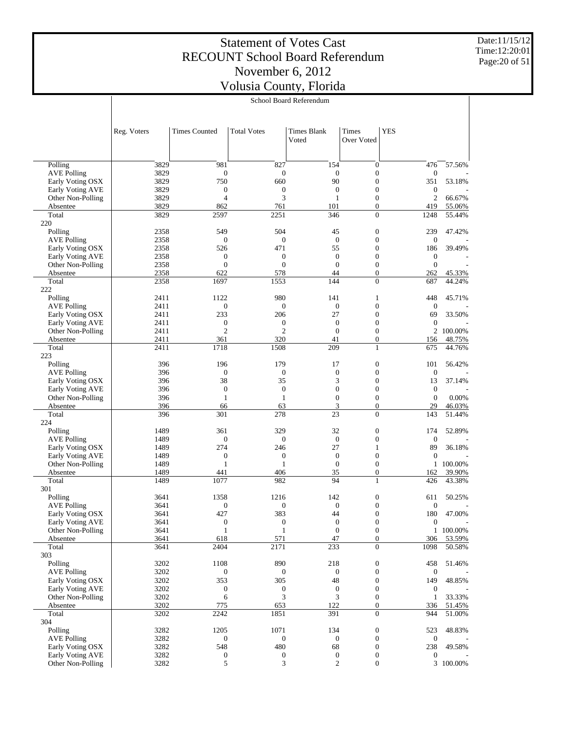# Statement of Votes Cast
## RECOUNT School Board Referendum
## November 6, 2012
## Volusia County, Florida

Date:11/15/12
Time:12:20:01

School Board Referendum

| | Reg. Voters | Times Counted | Total Votes | Times Blank Voted | Times Over Voted | YES | |
|---|---|---|---|---|---|---|---|
| Polling | 3829 | 981 | 827 | 154 | 0 | 476 | 57.56% |
| AVE Polling | 3829 | 0 | 0 | 0 | 0 | 0 | - |
| Early Voting OSX | 3829 | 750 | 660 | 90 | 0 | 351 | 53.18% |
| Early Voting AVE | 3829 | 0 | 0 | 0 | 0 | 0 | - |
| Other Non-Polling | 3829 | 4 | 3 | 1 | 0 | 2 | 66.67% |
| Absentee | 3829 | 862 | 761 | 101 | 0 | 419 | 55.06% |
| Total | 3829 | 2597 | 2251 | 346 | 0 | 1248 | 55.44% |
| 220 | | | | | | | |
| Polling | 2358 | 549 | 504 | 45 | 0 | 239 | 47.42% |
| AVE Polling | 2358 | 0 | 0 | 0 | 0 | 0 | - |
| Early Voting OSX | 2358 | 526 | 471 | 55 | 0 | 186 | 39.49% |
| Early Voting AVE | 2358 | 0 | 0 | 0 | 0 | 0 | - |
| Other Non-Polling | 2358 | 0 | 0 | 0 | 0 | 0 | - |
| Absentee | 2358 | 622 | 578 | 44 | 0 | 262 | 45.33% |
| Total | 2358 | 1697 | 1553 | 144 | 0 | 687 | 44.24% |
| 222 | | | | | | | |
| Polling | 2411 | 1122 | 980 | 141 | 1 | 448 | 45.71% |
| AVE Polling | 2411 | 0 | 0 | 0 | 0 | 0 | - |
| Early Voting OSX | 2411 | 233 | 206 | 27 | 0 | 69 | 33.50% |
| Early Voting AVE | 2411 | 0 | 0 | 0 | 0 | 0 | - |
| Other Non-Polling | 2411 | 2 | 2 | 0 | 0 | 2 | 100.00% |
| Absentee | 2411 | 361 | 320 | 41 | 0 | 156 | 48.75% |
| Total | 2411 | 1718 | 1508 | 209 | 1 | 675 | 44.76% |
| 223 | | | | | | | |
| Polling | 396 | 196 | 179 | 17 | 0 | 101 | 56.42% |
| AVE Polling | 396 | 0 | 0 | 0 | 0 | 0 | - |
| Early Voting OSX | 396 | 38 | 35 | 3 | 0 | 13 | 37.14% |
| Early Voting AVE | 396 | 0 | 0 | 0 | 0 | 0 | - |
| Other Non-Polling | 396 | 1 | 1 | 0 | 0 | 0 | 0.00% |
| Absentee | 396 | 66 | 63 | 3 | 0 | 29 | 46.03% |
| Total | 396 | 301 | 278 | 23 | 0 | 143 | 51.44% |
| 224 | | | | | | | |
| Polling | 1489 | 361 | 329 | 32 | 0 | 174 | 52.89% |
| AVE Polling | 1489 | 0 | 0 | 0 | 0 | 0 | - |
| Early Voting OSX | 1489 | 274 | 246 | 27 | 1 | 89 | 36.18% |
| Early Voting AVE | 1489 | 0 | 0 | 0 | 0 | 0 | - |
| Other Non-Polling | 1489 | 1 | 1 | 0 | 0 | 1 | 100.00% |
| Absentee | 1489 | 441 | 406 | 35 | 0 | 162 | 39.90% |
| Total | 1489 | 1077 | 982 | 94 | 1 | 426 | 43.38% |
| 301 | | | | | | | |
| Polling | 3641 | 1358 | 1216 | 142 | 0 | 611 | 50.25% |
| AVE Polling | 3641 | 0 | 0 | 0 | 0 | 0 | - |
| Early Voting OSX | 3641 | 427 | 383 | 44 | 0 | 180 | 47.00% |
| Early Voting AVE | 3641 | 0 | 0 | 0 | 0 | 0 | - |
| Other Non-Polling | 3641 | 1 | 1 | 0 | 0 | 1 | 100.00% |
| Absentee | 3641 | 618 | 571 | 47 | 0 | 306 | 53.59% |
| Total | 3641 | 2404 | 2171 | 233 | 0 | 1098 | 50.58% |
| 303 | | | | | | | |
| Polling | 3202 | 1108 | 890 | 218 | 0 | 458 | 51.46% |
| AVE Polling | 3202 | 0 | 0 | 0 | 0 | 0 | - |
| Early Voting OSX | 3202 | 353 | 305 | 48 | 0 | 149 | 48.85% |
| Early Voting AVE | 3202 | 0 | 0 | 0 | 0 | 0 | - |
| Other Non-Polling | 3202 | 6 | 3 | 3 | 0 | 1 | 33.33% |
| Absentee | 3202 | 775 | 653 | 122 | 0 | 336 | 51.45% |
| Total | 3202 | 2242 | 1851 | 391 | 0 | 944 | 51.00% |
| 304 | | | | | | | |
| Polling | 3282 | 1205 | 1071 | 134 | 0 | 523 | 48.83% |
| AVE Polling | 3282 | 0 | 0 | 0 | 0 | 0 | - |
| Early Voting OSX | 3282 | 548 | 480 | 68 | 0 | 238 | 49.58% |
| Early Voting AVE | 3282 | 0 | 0 | 0 | 0 | 0 | - |
| Other Non-Polling | 3282 | 5 | 3 | 2 | 0 | 3 | 100.00% |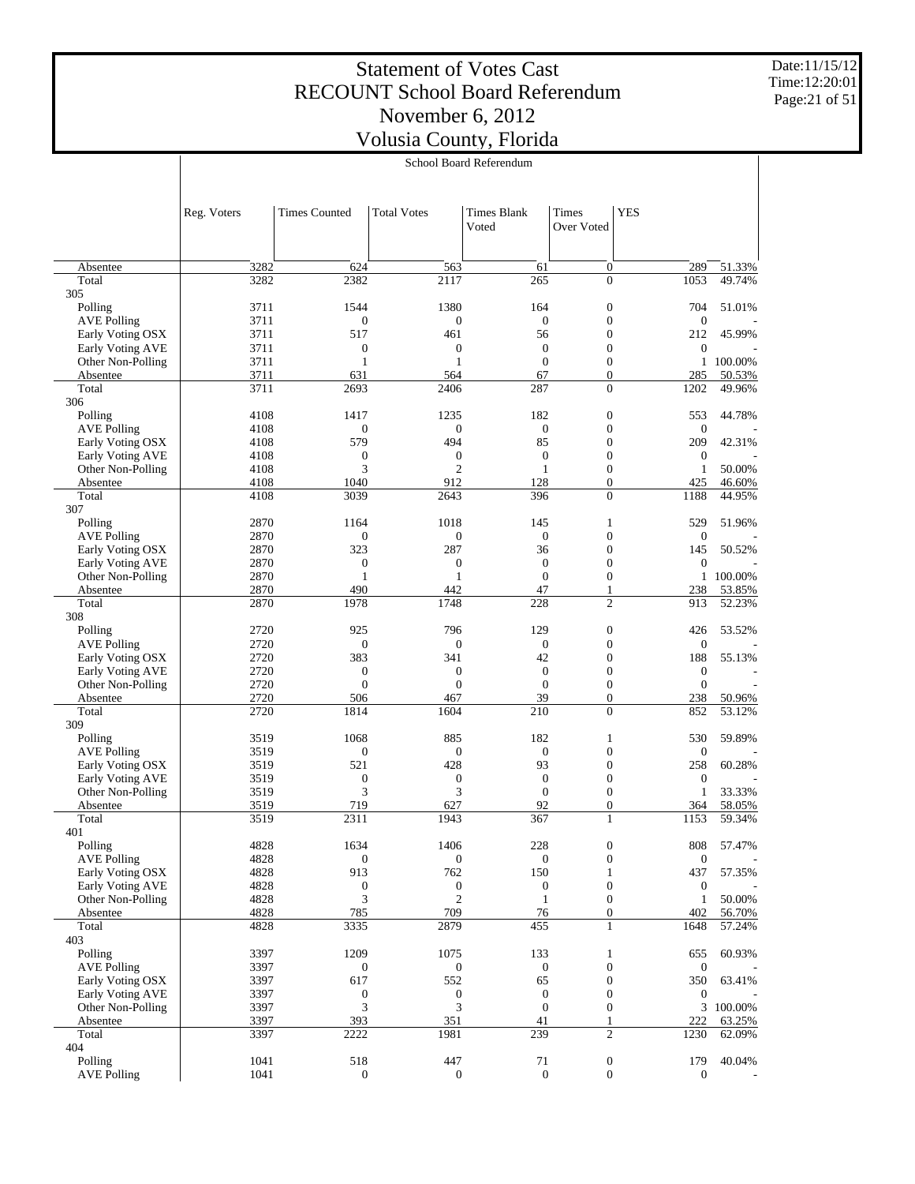# Statement of Votes Cast
# RECOUNT School Board Referendum
# November 6, 2012
# Volusia County, Florida

Date:11/15/12
Time:12:20:01

School Board Referendum

| | Reg. Voters | Times Counted | Total Votes | Times Blank Voted | Times Over Voted | YES | |
|---|---|---|---|---|---|---|---|
| Absentee | 3282 | 624 | 563 | 61 | 0 | 289 | 51.33% |
| Total | 3282 | 2382 | 2117 | 265 | 0 | 1053 | 49.74% |
| 305 | | | | | | | |
| Polling | 3711 | 1544 | 1380 | 164 | 0 | 704 | 51.01% |
| AVE Polling | 3711 | 0 | 0 | 0 | 0 | 0 | - |
| Early Voting OSX | 3711 | 517 | 461 | 56 | 0 | 212 | 45.99% |
| Early Voting AVE | 3711 | 0 | 0 | 0 | 0 | 0 | - |
| Other Non-Polling | 3711 | 1 | 1 | 0 | 0 | 1 | 100.00% |
| Absentee | 3711 | 631 | 564 | 67 | 0 | 285 | 50.53% |
| Total | 3711 | 2693 | 2406 | 287 | 0 | 1202 | 49.96% |
| 306 | | | | | | | |
| Polling | 4108 | 1417 | 1235 | 182 | 0 | 553 | 44.78% |
| AVE Polling | 4108 | 0 | 0 | 0 | 0 | 0 | - |
| Early Voting OSX | 4108 | 579 | 494 | 85 | 0 | 209 | 42.31% |
| Early Voting AVE | 4108 | 0 | 0 | 0 | 0 | 0 | - |
| Other Non-Polling | 4108 | 3 | 2 | 1 | 0 | 1 | 50.00% |
| Absentee | 4108 | 1040 | 912 | 128 | 0 | 425 | 46.60% |
| Total | 4108 | 3039 | 2643 | 396 | 0 | 1188 | 44.95% |
| 307 | | | | | | | |
| Polling | 2870 | 1164 | 1018 | 145 | 1 | 529 | 51.96% |
| AVE Polling | 2870 | 0 | 0 | 0 | 0 | 0 | - |
| Early Voting OSX | 2870 | 323 | 287 | 36 | 0 | 145 | 50.52% |
| Early Voting AVE | 2870 | 0 | 0 | 0 | 0 | 0 | - |
| Other Non-Polling | 2870 | 1 | 1 | 0 | 0 | 1 | 100.00% |
| Absentee | 2870 | 490 | 442 | 47 | 1 | 238 | 53.85% |
| Total | 2870 | 1978 | 1748 | 228 | 2 | 913 | 52.23% |
| 308 | | | | | | | |
| Polling | 2720 | 925 | 796 | 129 | 0 | 426 | 53.52% |
| AVE Polling | 2720 | 0 | 0 | 0 | 0 | 0 | - |
| Early Voting OSX | 2720 | 383 | 341 | 42 | 0 | 188 | 55.13% |
| Early Voting AVE | 2720 | 0 | 0 | 0 | 0 | 0 | - |
| Other Non-Polling | 2720 | 0 | 0 | 0 | 0 | 0 | - |
| Absentee | 2720 | 506 | 467 | 39 | 0 | 238 | 50.96% |
| Total | 2720 | 1814 | 1604 | 210 | 0 | 852 | 53.12% |
| 309 | | | | | | | |
| Polling | 3519 | 1068 | 885 | 182 | 1 | 530 | 59.89% |
| AVE Polling | 3519 | 0 | 0 | 0 | 0 | 0 | - |
| Early Voting OSX | 3519 | 521 | 428 | 93 | 0 | 258 | 60.28% |
| Early Voting AVE | 3519 | 0 | 0 | 0 | 0 | 0 | - |
| Other Non-Polling | 3519 | 3 | 3 | 0 | 0 | 1 | 33.33% |
| Absentee | 3519 | 719 | 627 | 92 | 0 | 364 | 58.05% |
| Total | 3519 | 2311 | 1943 | 367 | 1 | 1153 | 59.34% |
| 401 | | | | | | | |
| Polling | 4828 | 1634 | 1406 | 228 | 0 | 808 | 57.47% |
| AVE Polling | 4828 | 0 | 0 | 0 | 0 | 0 | - |
| Early Voting OSX | 4828 | 913 | 762 | 150 | 1 | 437 | 57.35% |
| Early Voting AVE | 4828 | 0 | 0 | 0 | 0 | 0 | - |
| Other Non-Polling | 4828 | 3 | 2 | 1 | 0 | 1 | 50.00% |
| Absentee | 4828 | 785 | 709 | 76 | 0 | 402 | 56.70% |
| Total | 4828 | 3335 | 2879 | 455 | 1 | 1648 | 57.24% |
| 403 | | | | | | | |
| Polling | 3397 | 1209 | 1075 | 133 | 1 | 655 | 60.93% |
| AVE Polling | 3397 | 0 | 0 | 0 | 0 | 0 | - |
| Early Voting OSX | 3397 | 617 | 552 | 65 | 0 | 350 | 63.41% |
| Early Voting AVE | 3397 | 0 | 0 | 0 | 0 | 0 | - |
| Other Non-Polling | 3397 | 3 | 3 | 0 | 0 | 3 | 100.00% |
| Absentee | 3397 | 393 | 351 | 41 | 1 | 222 | 63.25% |
| Total | 3397 | 2222 | 1981 | 239 | 2 | 1230 | 62.09% |
| 404 | | | | | | | |
| Polling | 1041 | 518 | 447 | 71 | 0 | 179 | 40.04% |
| AVE Polling | 1041 | 0 | 0 | 0 | 0 | 0 | - |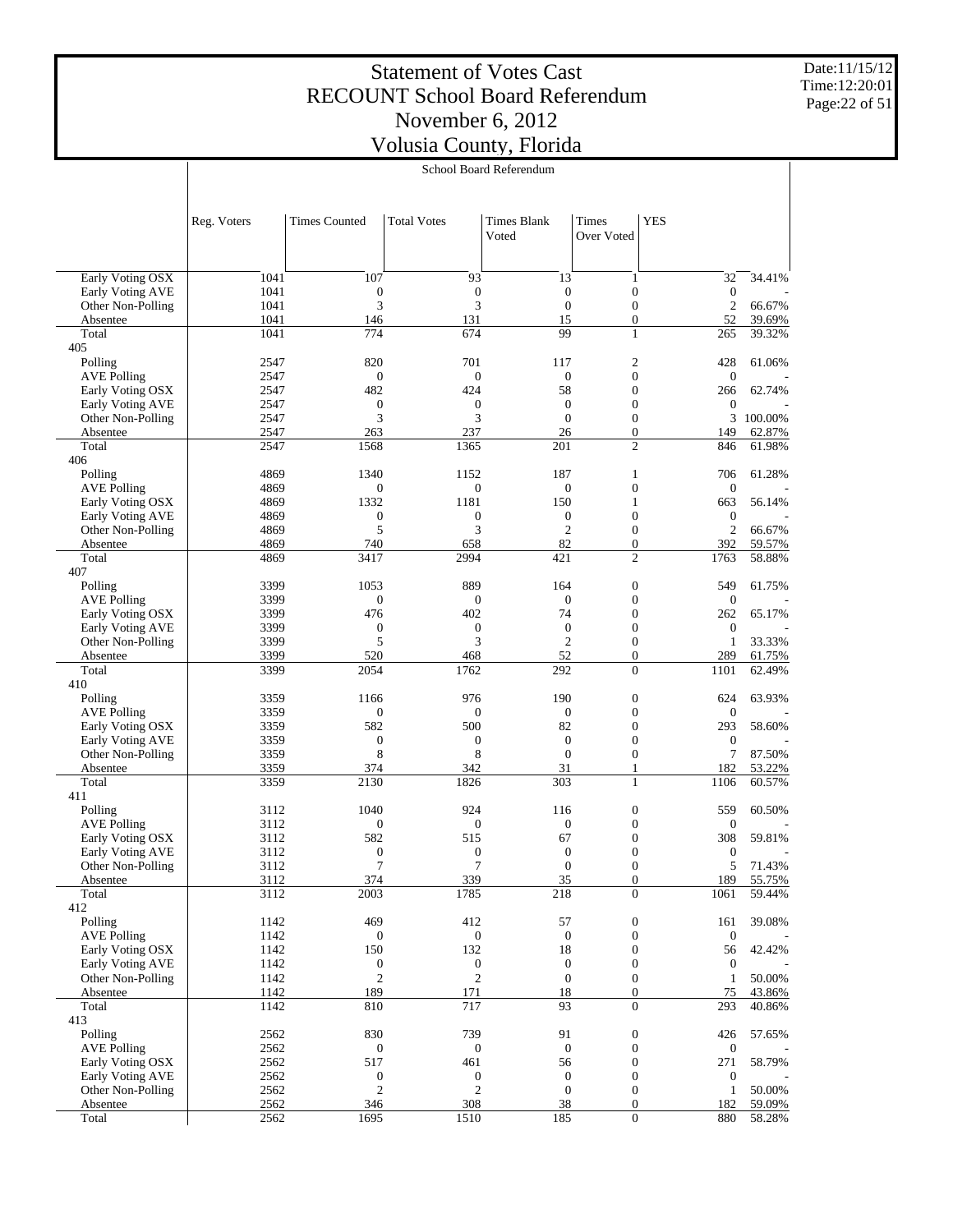# Statement of Votes Cast
# RECOUNT School Board Referendum
# November 6, 2012
# Volusia County, Florida

Date:11/15/12
Time:12:20:01

School Board Referendum

| | Reg. Voters | Times Counted | Total Votes | Times Blank Voted | Times Over Voted | YES | |
|---|---|---|---|---|---|---|---|
| Early Voting OSX | 1041 | 107 | 93 | 13 | 1 | 32 | 34.41% |
| Early Voting AVE | 1041 | 0 | 0 | 0 | 0 | 0 | - |
| Other Non-Polling | 1041 | 3 | 3 | 0 | 0 | 2 | 66.67% |
| Absentee | 1041 | 146 | 131 | 15 | 0 | 52 | 39.69% |
| Total | 1041 | 774 | 674 | 99 | 1 | 265 | 39.32% |
| 405 | | | | | | | |
| Polling | 2547 | 820 | 701 | 117 | 2 | 428 | 61.06% |
| AVE Polling | 2547 | 0 | 0 | 0 | 0 | 0 | - |
| Early Voting OSX | 2547 | 482 | 424 | 58 | 0 | 266 | 62.74% |
| Early Voting AVE | 2547 | 0 | 0 | 0 | 0 | 0 | - |
| Other Non-Polling | 2547 | 3 | 3 | 0 | 0 | 3 | 100.00% |
| Absentee | 2547 | 263 | 237 | 26 | 0 | 149 | 62.87% |
| Total | 2547 | 1568 | 1365 | 201 | 2 | 846 | 61.98% |
| 406 | | | | | | | |
| Polling | 4869 | 1340 | 1152 | 187 | 1 | 706 | 61.28% |
| AVE Polling | 4869 | 0 | 0 | 0 | 0 | 0 | - |
| Early Voting OSX | 4869 | 1332 | 1181 | 150 | 1 | 663 | 56.14% |
| Early Voting AVE | 4869 | 0 | 0 | 0 | 0 | 0 | - |
| Other Non-Polling | 4869 | 5 | 3 | 2 | 0 | 2 | 66.67% |
| Absentee | 4869 | 740 | 658 | 82 | 0 | 392 | 59.57% |
| Total | 4869 | 3417 | 2994 | 421 | 2 | 1763 | 58.88% |
| 407 | | | | | | | |
| Polling | 3399 | 1053 | 889 | 164 | 0 | 549 | 61.75% |
| AVE Polling | 3399 | 0 | 0 | 0 | 0 | 0 | - |
| Early Voting OSX | 3399 | 476 | 402 | 74 | 0 | 262 | 65.17% |
| Early Voting AVE | 3399 | 0 | 0 | 0 | 0 | 0 | - |
| Other Non-Polling | 3399 | 5 | 3 | 2 | 0 | 1 | 33.33% |
| Absentee | 3399 | 520 | 468 | 52 | 0 | 289 | 61.75% |
| Total | 3399 | 2054 | 1762 | 292 | 0 | 1101 | 62.49% |
| 410 | | | | | | | |
| Polling | 3359 | 1166 | 976 | 190 | 0 | 624 | 63.93% |
| AVE Polling | 3359 | 0 | 0 | 0 | 0 | 0 | - |
| Early Voting OSX | 3359 | 582 | 500 | 82 | 0 | 293 | 58.60% |
| Early Voting AVE | 3359 | 0 | 0 | 0 | 0 | 0 | - |
| Other Non-Polling | 3359 | 8 | 8 | 0 | 0 | 7 | 87.50% |
| Absentee | 3359 | 374 | 342 | 31 | 1 | 182 | 53.22% |
| Total | 3359 | 2130 | 1826 | 303 | 1 | 1106 | 60.57% |
| 411 | | | | | | | |
| Polling | 3112 | 1040 | 924 | 116 | 0 | 559 | 60.50% |
| AVE Polling | 3112 | 0 | 0 | 0 | 0 | 0 | - |
| Early Voting OSX | 3112 | 582 | 515 | 67 | 0 | 308 | 59.81% |
| Early Voting AVE | 3112 | 0 | 0 | 0 | 0 | 0 | - |
| Other Non-Polling | 3112 | 7 | 7 | 0 | 0 | 5 | 71.43% |
| Absentee | 3112 | 374 | 339 | 35 | 0 | 189 | 55.75% |
| Total | 3112 | 2003 | 1785 | 218 | 0 | 1061 | 59.44% |
| 412 | | | | | | | |
| Polling | 1142 | 469 | 412 | 57 | 0 | 161 | 39.08% |
| AVE Polling | 1142 | 0 | 0 | 0 | 0 | 0 | - |
| Early Voting OSX | 1142 | 150 | 132 | 18 | 0 | 56 | 42.42% |
| Early Voting AVE | 1142 | 0 | 0 | 0 | 0 | 0 | - |
| Other Non-Polling | 1142 | 2 | 2 | 0 | 0 | 1 | 50.00% |
| Absentee | 1142 | 189 | 171 | 18 | 0 | 75 | 43.86% |
| Total | 1142 | 810 | 717 | 93 | 0 | 293 | 40.86% |
| 413 | | | | | | | |
| Polling | 2562 | 830 | 739 | 91 | 0 | 426 | 57.65% |
| AVE Polling | 2562 | 0 | 0 | 0 | 0 | 0 | - |
| Early Voting OSX | 2562 | 517 | 461 | 56 | 0 | 271 | 58.79% |
| Early Voting AVE | 2562 | 0 | 0 | 0 | 0 | 0 | - |
| Other Non-Polling | 2562 | 2 | 2 | 0 | 0 | 1 | 50.00% |
| Absentee | 2562 | 346 | 308 | 38 | 0 | 182 | 59.09% |
| Total | 2562 | 1695 | 1510 | 185 | 0 | 880 | 58.28% |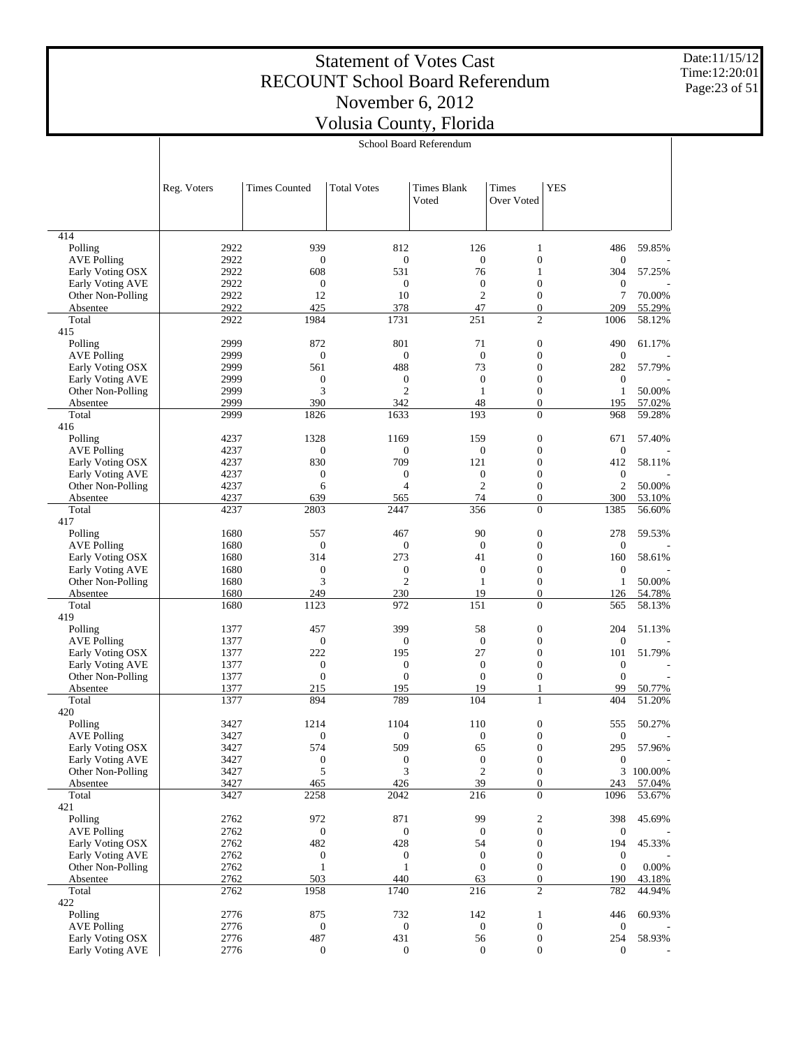# Statement of Votes Cast
## RECOUNT School Board Referendum
## November 6, 2012
## Volusia County, Florida

Date:11/15/12
Time:12:20:01

School Board Referendum

| | Reg. Voters | Times Counted | Total Votes | Times Blank Voted | Times Over Voted | YES | |
|---|---|---|---|---|---|---|---|
| **414** | | | | | | | |
| Polling | 2922 | 939 | 812 | 126 | 1 | 486 | 59.85% |
| AVE Polling | 2922 | 0 | 0 | 0 | 0 | 0 | - |
| Early Voting OSX | 2922 | 608 | 531 | 76 | 1 | 304 | 57.25% |
| Early Voting AVE | 2922 | 0 | 0 | 0 | 0 | 0 | - |
| Other Non-Polling | 2922 | 12 | 10 | 2 | 0 | 7 | 70.00% |
| Absentee | 2922 | 425 | 378 | 47 | 0 | 209 | 55.29% |
| Total | 2922 | 1984 | 1731 | 251 | 2 | 1006 | 58.12% |
| **415** | | | | | | | |
| Polling | 2999 | 872 | 801 | 71 | 0 | 490 | 61.17% |
| AVE Polling | 2999 | 0 | 0 | 0 | 0 | 0 | - |
| Early Voting OSX | 2999 | 561 | 488 | 73 | 0 | 282 | 57.79% |
| Early Voting AVE | 2999 | 0 | 0 | 0 | 0 | 0 | - |
| Other Non-Polling | 2999 | 3 | 2 | 1 | 0 | 1 | 50.00% |
| Absentee | 2999 | 390 | 342 | 48 | 0 | 195 | 57.02% |
| Total | 2999 | 1826 | 1633 | 193 | 0 | 968 | 59.28% |
| **416** | | | | | | | |
| Polling | 4237 | 1328 | 1169 | 159 | 0 | 671 | 57.40% |
| AVE Polling | 4237 | 0 | 0 | 0 | 0 | 0 | - |
| Early Voting OSX | 4237 | 830 | 709 | 121 | 0 | 412 | 58.11% |
| Early Voting AVE | 4237 | 0 | 0 | 0 | 0 | 0 | - |
| Other Non-Polling | 4237 | 6 | 4 | 2 | 0 | 2 | 50.00% |
| Absentee | 4237 | 639 | 565 | 74 | 0 | 300 | 53.10% |
| Total | 4237 | 2803 | 2447 | 356 | 0 | 1385 | 56.60% |
| **417** | | | | | | | |
| Polling | 1680 | 557 | 467 | 90 | 0 | 278 | 59.53% |
| AVE Polling | 1680 | 0 | 0 | 0 | 0 | 0 | - |
| Early Voting OSX | 1680 | 314 | 273 | 41 | 0 | 160 | 58.61% |
| Early Voting AVE | 1680 | 0 | 0 | 0 | 0 | 0 | - |
| Other Non-Polling | 1680 | 3 | 2 | 1 | 0 | 1 | 50.00% |
| Absentee | 1680 | 249 | 230 | 19 | 0 | 126 | 54.78% |
| Total | 1680 | 1123 | 972 | 151 | 0 | 565 | 58.13% |
| **419** | | | | | | | |
| Polling | 1377 | 457 | 399 | 58 | 0 | 204 | 51.13% |
| AVE Polling | 1377 | 0 | 0 | 0 | 0 | 0 | - |
| Early Voting OSX | 1377 | 222 | 195 | 27 | 0 | 101 | 51.79% |
| Early Voting AVE | 1377 | 0 | 0 | 0 | 0 | 0 | - |
| Other Non-Polling | 1377 | 0 | 0 | 0 | 0 | 0 | - |
| Absentee | 1377 | 215 | 195 | 19 | 1 | 99 | 50.77% |
| Total | 1377 | 894 | 789 | 104 | 1 | 404 | 51.20% |
| **420** | | | | | | | |
| Polling | 3427 | 1214 | 1104 | 110 | 0 | 555 | 50.27% |
| AVE Polling | 3427 | 0 | 0 | 0 | 0 | 0 | - |
| Early Voting OSX | 3427 | 574 | 509 | 65 | 0 | 295 | 57.96% |
| Early Voting AVE | 3427 | 0 | 0 | 0 | 0 | 0 | - |
| Other Non-Polling | 3427 | 5 | 3 | 2 | 0 | 3 | 100.00% |
| Absentee | 3427 | 465 | 426 | 39 | 0 | 243 | 57.04% |
| Total | 3427 | 2258 | 2042 | 216 | 0 | 1096 | 53.67% |
| **421** | | | | | | | |
| Polling | 2762 | 972 | 871 | 99 | 2 | 398 | 45.69% |
| AVE Polling | 2762 | 0 | 0 | 0 | 0 | 0 | - |
| Early Voting OSX | 2762 | 482 | 428 | 54 | 0 | 194 | 45.33% |
| Early Voting AVE | 2762 | 0 | 0 | 0 | 0 | 0 | - |
| Other Non-Polling | 2762 | 1 | 1 | 0 | 0 | 0 | 0.00% |
| Absentee | 2762 | 503 | 440 | 63 | 0 | 190 | 43.18% |
| Total | 2762 | 1958 | 1740 | 216 | 2 | 782 | 44.94% |
| **422** | | | | | | | |
| Polling | 2776 | 875 | 732 | 142 | 1 | 446 | 60.93% |
| AVE Polling | 2776 | 0 | 0 | 0 | 0 | 0 | - |
| Early Voting OSX | 2776 | 487 | 431 | 56 | 0 | 254 | 58.93% |
| Early Voting AVE | 2776 | 0 | 0 | 0 | 0 | 0 | - |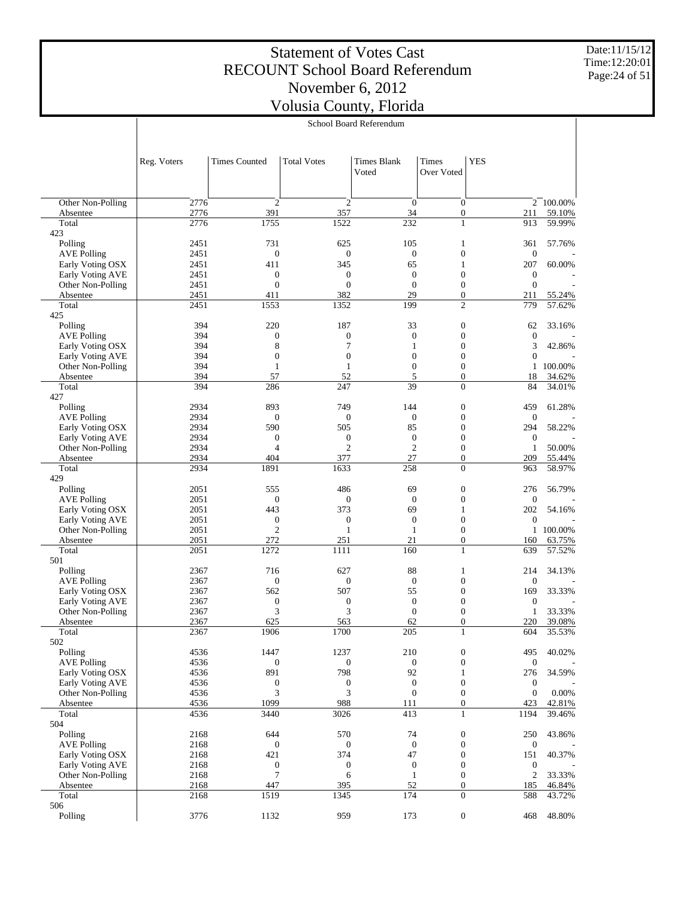# Statement of Votes Cast
# RECOUNT School Board Referendum
# November 6, 2012
# Volusia County, Florida

School Board Referendum

| | Reg. Voters | Times Counted | Total Votes | Times Blank Voted | Times Over Voted | YES | |
|---|---|---|---|---|---|---|---|
| Other Non-Polling | 2776 | 2 | 2 | 0 | 0 | 2 | 100.00% |
| Absentee | 2776 | 391 | 357 | 34 | 0 | 211 | 59.10% |
| Total | 2776 | 1755 | 1522 | 232 | 1 | 913 | 59.99% |
| 423 | | | | | | | |
| Polling | 2451 | 731 | 625 | 105 | 1 | 361 | 57.76% |
| AVE Polling | 2451 | 0 | 0 | 0 | 0 | 0 | - |
| Early Voting OSX | 2451 | 411 | 345 | 65 | 1 | 207 | 60.00% |
| Early Voting AVE | 2451 | 0 | 0 | 0 | 0 | 0 | - |
| Other Non-Polling | 2451 | 0 | 0 | 0 | 0 | 0 | - |
| Absentee | 2451 | 411 | 382 | 29 | 0 | 211 | 55.24% |
| Total | 2451 | 1553 | 1352 | 199 | 2 | 779 | 57.62% |
| 425 | | | | | | | |
| Polling | 394 | 220 | 187 | 33 | 0 | 62 | 33.16% |
| AVE Polling | 394 | 0 | 0 | 0 | 0 | 0 | - |
| Early Voting OSX | 394 | 8 | 7 | 1 | 0 | 3 | 42.86% |
| Early Voting AVE | 394 | 0 | 0 | 0 | 0 | 0 | - |
| Other Non-Polling | 394 | 1 | 1 | 0 | 0 | 1 | 100.00% |
| Absentee | 394 | 57 | 52 | 5 | 0 | 18 | 34.62% |
| Total | 394 | 286 | 247 | 39 | 0 | 84 | 34.01% |
| 427 | | | | | | | |
| Polling | 2934 | 893 | 749 | 144 | 0 | 459 | 61.28% |
| AVE Polling | 2934 | 0 | 0 | 0 | 0 | 0 | - |
| Early Voting OSX | 2934 | 590 | 505 | 85 | 0 | 294 | 58.22% |
| Early Voting AVE | 2934 | 0 | 0 | 0 | 0 | 0 | - |
| Other Non-Polling | 2934 | 4 | 2 | 2 | 0 | 1 | 50.00% |
| Absentee | 2934 | 404 | 377 | 27 | 0 | 209 | 55.44% |
| Total | 2934 | 1891 | 1633 | 258 | 0 | 963 | 58.97% |
| 429 | | | | | | | |
| Polling | 2051 | 555 | 486 | 69 | 0 | 276 | 56.79% |
| AVE Polling | 2051 | 0 | 0 | 0 | 0 | 0 | - |
| Early Voting OSX | 2051 | 443 | 373 | 69 | 1 | 202 | 54.16% |
| Early Voting AVE | 2051 | 0 | 0 | 0 | 0 | 0 | - |
| Other Non-Polling | 2051 | 2 | 1 | 1 | 0 | 1 | 100.00% |
| Absentee | 2051 | 272 | 251 | 21 | 0 | 160 | 63.75% |
| Total | 2051 | 1272 | 1111 | 160 | 1 | 639 | 57.52% |
| 501 | | | | | | | |
| Polling | 2367 | 716 | 627 | 88 | 1 | 214 | 34.13% |
| AVE Polling | 2367 | 0 | 0 | 0 | 0 | 0 | - |
| Early Voting OSX | 2367 | 562 | 507 | 55 | 0 | 169 | 33.33% |
| Early Voting AVE | 2367 | 0 | 0 | 0 | 0 | 0 | - |
| Other Non-Polling | 2367 | 3 | 3 | 0 | 0 | 1 | 33.33% |
| Absentee | 2367 | 625 | 563 | 62 | 0 | 220 | 39.08% |
| Total | 2367 | 1906 | 1700 | 205 | 1 | 604 | 35.53% |
| 502 | | | | | | | |
| Polling | 4536 | 1447 | 1237 | 210 | 0 | 495 | 40.02% |
| AVE Polling | 4536 | 0 | 0 | 0 | 0 | 0 | - |
| Early Voting OSX | 4536 | 891 | 798 | 92 | 1 | 276 | 34.59% |
| Early Voting AVE | 4536 | 0 | 0 | 0 | 0 | 0 | - |
| Other Non-Polling | 4536 | 3 | 3 | 0 | 0 | 0 | 0.00% |
| Absentee | 4536 | 1099 | 988 | 111 | 0 | 423 | 42.81% |
| Total | 4536 | 3440 | 3026 | 413 | 1 | 1194 | 39.46% |
| 504 | | | | | | | |
| Polling | 2168 | 644 | 570 | 74 | 0 | 250 | 43.86% |
| AVE Polling | 2168 | 0 | 0 | 0 | 0 | 0 | - |
| Early Voting OSX | 2168 | 421 | 374 | 47 | 0 | 151 | 40.37% |
| Early Voting AVE | 2168 | 0 | 0 | 0 | 0 | 0 | - |
| Other Non-Polling | 2168 | 7 | 6 | 1 | 0 | 2 | 33.33% |
| Absentee | 2168 | 447 | 395 | 52 | 0 | 185 | 46.84% |
| Total | 2168 | 1519 | 1345 | 174 | 0 | 588 | 43.72% |
| 506 | | | | | | | |
| Polling | 3776 | 1132 | 959 | 173 | 0 | 468 | 48.80% |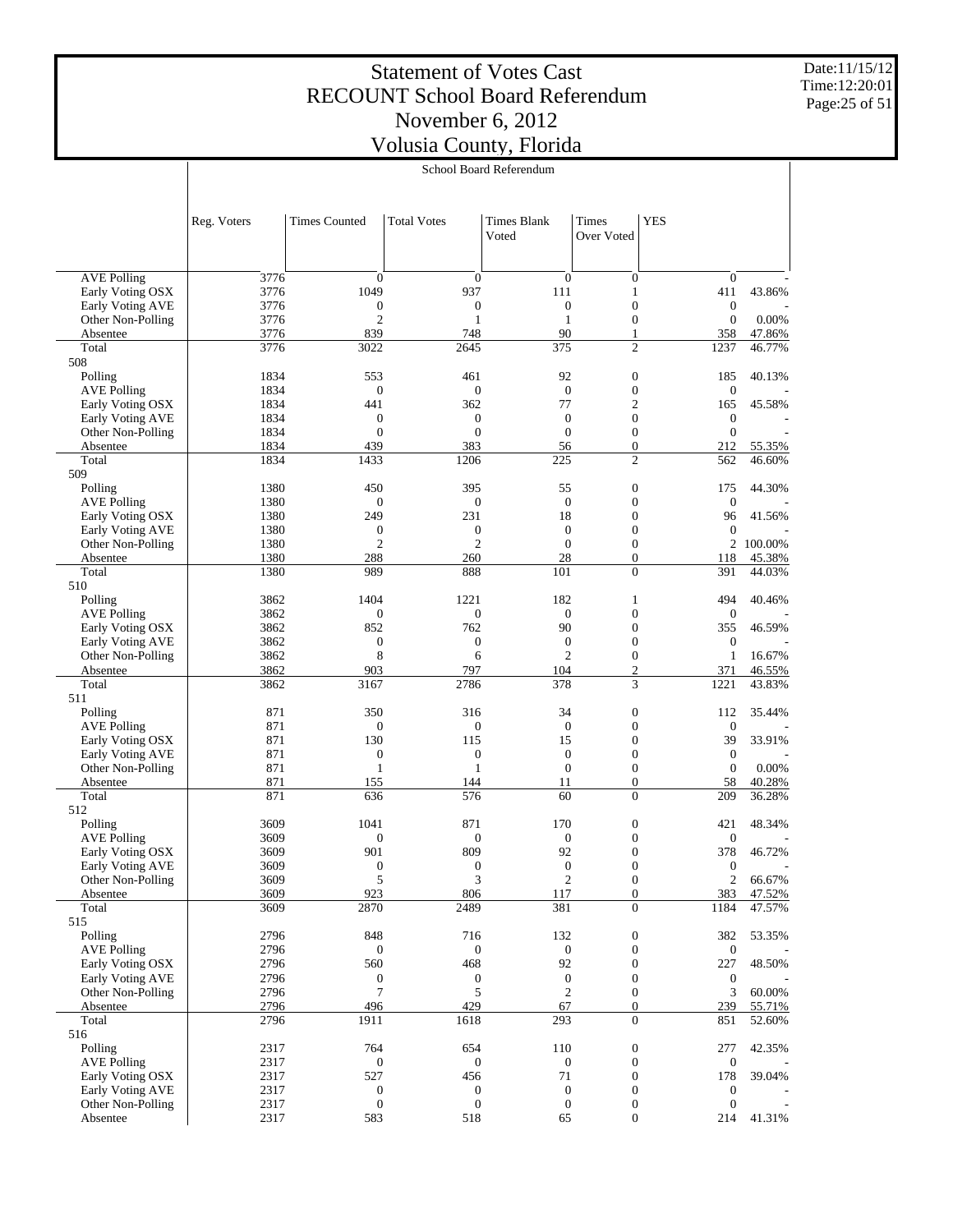# Statement of Votes Cast
# RECOUNT School Board Referendum
# November 6, 2012
# Volusia County, Florida

School Board Referendum

| | Reg. Voters | Times Counted | Total Votes | Times Blank Voted | Times Over Voted | YES | |
|---|---|---|---|---|---|---|---|
| AVE Polling | 3776 | 0 | 0 | 0 | 0 | 0 | - |
| Early Voting OSX | 3776 | 1049 | 937 | 111 | 1 | 411 | 43.86% |
| Early Voting AVE | 3776 | 0 | 0 | 0 | 0 | 0 | - |
| Other Non-Polling | 3776 | 2 | 1 | 1 | 0 | 0 | 0.00% |
| Absentee | 3776 | 839 | 748 | 90 | 1 | 358 | 47.86% |
| Total | 3776 | 3022 | 2645 | 375 | 2 | 1237 | 46.77% |
| 508 | | | | | | | |
| Polling | 1834 | 553 | 461 | 92 | 0 | 185 | 40.13% |
| AVE Polling | 1834 | 0 | 0 | 0 | 0 | 0 | - |
| Early Voting OSX | 1834 | 441 | 362 | 77 | 2 | 165 | 45.58% |
| Early Voting AVE | 1834 | 0 | 0 | 0 | 0 | 0 | - |
| Other Non-Polling | 1834 | 0 | 0 | 0 | 0 | 0 | - |
| Absentee | 1834 | 439 | 383 | 56 | 0 | 212 | 55.35% |
| Total | 1834 | 1433 | 1206 | 225 | 2 | 562 | 46.60% |
| 509 | | | | | | | |
| Polling | 1380 | 450 | 395 | 55 | 0 | 175 | 44.30% |
| AVE Polling | 1380 | 0 | 0 | 0 | 0 | 0 | - |
| Early Voting OSX | 1380 | 249 | 231 | 18 | 0 | 96 | 41.56% |
| Early Voting AVE | 1380 | 0 | 0 | 0 | 0 | 0 | - |
| Other Non-Polling | 1380 | 2 | 2 | 0 | 0 | 2 | 100.00% |
| Absentee | 1380 | 288 | 260 | 28 | 0 | 118 | 45.38% |
| Total | 1380 | 989 | 888 | 101 | 0 | 391 | 44.03% |
| 510 | | | | | | | |
| Polling | 3862 | 1404 | 1221 | 182 | 1 | 494 | 40.46% |
| AVE Polling | 3862 | 0 | 0 | 0 | 0 | 0 | - |
| Early Voting OSX | 3862 | 852 | 762 | 90 | 0 | 355 | 46.59% |
| Early Voting AVE | 3862 | 0 | 0 | 0 | 0 | 0 | - |
| Other Non-Polling | 3862 | 8 | 6 | 2 | 0 | 1 | 16.67% |
| Absentee | 3862 | 903 | 797 | 104 | 2 | 371 | 46.55% |
| Total | 3862 | 3167 | 2786 | 378 | 3 | 1221 | 43.83% |
| 511 | | | | | | | |
| Polling | 871 | 350 | 316 | 34 | 0 | 112 | 35.44% |
| AVE Polling | 871 | 0 | 0 | 0 | 0 | 0 | - |
| Early Voting OSX | 871 | 130 | 115 | 15 | 0 | 39 | 33.91% |
| Early Voting AVE | 871 | 0 | 0 | 0 | 0 | 0 | - |
| Other Non-Polling | 871 | 1 | 1 | 0 | 0 | 0 | 0.00% |
| Absentee | 871 | 155 | 144 | 11 | 0 | 58 | 40.28% |
| Total | 871 | 636 | 576 | 60 | 0 | 209 | 36.28% |
| 512 | | | | | | | |
| Polling | 3609 | 1041 | 871 | 170 | 0 | 421 | 48.34% |
| AVE Polling | 3609 | 0 | 0 | 0 | 0 | 0 | - |
| Early Voting OSX | 3609 | 901 | 809 | 92 | 0 | 378 | 46.72% |
| Early Voting AVE | 3609 | 0 | 0 | 0 | 0 | 0 | - |
| Other Non-Polling | 3609 | 5 | 3 | 2 | 0 | 2 | 66.67% |
| Absentee | 3609 | 923 | 806 | 117 | 0 | 383 | 47.52% |
| Total | 3609 | 2870 | 2489 | 381 | 0 | 1184 | 47.57% |
| 515 | | | | | | | |
| Polling | 2796 | 848 | 716 | 132 | 0 | 382 | 53.35% |
| AVE Polling | 2796 | 0 | 0 | 0 | 0 | 0 | - |
| Early Voting OSX | 2796 | 560 | 468 | 92 | 0 | 227 | 48.50% |
| Early Voting AVE | 2796 | 0 | 0 | 0 | 0 | 0 | - |
| Other Non-Polling | 2796 | 7 | 5 | 2 | 0 | 3 | 60.00% |
| Absentee | 2796 | 496 | 429 | 67 | 0 | 239 | 55.71% |
| Total | 2796 | 1911 | 1618 | 293 | 0 | 851 | 52.60% |
| 516 | | | | | | | |
| Polling | 2317 | 764 | 654 | 110 | 0 | 277 | 42.35% |
| AVE Polling | 2317 | 0 | 0 | 0 | 0 | 0 | - |
| Early Voting OSX | 2317 | 527 | 456 | 71 | 0 | 178 | 39.04% |
| Early Voting AVE | 2317 | 0 | 0 | 0 | 0 | 0 | - |
| Other Non-Polling | 2317 | 0 | 0 | 0 | 0 | 0 | - |
| Absentee | 2317 | 583 | 518 | 65 | 0 | 214 | 41.31% |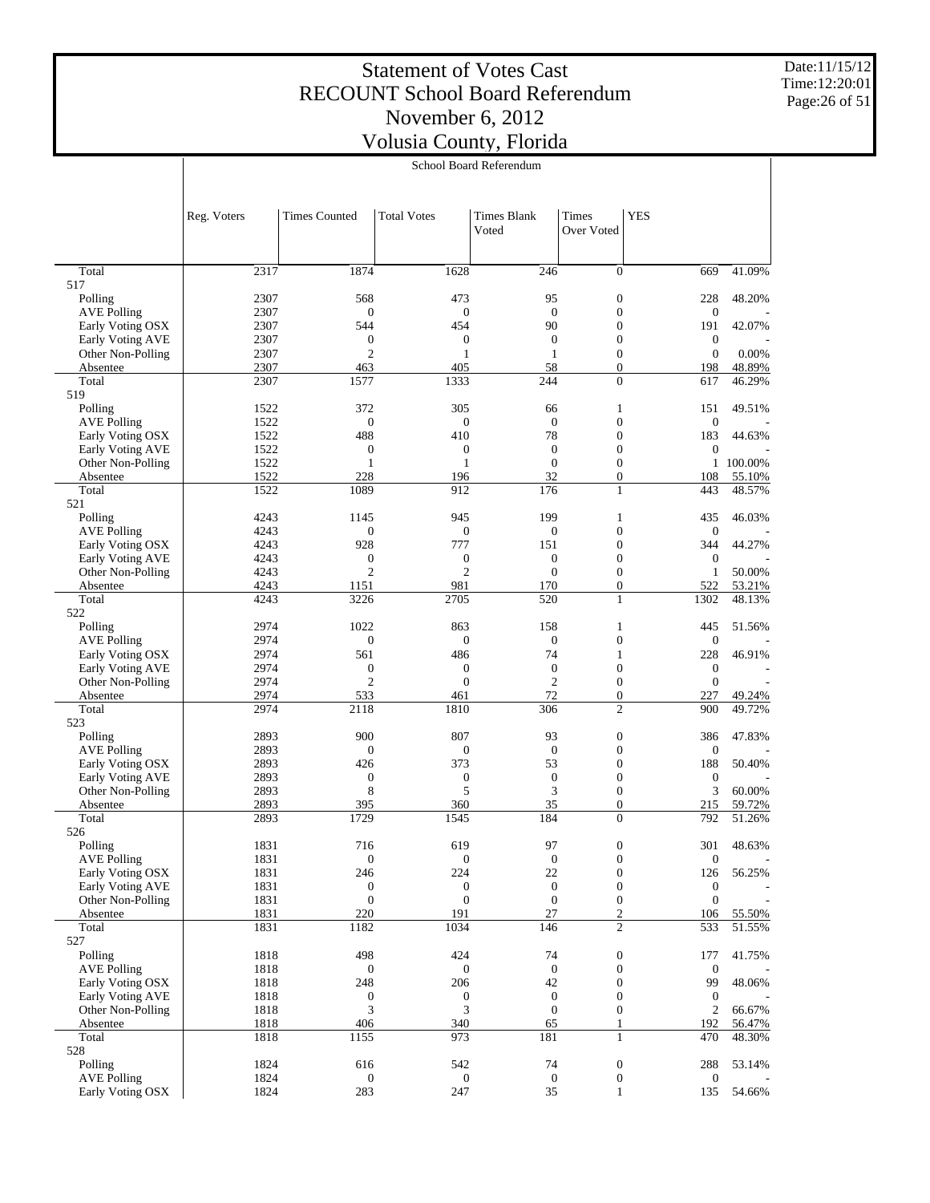# Statement of Votes Cast
# RECOUNT School Board Referendum
# November 6, 2012
# Volusia County, Florida

Date:11/15/12
Time:12:20:01

School Board Referendum

| | Reg. Voters | Times Counted | Total Votes | Times Blank Voted | Times Over Voted | YES | |
|---|---|---|---|---|---|---|---|
| Total | 2317 | 1874 | 1628 | 246 | 0 | 669 | 41.09% |
| 517 | | | | | | | |
| Polling | 2307 | 568 | 473 | 95 | 0 | 228 | 48.20% |
| AVE Polling | 2307 | 0 | 0 | 0 | 0 | 0 | - |
| Early Voting OSX | 2307 | 544 | 454 | 90 | 0 | 191 | 42.07% |
| Early Voting AVE | 2307 | 0 | 0 | 0 | 0 | 0 | - |
| Other Non-Polling | 2307 | 2 | 1 | 1 | 0 | 0 | 0.00% |
| Absentee | 2307 | 463 | 405 | 58 | 0 | 198 | 48.89% |
| Total | 2307 | 1577 | 1333 | 244 | 0 | 617 | 46.29% |
| 519 | | | | | | | |
| Polling | 1522 | 372 | 305 | 66 | 1 | 151 | 49.51% |
| AVE Polling | 1522 | 0 | 0 | 0 | 0 | 0 | - |
| Early Voting OSX | 1522 | 488 | 410 | 78 | 0 | 183 | 44.63% |
| Early Voting AVE | 1522 | 0 | 0 | 0 | 0 | 0 | - |
| Other Non-Polling | 1522 | 1 | 1 | 0 | 0 | 1 | 100.00% |
| Absentee | 1522 | 228 | 196 | 32 | 0 | 108 | 55.10% |
| Total | 1522 | 1089 | 912 | 176 | 1 | 443 | 48.57% |
| 521 | | | | | | | |
| Polling | 4243 | 1145 | 945 | 199 | 1 | 435 | 46.03% |
| AVE Polling | 4243 | 0 | 0 | 0 | 0 | 0 | - |
| Early Voting OSX | 4243 | 928 | 777 | 151 | 0 | 344 | 44.27% |
| Early Voting AVE | 4243 | 0 | 0 | 0 | 0 | 0 | - |
| Other Non-Polling | 4243 | 2 | 2 | 0 | 0 | 1 | 50.00% |
| Absentee | 4243 | 1151 | 981 | 170 | 0 | 522 | 53.21% |
| Total | 4243 | 3226 | 2705 | 520 | 1 | 1302 | 48.13% |
| 522 | | | | | | | |
| Polling | 2974 | 1022 | 863 | 158 | 1 | 445 | 51.56% |
| AVE Polling | 2974 | 0 | 0 | 0 | 0 | 0 | - |
| Early Voting OSX | 2974 | 561 | 486 | 74 | 1 | 228 | 46.91% |
| Early Voting AVE | 2974 | 0 | 0 | 0 | 0 | 0 | - |
| Other Non-Polling | 2974 | 2 | 0 | 2 | 0 | 0 | - |
| Absentee | 2974 | 533 | 461 | 72 | 0 | 227 | 49.24% |
| Total | 2974 | 2118 | 1810 | 306 | 2 | 900 | 49.72% |
| 523 | | | | | | | |
| Polling | 2893 | 900 | 807 | 93 | 0 | 386 | 47.83% |
| AVE Polling | 2893 | 0 | 0 | 0 | 0 | 0 | - |
| Early Voting OSX | 2893 | 426 | 373 | 53 | 0 | 188 | 50.40% |
| Early Voting AVE | 2893 | 0 | 0 | 0 | 0 | 0 | - |
| Other Non-Polling | 2893 | 8 | 5 | 3 | 0 | 3 | 60.00% |
| Absentee | 2893 | 395 | 360 | 35 | 0 | 215 | 59.72% |
| Total | 2893 | 1729 | 1545 | 184 | 0 | 792 | 51.26% |
| 526 | | | | | | | |
| Polling | 1831 | 716 | 619 | 97 | 0 | 301 | 48.63% |
| AVE Polling | 1831 | 0 | 0 | 0 | 0 | 0 | - |
| Early Voting OSX | 1831 | 246 | 224 | 22 | 0 | 126 | 56.25% |
| Early Voting AVE | 1831 | 0 | 0 | 0 | 0 | 0 | - |
| Other Non-Polling | 1831 | 0 | 0 | 0 | 0 | 0 | - |
| Absentee | 1831 | 220 | 191 | 27 | 2 | 106 | 55.50% |
| Total | 1831 | 1182 | 1034 | 146 | 2 | 533 | 51.55% |
| 527 | | | | | | | |
| Polling | 1818 | 498 | 424 | 74 | 0 | 177 | 41.75% |
| AVE Polling | 1818 | 0 | 0 | 0 | 0 | 0 | - |
| Early Voting OSX | 1818 | 248 | 206 | 42 | 0 | 99 | 48.06% |
| Early Voting AVE | 1818 | 0 | 0 | 0 | 0 | 0 | - |
| Other Non-Polling | 1818 | 3 | 3 | 0 | 0 | 2 | 66.67% |
| Absentee | 1818 | 406 | 340 | 65 | 1 | 192 | 56.47% |
| Total | 1818 | 1155 | 973 | 181 | 1 | 470 | 48.30% |
| 528 | | | | | | | |
| Polling | 1824 | 616 | 542 | 74 | 0 | 288 | 53.14% |
| AVE Polling | 1824 | 0 | 0 | 0 | 0 | 0 | - |
| Early Voting OSX | 1824 | 283 | 247 | 35 | 1 | 135 | 54.66% |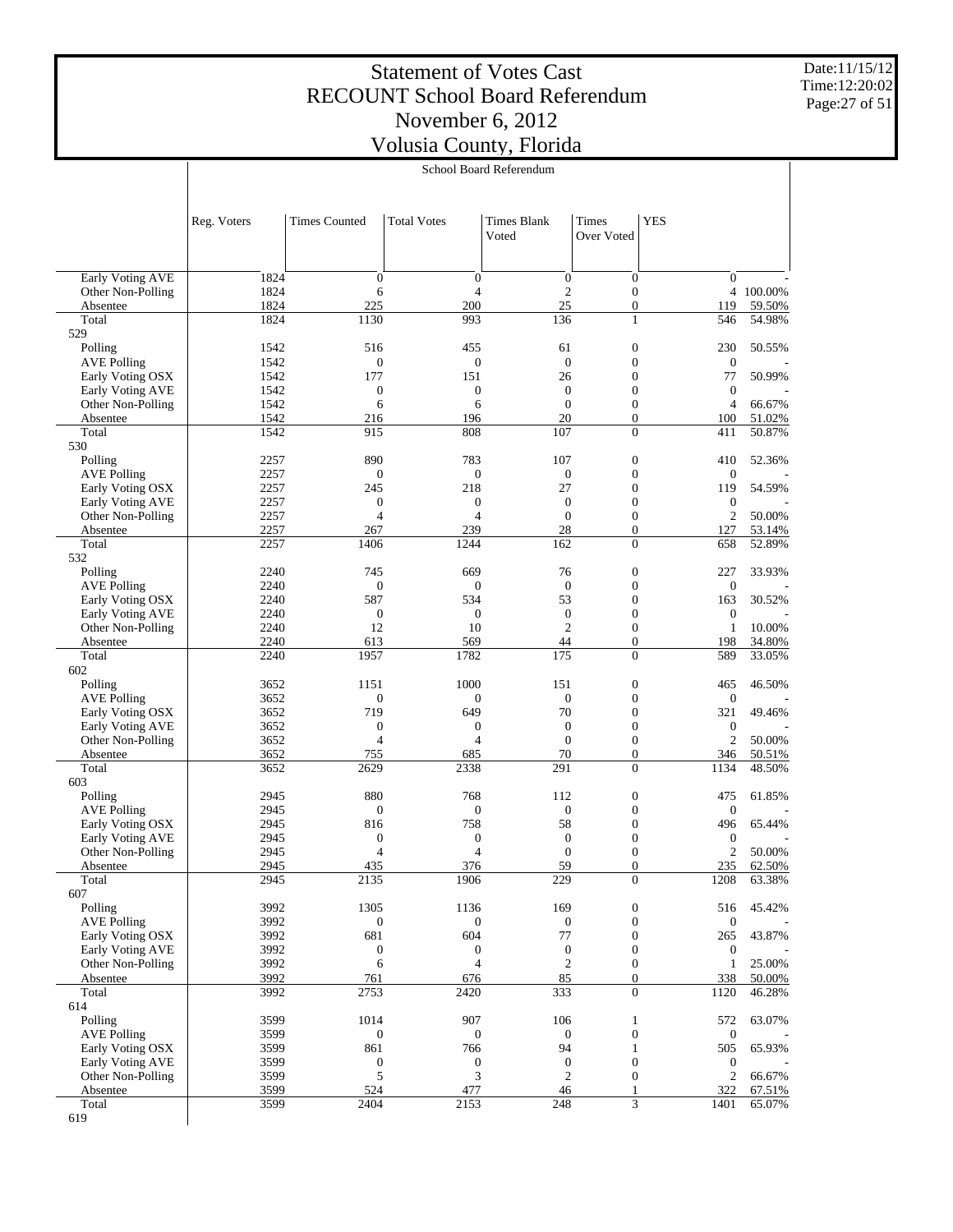# Statement of Votes Cast
## RECOUNT School Board Referendum
## November 6, 2012
## Volusia County, Florida

School Board Referendum

| | Reg. Voters | Times Counted | Total Votes | Times Blank Voted | Times Over Voted | YES | |
|---|---|---|---|---|---|---|---|
| Early Voting AVE | 1824 | 0 | 0 | 0 | 0 | 0 | - |
| Other Non-Polling | 1824 | 6 | 4 | 2 | 0 | 4 | 100.00% |
| Absentee | 1824 | 225 | 200 | 25 | 0 | 119 | 59.50% |
| Total | 1824 | 1130 | 993 | 136 | 1 | 546 | 54.98% |
| 529 | | | | | | | |
| Polling | 1542 | 516 | 455 | 61 | 0 | 230 | 50.55% |
| AVE Polling | 1542 | 0 | 0 | 0 | 0 | 0 | - |
| Early Voting OSX | 1542 | 177 | 151 | 26 | 0 | 77 | 50.99% |
| Early Voting AVE | 1542 | 0 | 0 | 0 | 0 | 0 | - |
| Other Non-Polling | 1542 | 6 | 6 | 0 | 0 | 4 | 66.67% |
| Absentee | 1542 | 216 | 196 | 20 | 0 | 100 | 51.02% |
| Total | 1542 | 915 | 808 | 107 | 0 | 411 | 50.87% |
| 530 | | | | | | | |
| Polling | 2257 | 890 | 783 | 107 | 0 | 410 | 52.36% |
| AVE Polling | 2257 | 0 | 0 | 0 | 0 | 0 | - |
| Early Voting OSX | 2257 | 245 | 218 | 27 | 0 | 119 | 54.59% |
| Early Voting AVE | 2257 | 0 | 0 | 0 | 0 | 0 | - |
| Other Non-Polling | 2257 | 4 | 4 | 0 | 0 | 2 | 50.00% |
| Absentee | 2257 | 267 | 239 | 28 | 0 | 127 | 53.14% |
| Total | 2257 | 1406 | 1244 | 162 | 0 | 658 | 52.89% |
| 532 | | | | | | | |
| Polling | 2240 | 745 | 669 | 76 | 0 | 227 | 33.93% |
| AVE Polling | 2240 | 0 | 0 | 0 | 0 | 0 | - |
| Early Voting OSX | 2240 | 587 | 534 | 53 | 0 | 163 | 30.52% |
| Early Voting AVE | 2240 | 0 | 0 | 0 | 0 | 0 | - |
| Other Non-Polling | 2240 | 12 | 10 | 2 | 0 | 1 | 10.00% |
| Absentee | 2240 | 613 | 569 | 44 | 0 | 198 | 34.80% |
| Total | 2240 | 1957 | 1782 | 175 | 0 | 589 | 33.05% |
| 602 | | | | | | | |
| Polling | 3652 | 1151 | 1000 | 151 | 0 | 465 | 46.50% |
| AVE Polling | 3652 | 0 | 0 | 0 | 0 | 0 | - |
| Early Voting OSX | 3652 | 719 | 649 | 70 | 0 | 321 | 49.46% |
| Early Voting AVE | 3652 | 0 | 0 | 0 | 0 | 0 | - |
| Other Non-Polling | 3652 | 4 | 4 | 0 | 0 | 2 | 50.00% |
| Absentee | 3652 | 755 | 685 | 70 | 0 | 346 | 50.51% |
| Total | 3652 | 2629 | 2338 | 291 | 0 | 1134 | 48.50% |
| 603 | | | | | | | |
| Polling | 2945 | 880 | 768 | 112 | 0 | 475 | 61.85% |
| AVE Polling | 2945 | 0 | 0 | 0 | 0 | 0 | - |
| Early Voting OSX | 2945 | 816 | 758 | 58 | 0 | 496 | 65.44% |
| Early Voting AVE | 2945 | 0 | 0 | 0 | 0 | 0 | - |
| Other Non-Polling | 2945 | 4 | 4 | 0 | 0 | 2 | 50.00% |
| Absentee | 2945 | 435 | 376 | 59 | 0 | 235 | 62.50% |
| Total | 2945 | 2135 | 1906 | 229 | 0 | 1208 | 63.38% |
| 607 | | | | | | | |
| Polling | 3992 | 1305 | 1136 | 169 | 0 | 516 | 45.42% |
| AVE Polling | 3992 | 0 | 0 | 0 | 0 | 0 | - |
| Early Voting OSX | 3992 | 681 | 604 | 77 | 0 | 265 | 43.87% |
| Early Voting AVE | 3992 | 0 | 0 | 0 | 0 | 0 | - |
| Other Non-Polling | 3992 | 6 | 4 | 2 | 0 | 1 | 25.00% |
| Absentee | 3992 | 761 | 676 | 85 | 0 | 338 | 50.00% |
| Total | 3992 | 2753 | 2420 | 333 | 0 | 1120 | 46.28% |
| 614 | | | | | | | |
| Polling | 3599 | 1014 | 907 | 106 | 1 | 572 | 63.07% |
| AVE Polling | 3599 | 0 | 0 | 0 | 0 | 0 | - |
| Early Voting OSX | 3599 | 861 | 766 | 94 | 1 | 505 | 65.93% |
| Early Voting AVE | 3599 | 0 | 0 | 0 | 0 | 0 | - |
| Other Non-Polling | 3599 | 5 | 3 | 2 | 0 | 2 | 66.67% |
| Absentee | 3599 | 524 | 477 | 46 | 1 | 322 | 67.51% |
| Total | 3599 | 2404 | 2153 | 248 | 3 | 1401 | 65.07% |
| 619 | | | | | | | |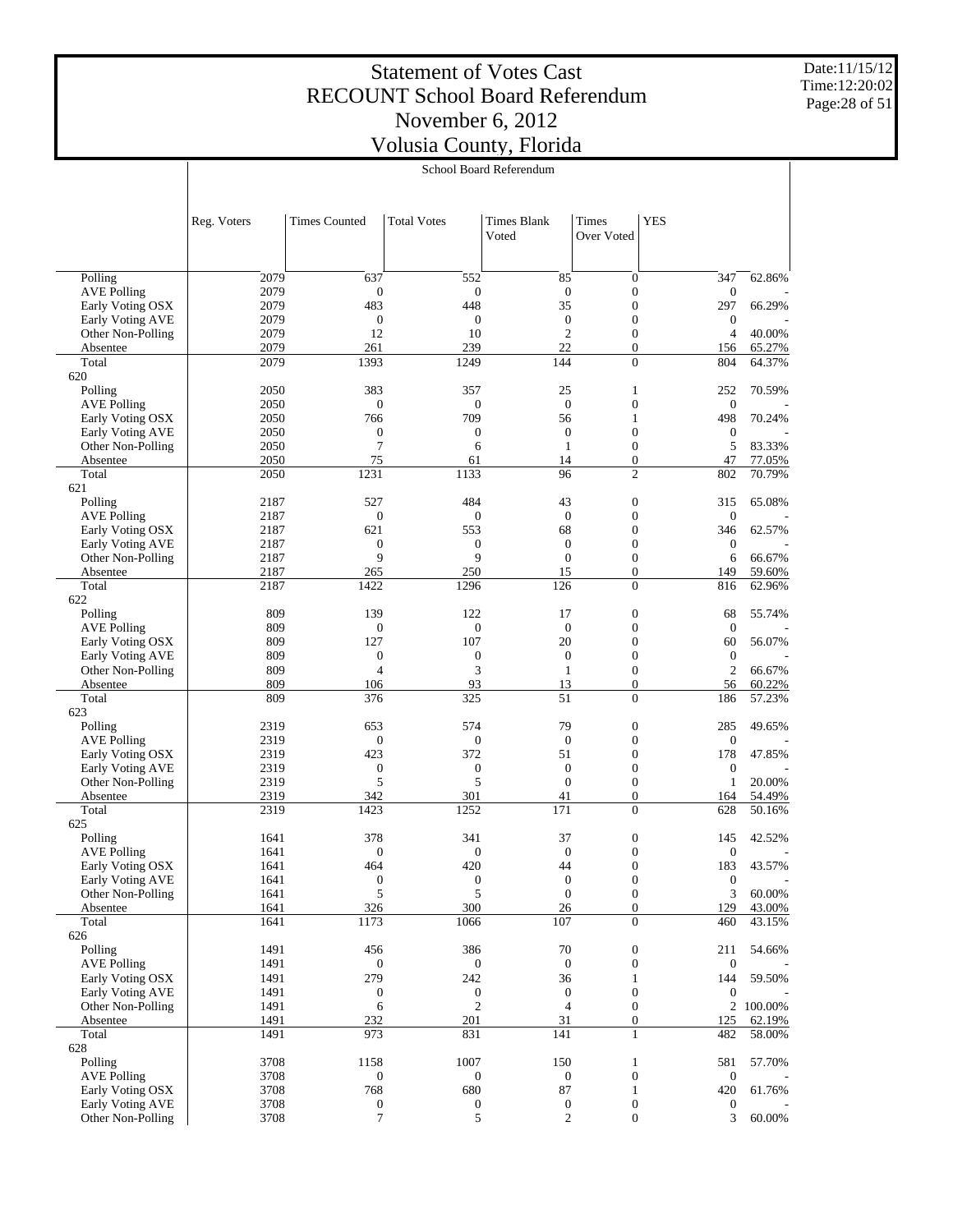# Statement of Votes Cast
# RECOUNT School Board Referendum
# November 6, 2012
# Volusia County, Florida

Date:11/15/12
Time:12:20:02

School Board Referendum

| | Reg. Voters | Times Counted | Total Votes | Times Blank Voted | Times Over Voted | YES | |
|---|---|---|---|---|---|---|---|
| Polling | 2079 | 637 | 552 | 85 | 0 | 347 | 62.86% |
| AVE Polling | 2079 | 0 | 0 | 0 | 0 | 0 | - |
| Early Voting OSX | 2079 | 483 | 448 | 35 | 0 | 297 | 66.29% |
| Early Voting AVE | 2079 | 0 | 0 | 0 | 0 | 0 | - |
| Other Non-Polling | 2079 | 12 | 10 | 2 | 0 | 4 | 40.00% |
| Absentee | 2079 | 261 | 239 | 22 | 0 | 156 | 65.27% |
| Total | 2079 | 1393 | 1249 | 144 | 0 | 804 | 64.37% |
| 620 | | | | | | | |
| Polling | 2050 | 383 | 357 | 25 | 1 | 252 | 70.59% |
| AVE Polling | 2050 | 0 | 0 | 0 | 0 | 0 | - |
| Early Voting OSX | 2050 | 766 | 709 | 56 | 1 | 498 | 70.24% |
| Early Voting AVE | 2050 | 0 | 0 | 0 | 0 | 0 | - |
| Other Non-Polling | 2050 | 7 | 6 | 1 | 0 | 5 | 83.33% |
| Absentee | 2050 | 75 | 61 | 14 | 0 | 47 | 77.05% |
| Total | 2050 | 1231 | 1133 | 96 | 2 | 802 | 70.79% |
| 621 | | | | | | | |
| Polling | 2187 | 527 | 484 | 43 | 0 | 315 | 65.08% |
| AVE Polling | 2187 | 0 | 0 | 0 | 0 | 0 | - |
| Early Voting OSX | 2187 | 621 | 553 | 68 | 0 | 346 | 62.57% |
| Early Voting AVE | 2187 | 0 | 0 | 0 | 0 | 0 | - |
| Other Non-Polling | 2187 | 9 | 9 | 0 | 0 | 6 | 66.67% |
| Absentee | 2187 | 265 | 250 | 15 | 0 | 149 | 59.60% |
| Total | 2187 | 1422 | 1296 | 126 | 0 | 816 | 62.96% |
| 622 | | | | | | | |
| Polling | 809 | 139 | 122 | 17 | 0 | 68 | 55.74% |
| AVE Polling | 809 | 0 | 0 | 0 | 0 | 0 | - |
| Early Voting OSX | 809 | 127 | 107 | 20 | 0 | 60 | 56.07% |
| Early Voting AVE | 809 | 0 | 0 | 0 | 0 | 0 | - |
| Other Non-Polling | 809 | 4 | 3 | 1 | 0 | 2 | 66.67% |
| Absentee | 809 | 106 | 93 | 13 | 0 | 56 | 60.22% |
| Total | 809 | 376 | 325 | 51 | 0 | 186 | 57.23% |
| 623 | | | | | | | |
| Polling | 2319 | 653 | 574 | 79 | 0 | 285 | 49.65% |
| AVE Polling | 2319 | 0 | 0 | 0 | 0 | 0 | - |
| Early Voting OSX | 2319 | 423 | 372 | 51 | 0 | 178 | 47.85% |
| Early Voting AVE | 2319 | 0 | 0 | 0 | 0 | 0 | - |
| Other Non-Polling | 2319 | 5 | 5 | 0 | 0 | 1 | 20.00% |
| Absentee | 2319 | 342 | 301 | 41 | 0 | 164 | 54.49% |
| Total | 2319 | 1423 | 1252 | 171 | 0 | 628 | 50.16% |
| 625 | | | | | | | |
| Polling | 1641 | 378 | 341 | 37 | 0 | 145 | 42.52% |
| AVE Polling | 1641 | 0 | 0 | 0 | 0 | 0 | - |
| Early Voting OSX | 1641 | 464 | 420 | 44 | 0 | 183 | 43.57% |
| Early Voting AVE | 1641 | 0 | 0 | 0 | 0 | 0 | - |
| Other Non-Polling | 1641 | 5 | 5 | 0 | 0 | 3 | 60.00% |
| Absentee | 1641 | 326 | 300 | 26 | 0 | 129 | 43.00% |
| Total | 1641 | 1173 | 1066 | 107 | 0 | 460 | 43.15% |
| 626 | | | | | | | |
| Polling | 1491 | 456 | 386 | 70 | 0 | 211 | 54.66% |
| AVE Polling | 1491 | 0 | 0 | 0 | 0 | 0 | - |
| Early Voting OSX | 1491 | 279 | 242 | 36 | 1 | 144 | 59.50% |
| Early Voting AVE | 1491 | 0 | 0 | 0 | 0 | 0 | - |
| Other Non-Polling | 1491 | 6 | 2 | 4 | 0 | 2 | 100.00% |
| Absentee | 1491 | 232 | 201 | 31 | 0 | 125 | 62.19% |
| Total | 1491 | 973 | 831 | 141 | 1 | 482 | 58.00% |
| 628 | | | | | | | |
| Polling | 3708 | 1158 | 1007 | 150 | 1 | 581 | 57.70% |
| AVE Polling | 3708 | 0 | 0 | 0 | 0 | 0 | - |
| Early Voting OSX | 3708 | 768 | 680 | 87 | 1 | 420 | 61.76% |
| Early Voting AVE | 3708 | 0 | 0 | 0 | 0 | 0 | - |
| Other Non-Polling | 3708 | 7 | 5 | 2 | 0 | 3 | 60.00% |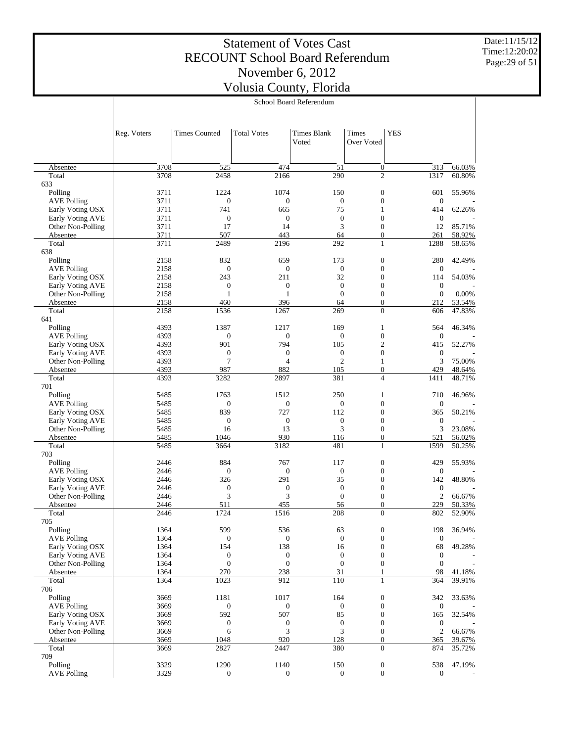# Statement of Votes Cast
# RECOUNT School Board Referendum
# November 6, 2012
# Volusia County, Florida

School Board Referendum

| | Reg. Voters | Times Counted | Total Votes | Times Blank Voted | Times Over Voted | YES | |
|---|---|---|---|---|---|---|---|
| Absentee | 3708 | 525 | 474 | 51 | 0 | 313 | 66.03% |
| Total | 3708 | 2458 | 2166 | 290 | 2 | 1317 | 60.80% |
| 633 | | | | | | | |
| Polling | 3711 | 1224 | 1074 | 150 | 0 | 601 | 55.96% |
| AVE Polling | 3711 | 0 | 0 | 0 | 0 | 0 | - |
| Early Voting OSX | 3711 | 741 | 665 | 75 | 1 | 414 | 62.26% |
| Early Voting AVE | 3711 | 0 | 0 | 0 | 0 | 0 | - |
| Other Non-Polling | 3711 | 17 | 14 | 3 | 0 | 12 | 85.71% |
| Absentee | 3711 | 507 | 443 | 64 | 0 | 261 | 58.92% |
| Total | 3711 | 2489 | 2196 | 292 | 1 | 1288 | 58.65% |
| 638 | | | | | | | |
| Polling | 2158 | 832 | 659 | 173 | 0 | 280 | 42.49% |
| AVE Polling | 2158 | 0 | 0 | 0 | 0 | 0 | - |
| Early Voting OSX | 2158 | 243 | 211 | 32 | 0 | 114 | 54.03% |
| Early Voting AVE | 2158 | 0 | 0 | 0 | 0 | 0 | - |
| Other Non-Polling | 2158 | 1 | 1 | 0 | 0 | 0 | 0.00% |
| Absentee | 2158 | 460 | 396 | 64 | 0 | 212 | 53.54% |
| Total | 2158 | 1536 | 1267 | 269 | 0 | 606 | 47.83% |
| 641 | | | | | | | |
| Polling | 4393 | 1387 | 1217 | 169 | 1 | 564 | 46.34% |
| AVE Polling | 4393 | 0 | 0 | 0 | 0 | 0 | - |
| Early Voting OSX | 4393 | 901 | 794 | 105 | 2 | 415 | 52.27% |
| Early Voting AVE | 4393 | 0 | 0 | 0 | 0 | 0 | - |
| Other Non-Polling | 4393 | 7 | 4 | 2 | 1 | 3 | 75.00% |
| Absentee | 4393 | 987 | 882 | 105 | 0 | 429 | 48.64% |
| Total | 4393 | 3282 | 2897 | 381 | 4 | 1411 | 48.71% |
| 701 | | | | | | | |
| Polling | 5485 | 1763 | 1512 | 250 | 1 | 710 | 46.96% |
| AVE Polling | 5485 | 0 | 0 | 0 | 0 | 0 | - |
| Early Voting OSX | 5485 | 839 | 727 | 112 | 0 | 365 | 50.21% |
| Early Voting AVE | 5485 | 0 | 0 | 0 | 0 | 0 | - |
| Other Non-Polling | 5485 | 16 | 13 | 3 | 0 | 3 | 23.08% |
| Absentee | 5485 | 1046 | 930 | 116 | 0 | 521 | 56.02% |
| Total | 5485 | 3664 | 3182 | 481 | 1 | 1599 | 50.25% |
| 703 | | | | | | | |
| Polling | 2446 | 884 | 767 | 117 | 0 | 429 | 55.93% |
| AVE Polling | 2446 | 0 | 0 | 0 | 0 | 0 | - |
| Early Voting OSX | 2446 | 326 | 291 | 35 | 0 | 142 | 48.80% |
| Early Voting AVE | 2446 | 0 | 0 | 0 | 0 | 0 | - |
| Other Non-Polling | 2446 | 3 | 3 | 0 | 0 | 2 | 66.67% |
| Absentee | 2446 | 511 | 455 | 56 | 0 | 229 | 50.33% |
| Total | 2446 | 1724 | 1516 | 208 | 0 | 802 | 52.90% |
| 705 | | | | | | | |
| Polling | 1364 | 599 | 536 | 63 | 0 | 198 | 36.94% |
| AVE Polling | 1364 | 0 | 0 | 0 | 0 | 0 | - |
| Early Voting OSX | 1364 | 154 | 138 | 16 | 0 | 68 | 49.28% |
| Early Voting AVE | 1364 | 0 | 0 | 0 | 0 | 0 | - |
| Other Non-Polling | 1364 | 0 | 0 | 0 | 0 | 0 | - |
| Absentee | 1364 | 270 | 238 | 31 | 1 | 98 | 41.18% |
| Total | 1364 | 1023 | 912 | 110 | 1 | 364 | 39.91% |
| 706 | | | | | | | |
| Polling | 3669 | 1181 | 1017 | 164 | 0 | 342 | 33.63% |
| AVE Polling | 3669 | 0 | 0 | 0 | 0 | 0 | - |
| Early Voting OSX | 3669 | 592 | 507 | 85 | 0 | 165 | 32.54% |
| Early Voting AVE | 3669 | 0 | 0 | 0 | 0 | 0 | - |
| Other Non-Polling | 3669 | 6 | 3 | 3 | 0 | 2 | 66.67% |
| Absentee | 3669 | 1048 | 920 | 128 | 0 | 365 | 39.67% |
| Total | 3669 | 2827 | 2447 | 380 | 0 | 874 | 35.72% |
| 709 | | | | | | | |
| Polling | 3329 | 1290 | 1140 | 150 | 0 | 538 | 47.19% |
| AVE Polling | 3329 | 0 | 0 | 0 | 0 | 0 | - |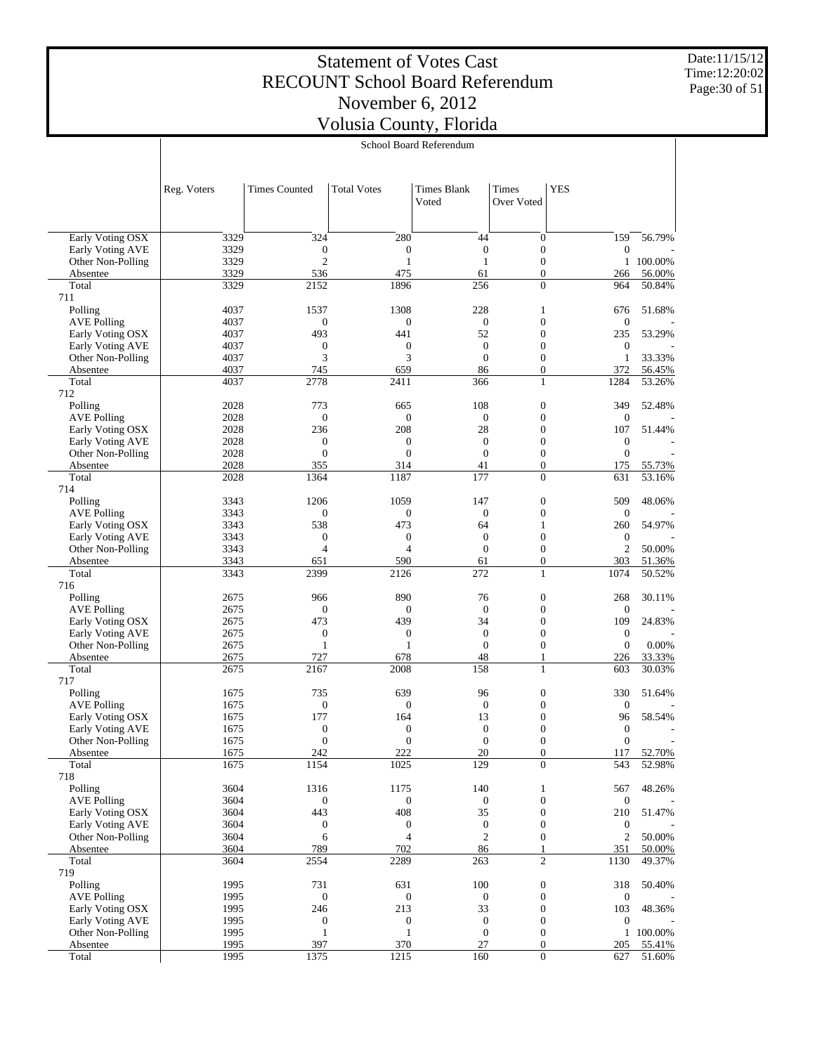# Statement of Votes Cast
# RECOUNT School Board Referendum
# November 6, 2012
# Volusia County, Florida

Date:11/15/12
Time:12:20:02

School Board Referendum

| | Reg. Voters | Times Counted | Total Votes | Times Blank Voted | Times Over Voted | YES | |
|---|---|---|---|---|---|---|---|
| Early Voting OSX | 3329 | 324 | 280 | 44 | 0 | 159 | 56.79% |
| Early Voting AVE | 3329 | 0 | 0 | 0 | 0 | 0 | - |
| Other Non-Polling | 3329 | 2 | 1 | 1 | 0 | 1 | 100.00% |
| Absentee | 3329 | 536 | 475 | 61 | 0 | 266 | 56.00% |
| Total | 3329 | 2152 | 1896 | 256 | 0 | 964 | 50.84% |
| 711 | | | | | | | |
| Polling | 4037 | 1537 | 1308 | 228 | 1 | 676 | 51.68% |
| AVE Polling | 4037 | 0 | 0 | 0 | 0 | 0 | - |
| Early Voting OSX | 4037 | 493 | 441 | 52 | 0 | 235 | 53.29% |
| Early Voting AVE | 4037 | 0 | 0 | 0 | 0 | 0 | - |
| Other Non-Polling | 4037 | 3 | 3 | 0 | 0 | 1 | 33.33% |
| Absentee | 4037 | 745 | 659 | 86 | 0 | 372 | 56.45% |
| Total | 4037 | 2778 | 2411 | 366 | 1 | 1284 | 53.26% |
| 712 | | | | | | | |
| Polling | 2028 | 773 | 665 | 108 | 0 | 349 | 52.48% |
| AVE Polling | 2028 | 0 | 0 | 0 | 0 | 0 | - |
| Early Voting OSX | 2028 | 236 | 208 | 28 | 0 | 107 | 51.44% |
| Early Voting AVE | 2028 | 0 | 0 | 0 | 0 | 0 | - |
| Other Non-Polling | 2028 | 0 | 0 | 0 | 0 | 0 | - |
| Absentee | 2028 | 355 | 314 | 41 | 0 | 175 | 55.73% |
| Total | 2028 | 1364 | 1187 | 177 | 0 | 631 | 53.16% |
| 714 | | | | | | | |
| Polling | 3343 | 1206 | 1059 | 147 | 0 | 509 | 48.06% |
| AVE Polling | 3343 | 0 | 0 | 0 | 0 | 0 | - |
| Early Voting OSX | 3343 | 538 | 473 | 64 | 1 | 260 | 54.97% |
| Early Voting AVE | 3343 | 0 | 0 | 0 | 0 | 0 | - |
| Other Non-Polling | 3343 | 4 | 4 | 0 | 0 | 2 | 50.00% |
| Absentee | 3343 | 651 | 590 | 61 | 0 | 303 | 51.36% |
| Total | 3343 | 2399 | 2126 | 272 | 1 | 1074 | 50.52% |
| 716 | | | | | | | |
| Polling | 2675 | 966 | 890 | 76 | 0 | 268 | 30.11% |
| AVE Polling | 2675 | 0 | 0 | 0 | 0 | 0 | - |
| Early Voting OSX | 2675 | 473 | 439 | 34 | 0 | 109 | 24.83% |
| Early Voting AVE | 2675 | 0 | 0 | 0 | 0 | 0 | - |
| Other Non-Polling | 2675 | 1 | 1 | 0 | 0 | 0 | 0.00% |
| Absentee | 2675 | 727 | 678 | 48 | 1 | 226 | 33.33% |
| Total | 2675 | 2167 | 2008 | 158 | 1 | 603 | 30.03% |
| 717 | | | | | | | |
| Polling | 1675 | 735 | 639 | 96 | 0 | 330 | 51.64% |
| AVE Polling | 1675 | 0 | 0 | 0 | 0 | 0 | - |
| Early Voting OSX | 1675 | 177 | 164 | 13 | 0 | 96 | 58.54% |
| Early Voting AVE | 1675 | 0 | 0 | 0 | 0 | 0 | - |
| Other Non-Polling | 1675 | 0 | 0 | 0 | 0 | 0 | - |
| Absentee | 1675 | 242 | 222 | 20 | 0 | 117 | 52.70% |
| Total | 1675 | 1154 | 1025 | 129 | 0 | 543 | 52.98% |
| 718 | | | | | | | |
| Polling | 3604 | 1316 | 1175 | 140 | 1 | 567 | 48.26% |
| AVE Polling | 3604 | 0 | 0 | 0 | 0 | 0 | - |
| Early Voting OSX | 3604 | 443 | 408 | 35 | 0 | 210 | 51.47% |
| Early Voting AVE | 3604 | 0 | 0 | 0 | 0 | 0 | - |
| Other Non-Polling | 3604 | 6 | 4 | 2 | 0 | 2 | 50.00% |
| Absentee | 3604 | 789 | 702 | 86 | 1 | 351 | 50.00% |
| Total | 3604 | 2554 | 2289 | 263 | 2 | 1130 | 49.37% |
| 719 | | | | | | | |
| Polling | 1995 | 731 | 631 | 100 | 0 | 318 | 50.40% |
| AVE Polling | 1995 | 0 | 0 | 0 | 0 | 0 | - |
| Early Voting OSX | 1995 | 246 | 213 | 33 | 0 | 103 | 48.36% |
| Early Voting AVE | 1995 | 0 | 0 | 0 | 0 | 0 | - |
| Other Non-Polling | 1995 | 1 | 1 | 0 | 0 | 1 | 100.00% |
| Absentee | 1995 | 397 | 370 | 27 | 0 | 205 | 55.41% |
| Total | 1995 | 1375 | 1215 | 160 | 0 | 627 | 51.60% |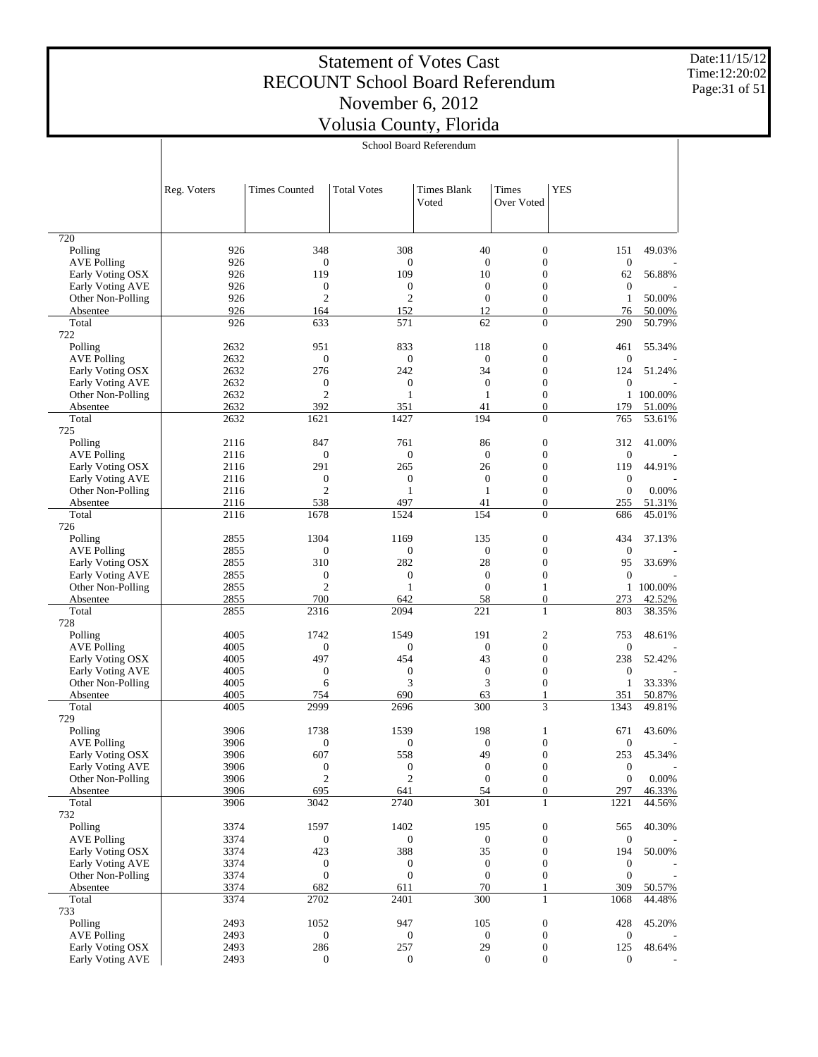# Statement of Votes Cast
## RECOUNT School Board Referendum
## November 6, 2012
## Volusia County, Florida

Date:11/15/12
Time:12:20:02

School Board Referendum

| | Reg. Voters | Times Counted | Total Votes | Times Blank Voted | Times Over Voted | YES | |
|---|---|---|---|---|---|---|---|
| 720 | | | | | | | |
| Polling | 926 | 348 | 308 | 40 | 0 | 151 | 49.03% |
| AVE Polling | 926 | 0 | 0 | 0 | 0 | 0 | - |
| Early Voting OSX | 926 | 119 | 109 | 10 | 0 | 62 | 56.88% |
| Early Voting AVE | 926 | 0 | 0 | 0 | 0 | 0 | - |
| Other Non-Polling | 926 | 2 | 2 | 0 | 0 | 1 | 50.00% |
| Absentee | 926 | 164 | 152 | 12 | 0 | 76 | 50.00% |
| Total | 926 | 633 | 571 | 62 | 0 | 290 | 50.79% |
| 722 | | | | | | | |
| Polling | 2632 | 951 | 833 | 118 | 0 | 461 | 55.34% |
| AVE Polling | 2632 | 0 | 0 | 0 | 0 | 0 | - |
| Early Voting OSX | 2632 | 276 | 242 | 34 | 0 | 124 | 51.24% |
| Early Voting AVE | 2632 | 0 | 0 | 0 | 0 | 0 | - |
| Other Non-Polling | 2632 | 2 | 1 | 1 | 0 | 1 | 100.00% |
| Absentee | 2632 | 392 | 351 | 41 | 0 | 179 | 51.00% |
| Total | 2632 | 1621 | 1427 | 194 | 0 | 765 | 53.61% |
| 725 | | | | | | | |
| Polling | 2116 | 847 | 761 | 86 | 0 | 312 | 41.00% |
| AVE Polling | 2116 | 0 | 0 | 0 | 0 | 0 | - |
| Early Voting OSX | 2116 | 291 | 265 | 26 | 0 | 119 | 44.91% |
| Early Voting AVE | 2116 | 0 | 0 | 0 | 0 | 0 | - |
| Other Non-Polling | 2116 | 2 | 1 | 1 | 0 | 0 | 0.00% |
| Absentee | 2116 | 538 | 497 | 41 | 0 | 255 | 51.31% |
| Total | 2116 | 1678 | 1524 | 154 | 0 | 686 | 45.01% |
| 726 | | | | | | | |
| Polling | 2855 | 1304 | 1169 | 135 | 0 | 434 | 37.13% |
| AVE Polling | 2855 | 0 | 0 | 0 | 0 | 0 | - |
| Early Voting OSX | 2855 | 310 | 282 | 28 | 0 | 95 | 33.69% |
| Early Voting AVE | 2855 | 0 | 0 | 0 | 0 | 0 | - |
| Other Non-Polling | 2855 | 2 | 1 | 0 | 1 | 1 | 100.00% |
| Absentee | 2855 | 700 | 642 | 58 | 0 | 273 | 42.52% |
| Total | 2855 | 2316 | 2094 | 221 | 1 | 803 | 38.35% |
| 728 | | | | | | | |
| Polling | 4005 | 1742 | 1549 | 191 | 2 | 753 | 48.61% |
| AVE Polling | 4005 | 0 | 0 | 0 | 0 | 0 | - |
| Early Voting OSX | 4005 | 497 | 454 | 43 | 0 | 238 | 52.42% |
| Early Voting AVE | 4005 | 0 | 0 | 0 | 0 | 0 | - |
| Other Non-Polling | 4005 | 6 | 3 | 3 | 0 | 1 | 33.33% |
| Absentee | 4005 | 754 | 690 | 63 | 1 | 351 | 50.87% |
| Total | 4005 | 2999 | 2696 | 300 | 3 | 1343 | 49.81% |
| 729 | | | | | | | |
| Polling | 3906 | 1738 | 1539 | 198 | 1 | 671 | 43.60% |
| AVE Polling | 3906 | 0 | 0 | 0 | 0 | 0 | - |
| Early Voting OSX | 3906 | 607 | 558 | 49 | 0 | 253 | 45.34% |
| Early Voting AVE | 3906 | 0 | 0 | 0 | 0 | 0 | - |
| Other Non-Polling | 3906 | 2 | 2 | 0 | 0 | 0 | 0.00% |
| Absentee | 3906 | 695 | 641 | 54 | 0 | 297 | 46.33% |
| Total | 3906 | 3042 | 2740 | 301 | 1 | 1221 | 44.56% |
| 732 | | | | | | | |
| Polling | 3374 | 1597 | 1402 | 195 | 0 | 565 | 40.30% |
| AVE Polling | 3374 | 0 | 0 | 0 | 0 | 0 | - |
| Early Voting OSX | 3374 | 423 | 388 | 35 | 0 | 194 | 50.00% |
| Early Voting AVE | 3374 | 0 | 0 | 0 | 0 | 0 | - |
| Other Non-Polling | 3374 | 0 | 0 | 0 | 0 | 0 | - |
| Absentee | 3374 | 682 | 611 | 70 | 1 | 309 | 50.57% |
| Total | 3374 | 2702 | 2401 | 300 | 1 | 1068 | 44.48% |
| 733 | | | | | | | |
| Polling | 2493 | 1052 | 947 | 105 | 0 | 428 | 45.20% |
| AVE Polling | 2493 | 0 | 0 | 0 | 0 | 0 | - |
| Early Voting OSX | 2493 | 286 | 257 | 29 | 0 | 125 | 48.64% |
| Early Voting AVE | 2493 | 0 | 0 | 0 | 0 | 0 | - |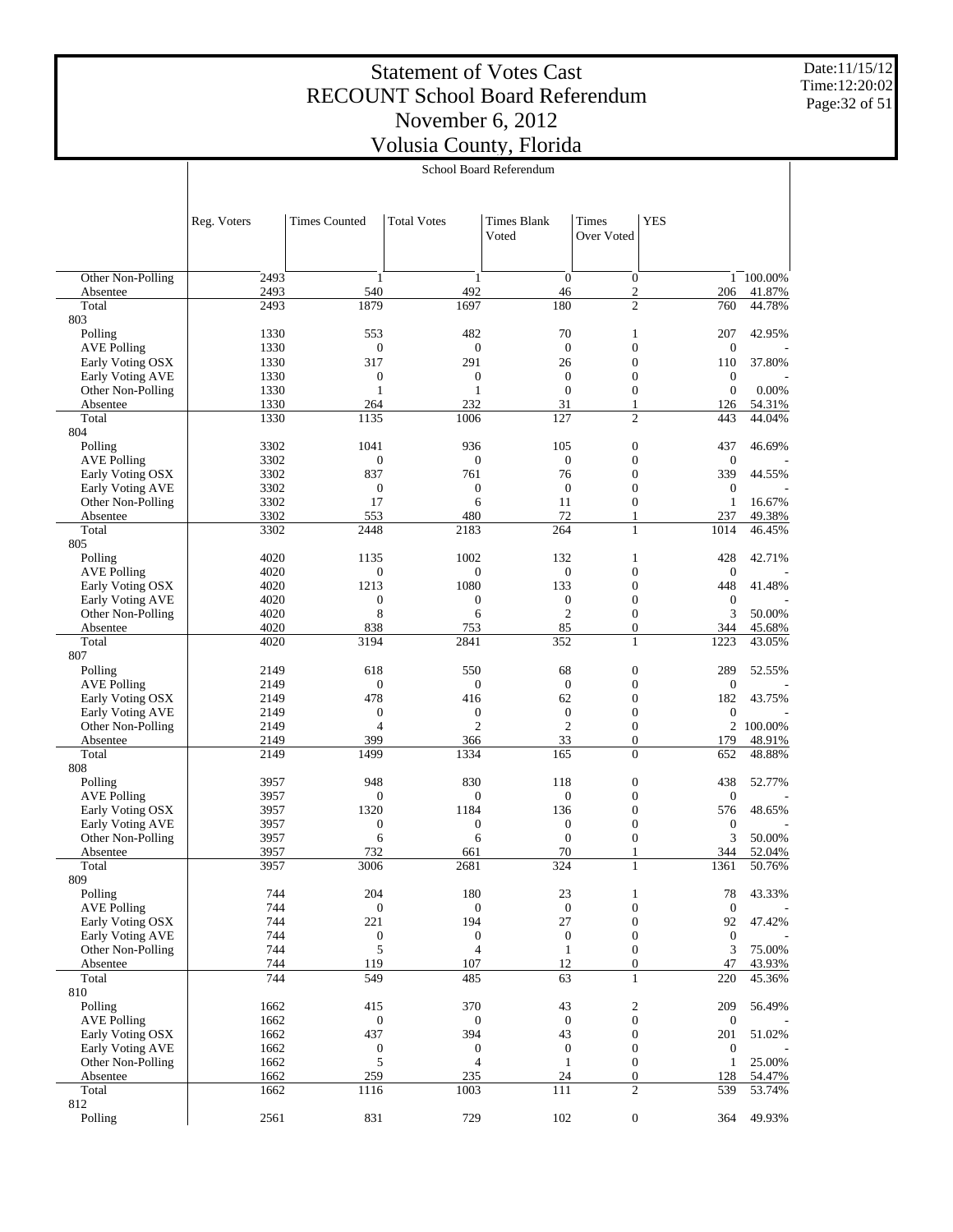# Statement of Votes Cast
# RECOUNT School Board Referendum
# November 6, 2012
# Volusia County, Florida

School Board Referendum

| | Reg. Voters | Times Counted | Total Votes | Times Blank Voted | Times Over Voted | YES | |
|---|---|---|---|---|---|---|---|
| Other Non-Polling | 2493 | 1 | 1 | 0 | 0 | 1 | 100.00% |
| Absentee | 2493 | 540 | 492 | 46 | 2 | 206 | 41.87% |
| Total | 2493 | 1879 | 1697 | 180 | 2 | 760 | 44.78% |
| 803 | | | | | | | |
| Polling | 1330 | 553 | 482 | 70 | 1 | 207 | 42.95% |
| AVE Polling | 1330 | 0 | 0 | 0 | 0 | 0 | - |
| Early Voting OSX | 1330 | 317 | 291 | 26 | 0 | 110 | 37.80% |
| Early Voting AVE | 1330 | 0 | 0 | 0 | 0 | 0 | - |
| Other Non-Polling | 1330 | 1 | 1 | 0 | 0 | 0 | 0.00% |
| Absentee | 1330 | 264 | 232 | 31 | 1 | 126 | 54.31% |
| Total | 1330 | 1135 | 1006 | 127 | 2 | 443 | 44.04% |
| 804 | | | | | | | |
| Polling | 3302 | 1041 | 936 | 105 | 0 | 437 | 46.69% |
| AVE Polling | 3302 | 0 | 0 | 0 | 0 | 0 | - |
| Early Voting OSX | 3302 | 837 | 761 | 76 | 0 | 339 | 44.55% |
| Early Voting AVE | 3302 | 0 | 0 | 0 | 0 | 0 | - |
| Other Non-Polling | 3302 | 17 | 6 | 11 | 0 | 1 | 16.67% |
| Absentee | 3302 | 553 | 480 | 72 | 1 | 237 | 49.38% |
| Total | 3302 | 2448 | 2183 | 264 | 1 | 1014 | 46.45% |
| 805 | | | | | | | |
| Polling | 4020 | 1135 | 1002 | 132 | 1 | 428 | 42.71% |
| AVE Polling | 4020 | 0 | 0 | 0 | 0 | 0 | - |
| Early Voting OSX | 4020 | 1213 | 1080 | 133 | 0 | 448 | 41.48% |
| Early Voting AVE | 4020 | 0 | 0 | 0 | 0 | 0 | - |
| Other Non-Polling | 4020 | 8 | 6 | 2 | 0 | 3 | 50.00% |
| Absentee | 4020 | 838 | 753 | 85 | 0 | 344 | 45.68% |
| Total | 4020 | 3194 | 2841 | 352 | 1 | 1223 | 43.05% |
| 807 | | | | | | | |
| Polling | 2149 | 618 | 550 | 68 | 0 | 289 | 52.55% |
| AVE Polling | 2149 | 0 | 0 | 0 | 0 | 0 | - |
| Early Voting OSX | 2149 | 478 | 416 | 62 | 0 | 182 | 43.75% |
| Early Voting AVE | 2149 | 0 | 0 | 0 | 0 | 0 | - |
| Other Non-Polling | 2149 | 4 | 2 | 2 | 0 | 2 | 100.00% |
| Absentee | 2149 | 399 | 366 | 33 | 0 | 179 | 48.91% |
| Total | 2149 | 1499 | 1334 | 165 | 0 | 652 | 48.88% |
| 808 | | | | | | | |
| Polling | 3957 | 948 | 830 | 118 | 0 | 438 | 52.77% |
| AVE Polling | 3957 | 0 | 0 | 0 | 0 | 0 | - |
| Early Voting OSX | 3957 | 1320 | 1184 | 136 | 0 | 576 | 48.65% |
| Early Voting AVE | 3957 | 0 | 0 | 0 | 0 | 0 | - |
| Other Non-Polling | 3957 | 6 | 6 | 0 | 0 | 3 | 50.00% |
| Absentee | 3957 | 732 | 661 | 70 | 1 | 344 | 52.04% |
| Total | 3957 | 3006 | 2681 | 324 | 1 | 1361 | 50.76% |
| 809 | | | | | | | |
| Polling | 744 | 204 | 180 | 23 | 1 | 78 | 43.33% |
| AVE Polling | 744 | 0 | 0 | 0 | 0 | 0 | - |
| Early Voting OSX | 744 | 221 | 194 | 27 | 0 | 92 | 47.42% |
| Early Voting AVE | 744 | 0 | 0 | 0 | 0 | 0 | - |
| Other Non-Polling | 744 | 5 | 4 | 1 | 0 | 3 | 75.00% |
| Absentee | 744 | 119 | 107 | 12 | 0 | 47 | 43.93% |
| Total | 744 | 549 | 485 | 63 | 1 | 220 | 45.36% |
| 810 | | | | | | | |
| Polling | 1662 | 415 | 370 | 43 | 2 | 209 | 56.49% |
| AVE Polling | 1662 | 0 | 0 | 0 | 0 | 0 | - |
| Early Voting OSX | 1662 | 437 | 394 | 43 | 0 | 201 | 51.02% |
| Early Voting AVE | 1662 | 0 | 0 | 0 | 0 | 0 | - |
| Other Non-Polling | 1662 | 5 | 4 | 1 | 0 | 1 | 25.00% |
| Absentee | 1662 | 259 | 235 | 24 | 0 | 128 | 54.47% |
| Total | 1662 | 1116 | 1003 | 111 | 2 | 539 | 53.74% |
| 812 | | | | | | | |
| Polling | 2561 | 831 | 729 | 102 | 0 | 364 | 49.93% |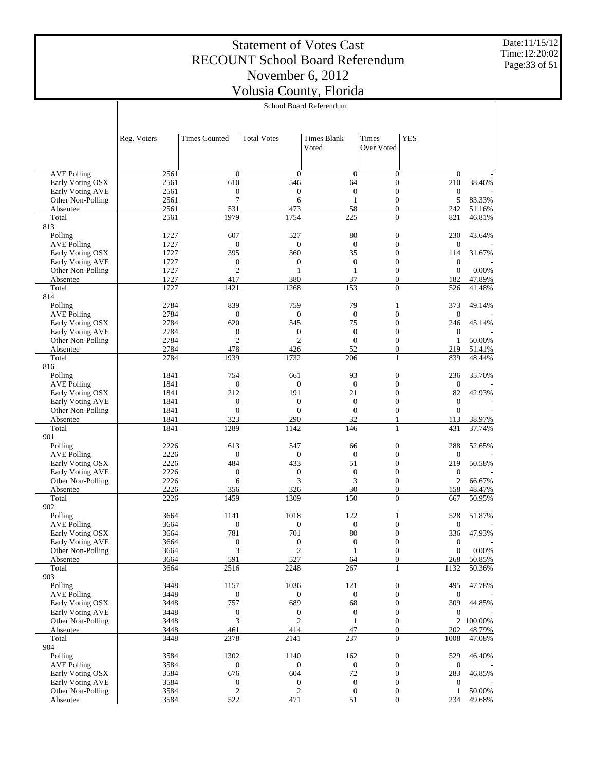# Statement of Votes Cast
# RECOUNT School Board Referendum
# November 6, 2012
# Volusia County, Florida

Date:11/15/12
Time:12:20:02

School Board Referendum

| | Reg. Voters | Times Counted | Total Votes | Times Blank Voted | Times Over Voted | YES | |
|---|---|---|---|---|---|---|---|
| AVE Polling | 2561 | 0 | 0 | 0 | 0 | 0 | - |
| Early Voting OSX | 2561 | 610 | 546 | 64 | 0 | 210 | 38.46% |
| Early Voting AVE | 2561 | 0 | 0 | 0 | 0 | 0 | - |
| Other Non-Polling | 2561 | 7 | 6 | 1 | 0 | 5 | 83.33% |
| Absentee | 2561 | 531 | 473 | 58 | 0 | 242 | 51.16% |
| Total | 2561 | 1979 | 1754 | 225 | 0 | 821 | 46.81% |
| 813 | | | | | | | |
| Polling | 1727 | 607 | 527 | 80 | 0 | 230 | 43.64% |
| AVE Polling | 1727 | 0 | 0 | 0 | 0 | 0 | - |
| Early Voting OSX | 1727 | 395 | 360 | 35 | 0 | 114 | 31.67% |
| Early Voting AVE | 1727 | 0 | 0 | 0 | 0 | 0 | - |
| Other Non-Polling | 1727 | 2 | 1 | 1 | 0 | 0 | 0.00% |
| Absentee | 1727 | 417 | 380 | 37 | 0 | 182 | 47.89% |
| Total | 1727 | 1421 | 1268 | 153 | 0 | 526 | 41.48% |
| 814 | | | | | | | |
| Polling | 2784 | 839 | 759 | 79 | 1 | 373 | 49.14% |
| AVE Polling | 2784 | 0 | 0 | 0 | 0 | 0 | - |
| Early Voting OSX | 2784 | 620 | 545 | 75 | 0 | 246 | 45.14% |
| Early Voting AVE | 2784 | 0 | 0 | 0 | 0 | 0 | - |
| Other Non-Polling | 2784 | 2 | 2 | 0 | 0 | 1 | 50.00% |
| Absentee | 2784 | 478 | 426 | 52 | 0 | 219 | 51.41% |
| Total | 2784 | 1939 | 1732 | 206 | 1 | 839 | 48.44% |
| 816 | | | | | | | |
| Polling | 1841 | 754 | 661 | 93 | 0 | 236 | 35.70% |
| AVE Polling | 1841 | 0 | 0 | 0 | 0 | 0 | - |
| Early Voting OSX | 1841 | 212 | 191 | 21 | 0 | 82 | 42.93% |
| Early Voting AVE | 1841 | 0 | 0 | 0 | 0 | 0 | - |
| Other Non-Polling | 1841 | 0 | 0 | 0 | 0 | 0 | - |
| Absentee | 1841 | 323 | 290 | 32 | 1 | 113 | 38.97% |
| Total | 1841 | 1289 | 1142 | 146 | 1 | 431 | 37.74% |
| 901 | | | | | | | |
| Polling | 2226 | 613 | 547 | 66 | 0 | 288 | 52.65% |
| AVE Polling | 2226 | 0 | 0 | 0 | 0 | 0 | - |
| Early Voting OSX | 2226 | 484 | 433 | 51 | 0 | 219 | 50.58% |
| Early Voting AVE | 2226 | 0 | 0 | 0 | 0 | 0 | - |
| Other Non-Polling | 2226 | 6 | 3 | 3 | 0 | 2 | 66.67% |
| Absentee | 2226 | 356 | 326 | 30 | 0 | 158 | 48.47% |
| Total | 2226 | 1459 | 1309 | 150 | 0 | 667 | 50.95% |
| 902 | | | | | | | |
| Polling | 3664 | 1141 | 1018 | 122 | 1 | 528 | 51.87% |
| AVE Polling | 3664 | 0 | 0 | 0 | 0 | 0 | - |
| Early Voting OSX | 3664 | 781 | 701 | 80 | 0 | 336 | 47.93% |
| Early Voting AVE | 3664 | 0 | 0 | 0 | 0 | 0 | - |
| Other Non-Polling | 3664 | 3 | 2 | 1 | 0 | 0 | 0.00% |
| Absentee | 3664 | 591 | 527 | 64 | 0 | 268 | 50.85% |
| Total | 3664 | 2516 | 2248 | 267 | 1 | 1132 | 50.36% |
| 903 | | | | | | | |
| Polling | 3448 | 1157 | 1036 | 121 | 0 | 495 | 47.78% |
| AVE Polling | 3448 | 0 | 0 | 0 | 0 | 0 | - |
| Early Voting OSX | 3448 | 757 | 689 | 68 | 0 | 309 | 44.85% |
| Early Voting AVE | 3448 | 0 | 0 | 0 | 0 | 0 | - |
| Other Non-Polling | 3448 | 3 | 2 | 1 | 0 | 2 | 100.00% |
| Absentee | 3448 | 461 | 414 | 47 | 0 | 202 | 48.79% |
| Total | 3448 | 2378 | 2141 | 237 | 0 | 1008 | 47.08% |
| 904 | | | | | | | |
| Polling | 3584 | 1302 | 1140 | 162 | 0 | 529 | 46.40% |
| AVE Polling | 3584 | 0 | 0 | 0 | 0 | 0 | - |
| Early Voting OSX | 3584 | 676 | 604 | 72 | 0 | 283 | 46.85% |
| Early Voting AVE | 3584 | 0 | 0 | 0 | 0 | 0 | - |
| Other Non-Polling | 3584 | 2 | 2 | 0 | 0 | 1 | 50.00% |
| Absentee | 3584 | 522 | 471 | 51 | 0 | 234 | 49.68% |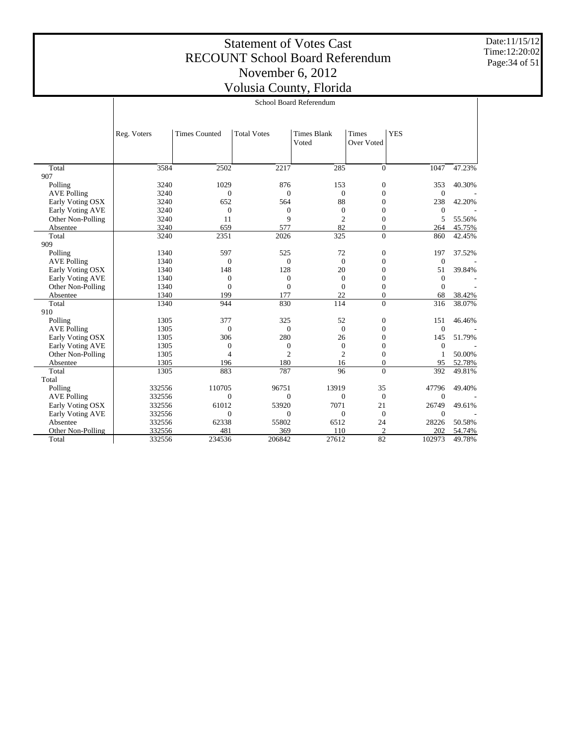# Statement of Votes Cast
# RECOUNT School Board Referendum
# November 6, 2012
# Volusia County, Florida

| | School Board Referendum | | | | | | |
|---|---|---|---|---|---|---|---|
| | Reg. Voters | Times Counted | Total Votes | Times Blank Voted | Times Over Voted | YES | |
| Total | 3584 | 2502 | 2217 | 285 | 0 | 1047 | 47.23% |
| 907 | | | | | | | |
| Polling | 3240 | 1029 | 876 | 153 | 0 | 353 | 40.30% |
| AVE Polling | 3240 | 0 | 0 | 0 | 0 | 0 | - |
| Early Voting OSX | 3240 | 652 | 564 | 88 | 0 | 238 | 42.20% |
| Early Voting AVE | 3240 | 0 | 0 | 0 | 0 | 0 | - |
| Other Non-Polling | 3240 | 11 | 9 | 2 | 0 | 5 | 55.56% |
| Absentee | 3240 | 659 | 577 | 82 | 0 | 264 | 45.75% |
| Total | 3240 | 2351 | 2026 | 325 | 0 | 860 | 42.45% |
| 909 | | | | | | | |
| Polling | 1340 | 597 | 525 | 72 | 0 | 197 | 37.52% |
| AVE Polling | 1340 | 0 | 0 | 0 | 0 | 0 | - |
| Early Voting OSX | 1340 | 148 | 128 | 20 | 0 | 51 | 39.84% |
| Early Voting AVE | 1340 | 0 | 0 | 0 | 0 | 0 | - |
| Other Non-Polling | 1340 | 0 | 0 | 0 | 0 | 0 | - |
| Absentee | 1340 | 199 | 177 | 22 | 0 | 68 | 38.42% |
| Total | 1340 | 944 | 830 | 114 | 0 | 316 | 38.07% |
| 910 | | | | | | | |
| Polling | 1305 | 377 | 325 | 52 | 0 | 151 | 46.46% |
| AVE Polling | 1305 | 0 | 0 | 0 | 0 | 0 | - |
| Early Voting OSX | 1305 | 306 | 280 | 26 | 0 | 145 | 51.79% |
| Early Voting AVE | 1305 | 0 | 0 | 0 | 0 | 0 | - |
| Other Non-Polling | 1305 | 4 | 2 | 2 | 0 | 1 | 50.00% |
| Absentee | 1305 | 196 | 180 | 16 | 0 | 95 | 52.78% |
| Total | 1305 | 883 | 787 | 96 | 0 | 392 | 49.81% |
| Total | | | | | | | |
| Polling | 332556 | 110705 | 96751 | 13919 | 35 | 47796 | 49.40% |
| AVE Polling | 332556 | 0 | 0 | 0 | 0 | 0 | - |
| Early Voting OSX | 332556 | 61012 | 53920 | 7071 | 21 | 26749 | 49.61% |
| Early Voting AVE | 332556 | 0 | 0 | 0 | 0 | 0 | - |
| Absentee | 332556 | 62338 | 55802 | 6512 | 24 | 28226 | 50.58% |
| Other Non-Polling | 332556 | 481 | 369 | 110 | 2 | 202 | 54.74% |
| Total | 332556 | 234536 | 206842 | 27612 | 82 | 102973 | 49.78% |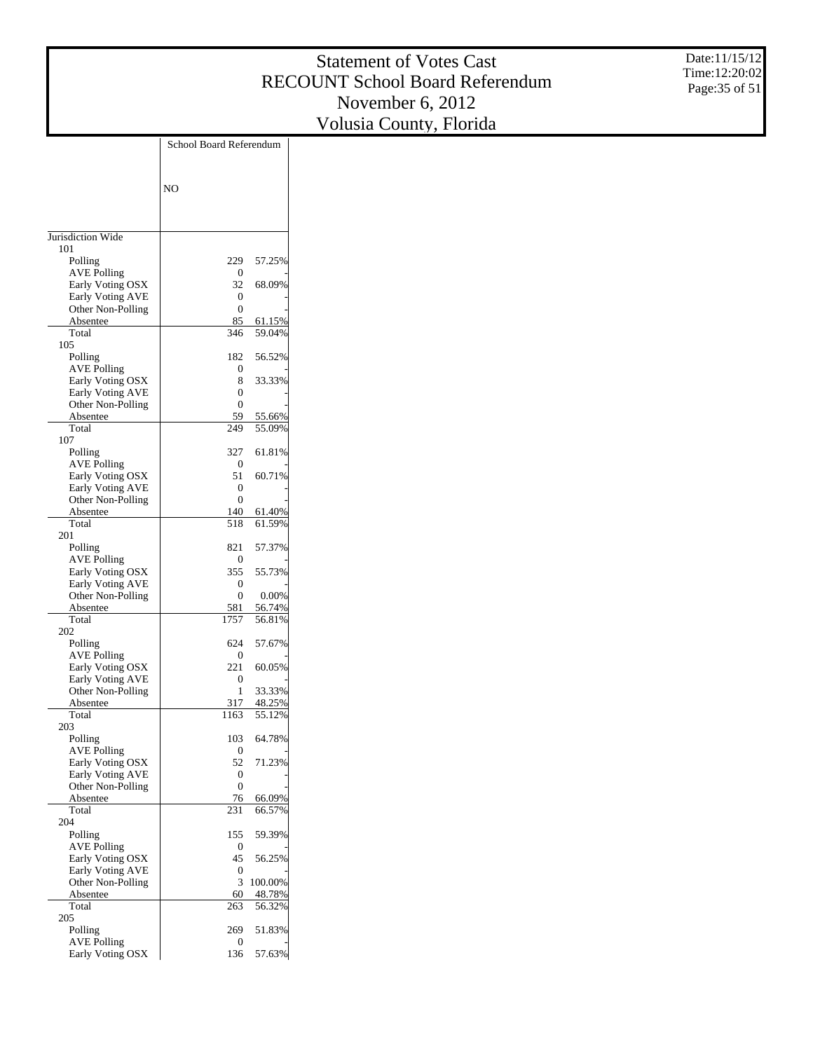# Statement of Votes Cast
## RECOUNT School Board Referendum
## November 6, 2012
## Volusia County, Florida

Date:11/15/12
Time:12:20:02

| | School Board Referendum | |
|---|---|---|
| | NO | |
| Jurisdiction Wide | | |
| 101 | | |
| Polling | 229 | 57.25% |
| AVE Polling | 0 | - |
| Early Voting OSX | 32 | 68.09% |
| Early Voting AVE | 0 | - |
| Other Non-Polling | 0 | - |
| Absentee | 85 | 61.15% |
| Total | 346 | 59.04% |
| 105 | | |
| Polling | 182 | 56.52% |
| AVE Polling | 0 | - |
| Early Voting OSX | 8 | 33.33% |
| Early Voting AVE | 0 | - |
| Other Non-Polling | 0 | - |
| Absentee | 59 | 55.66% |
| Total | 249 | 55.09% |
| 107 | | |
| Polling | 327 | 61.81% |
| AVE Polling | 0 | - |
| Early Voting OSX | 51 | 60.71% |
| Early Voting AVE | 0 | - |
| Other Non-Polling | 0 | - |
| Absentee | 140 | 61.40% |
| Total | 518 | 61.59% |
| 201 | | |
| Polling | 821 | 57.37% |
| AVE Polling | 0 | - |
| Early Voting OSX | 355 | 55.73% |
| Early Voting AVE | 0 | - |
| Other Non-Polling | 0 | 0.00% |
| Absentee | 581 | 56.74% |
| Total | 1757 | 56.81% |
| 202 | | |
| Polling | 624 | 57.67% |
| AVE Polling | 0 | - |
| Early Voting OSX | 221 | 60.05% |
| Early Voting AVE | 0 | - |
| Other Non-Polling | 1 | 33.33% |
| Absentee | 317 | 48.25% |
| Total | 1163 | 55.12% |
| 203 | | |
| Polling | 103 | 64.78% |
| AVE Polling | 0 | - |
| Early Voting OSX | 52 | 71.23% |
| Early Voting AVE | 0 | - |
| Other Non-Polling | 0 | - |
| Absentee | 76 | 66.09% |
| Total | 231 | 66.57% |
| 204 | | |
| Polling | 155 | 59.39% |
| AVE Polling | 0 | - |
| Early Voting OSX | 45 | 56.25% |
| Early Voting AVE | 0 | - |
| Other Non-Polling | 3 | 100.00% |
| Absentee | 60 | 48.78% |
| Total | 263 | 56.32% |
| 205 | | |
| Polling | 269 | 51.83% |
| AVE Polling | 0 | - |
| Early Voting OSX | 136 | 57.63% |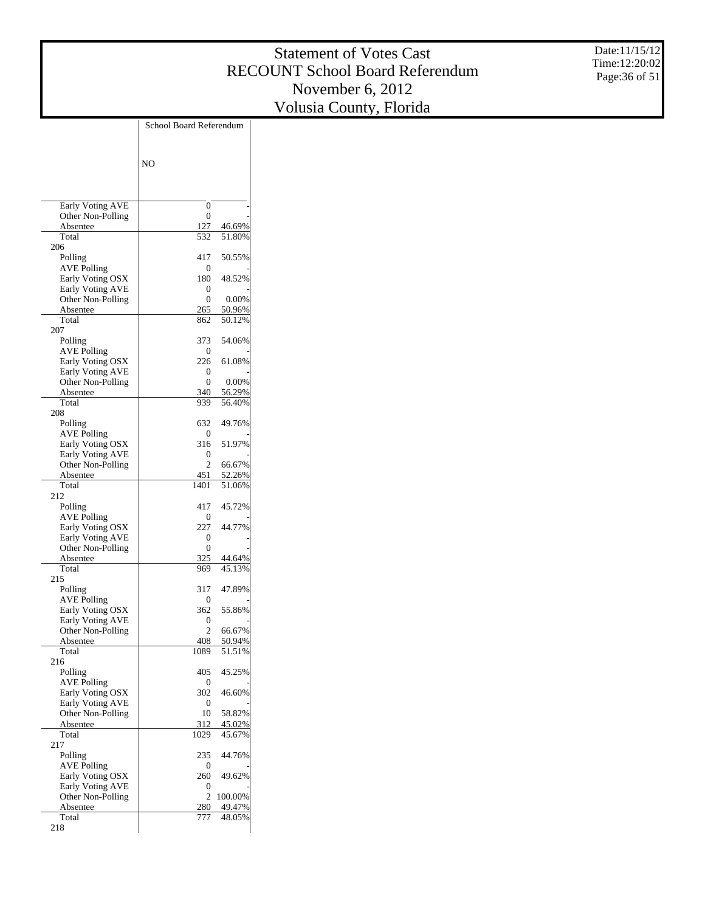# Statement of Votes Cast
# RECOUNT School Board Referendum
# November 6, 2012
# Volusia County, Florida

Date:11/15/12
Time:12:20:02

| | School Board Referendum | |
|---|---|---|
| | NO | |
| Early Voting AVE | 0 | - |
| Other Non-Polling | 0 | - |
| Absentee | 127 | 46.69% |
| Total | 532 | 51.80% |
| **206** | | |
| Polling | 417 | 50.55% |
| AVE Polling | 0 | - |
| Early Voting OSX | 180 | 48.52% |
| Early Voting AVE | 0 | - |
| Other Non-Polling | 0 | 0.00% |
| Absentee | 265 | 50.96% |
| Total | 862 | 50.12% |
| **207** | | |
| Polling | 373 | 54.06% |
| AVE Polling | 0 | - |
| Early Voting OSX | 226 | 61.08% |
| Early Voting AVE | 0 | - |
| Other Non-Polling | 0 | 0.00% |
| Absentee | 340 | 56.29% |
| Total | 939 | 56.40% |
| **208** | | |
| Polling | 632 | 49.76% |
| AVE Polling | 0 | - |
| Early Voting OSX | 316 | 51.97% |
| Early Voting AVE | 0 | - |
| Other Non-Polling | 2 | 66.67% |
| Absentee | 451 | 52.26% |
| Total | 1401 | 51.06% |
| **212** | | |
| Polling | 417 | 45.72% |
| AVE Polling | 0 | - |
| Early Voting OSX | 227 | 44.77% |
| Early Voting AVE | 0 | - |
| Other Non-Polling | 0 | - |
| Absentee | 325 | 44.64% |
| Total | 969 | 45.13% |
| **215** | | |
| Polling | 317 | 47.89% |
| AVE Polling | 0 | - |
| Early Voting OSX | 362 | 55.86% |
| Early Voting AVE | 0 | - |
| Other Non-Polling | 2 | 66.67% |
| Absentee | 408 | 50.94% |
| Total | 1089 | 51.51% |
| **216** | | |
| Polling | 405 | 45.25% |
| AVE Polling | 0 | - |
| Early Voting OSX | 302 | 46.60% |
| Early Voting AVE | 0 | - |
| Other Non-Polling | 10 | 58.82% |
| Absentee | 312 | 45.02% |
| Total | 1029 | 45.67% |
| **217** | | |
| Polling | 235 | 44.76% |
| AVE Polling | 0 | - |
| Early Voting OSX | 260 | 49.62% |
| Early Voting AVE | 0 | - |
| Other Non-Polling | 2 | 100.00% |
| Absentee | 280 | 49.47% |
| Total | 777 | 48.05% |
| **218** | | |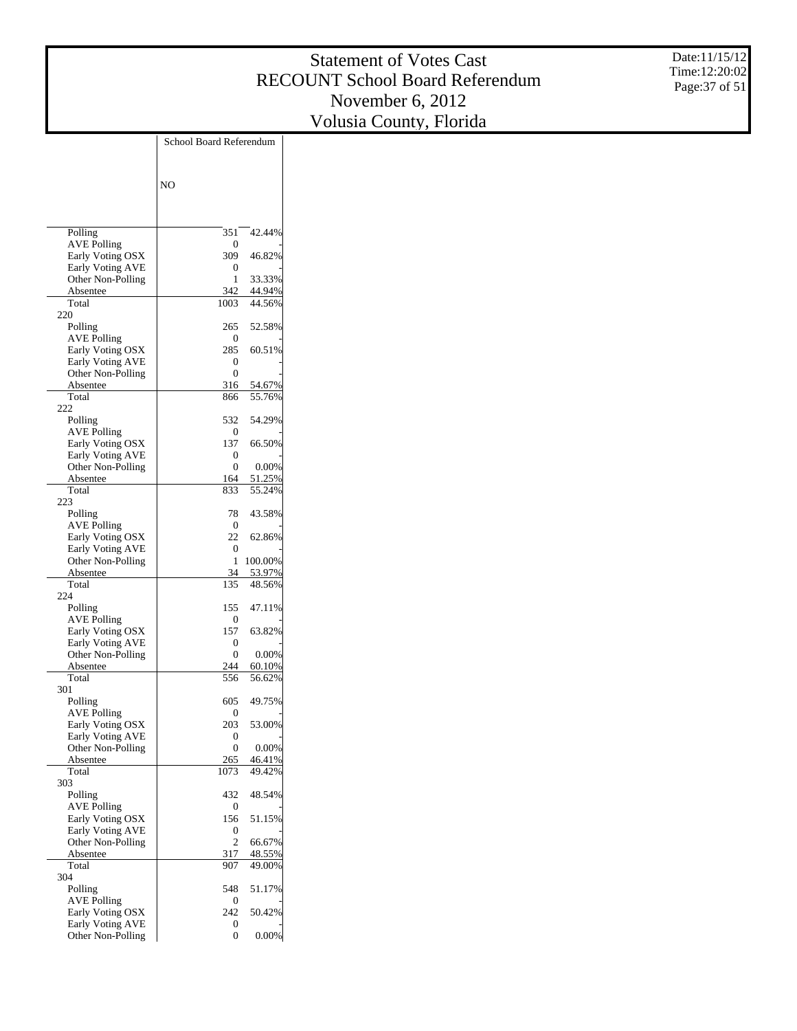# Statement of Votes Cast
# RECOUNT School Board Referendum
# November 6, 2012
# Volusia County, Florida

Date:11/15/12
Time:12:20:02

| | School Board Referendum | |
|---|---|---|
| | NO | |
| Polling | 351 | 42.44% |
| AVE Polling | 0 | - |
| Early Voting OSX | 309 | 46.82% |
| Early Voting AVE | 0 | - |
| Other Non-Polling | 1 | 33.33% |
| Absentee | 342 | 44.94% |
| Total | 1003 | 44.56% |
| **220** | | |
| Polling | 265 | 52.58% |
| AVE Polling | 0 | - |
| Early Voting OSX | 285 | 60.51% |
| Early Voting AVE | 0 | - |
| Other Non-Polling | 0 | - |
| Absentee | 316 | 54.67% |
| Total | 866 | 55.76% |
| **222** | | |
| Polling | 532 | 54.29% |
| AVE Polling | 0 | - |
| Early Voting OSX | 137 | 66.50% |
| Early Voting AVE | 0 | - |
| Other Non-Polling | 0 | 0.00% |
| Absentee | 164 | 51.25% |
| Total | 833 | 55.24% |
| **223** | | |
| Polling | 78 | 43.58% |
| AVE Polling | 0 | - |
| Early Voting OSX | 22 | 62.86% |
| Early Voting AVE | 0 | - |
| Other Non-Polling | 1 | 100.00% |
| Absentee | 34 | 53.97% |
| Total | 135 | 48.56% |
| **224** | | |
| Polling | 155 | 47.11% |
| AVE Polling | 0 | - |
| Early Voting OSX | 157 | 63.82% |
| Early Voting AVE | 0 | - |
| Other Non-Polling | 0 | 0.00% |
| Absentee | 244 | 60.10% |
| Total | 556 | 56.62% |
| **301** | | |
| Polling | 605 | 49.75% |
| AVE Polling | 0 | - |
| Early Voting OSX | 203 | 53.00% |
| Early Voting AVE | 0 | - |
| Other Non-Polling | 0 | 0.00% |
| Absentee | 265 | 46.41% |
| Total | 1073 | 49.42% |
| **303** | | |
| Polling | 432 | 48.54% |
| AVE Polling | 0 | - |
| Early Voting OSX | 156 | 51.15% |
| Early Voting AVE | 0 | - |
| Other Non-Polling | 2 | 66.67% |
| Absentee | 317 | 48.55% |
| Total | 907 | 49.00% |
| **304** | | |
| Polling | 548 | 51.17% |
| AVE Polling | 0 | - |
| Early Voting OSX | 242 | 50.42% |
| Early Voting AVE | 0 | - |
| Other Non-Polling | 0 | 0.00% |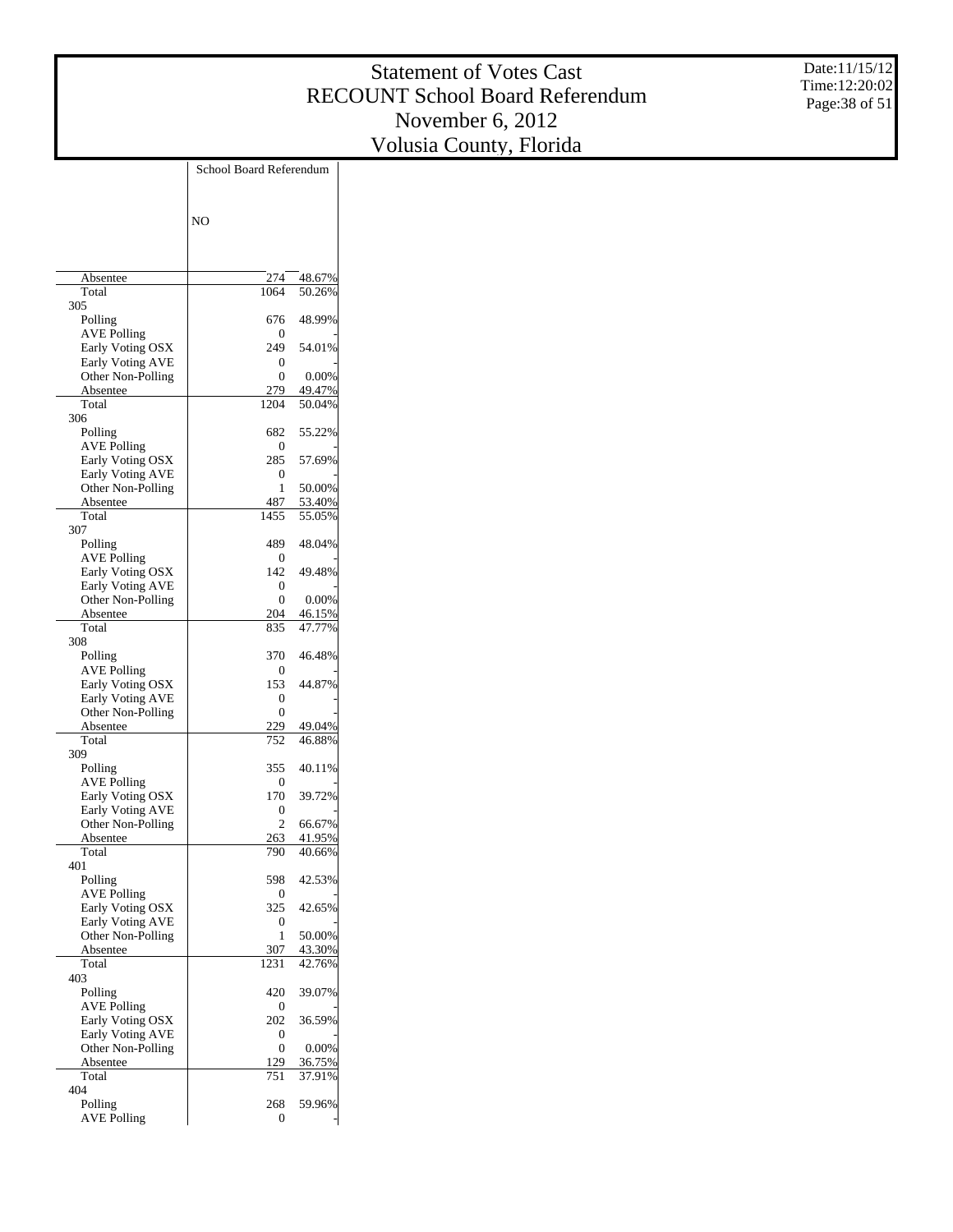# Statement of Votes Cast
## RECOUNT School Board Referendum
## November 6, 2012
## Volusia County, Florida

Date:11/15/12
Time:12:20:02

| | School Board Referendum | |
|---|---|---|
| | NO | |
| Absentee | 274 | 48.67% |
| Total | 1064 | 50.26% |
| 305 | | |
| Polling | 676 | 48.99% |
| AVE Polling | 0 | - |
| Early Voting OSX | 249 | 54.01% |
| Early Voting AVE | 0 | - |
| Other Non-Polling | 0 | 0.00% |
| Absentee | 279 | 49.47% |
| Total | 1204 | 50.04% |
| 306 | | |
| Polling | 682 | 55.22% |
| AVE Polling | 0 | - |
| Early Voting OSX | 285 | 57.69% |
| Early Voting AVE | 0 | - |
| Other Non-Polling | 1 | 50.00% |
| Absentee | 487 | 53.40% |
| Total | 1455 | 55.05% |
| 307 | | |
| Polling | 489 | 48.04% |
| AVE Polling | 0 | - |
| Early Voting OSX | 142 | 49.48% |
| Early Voting AVE | 0 | - |
| Other Non-Polling | 0 | 0.00% |
| Absentee | 204 | 46.15% |
| Total | 835 | 47.77% |
| 308 | | |
| Polling | 370 | 46.48% |
| AVE Polling | 0 | - |
| Early Voting OSX | 153 | 44.87% |
| Early Voting AVE | 0 | - |
| Other Non-Polling | 0 | - |
| Absentee | 229 | 49.04% |
| Total | 752 | 46.88% |
| 309 | | |
| Polling | 355 | 40.11% |
| AVE Polling | 0 | - |
| Early Voting OSX | 170 | 39.72% |
| Early Voting AVE | 0 | - |
| Other Non-Polling | 2 | 66.67% |
| Absentee | 263 | 41.95% |
| Total | 790 | 40.66% |
| 401 | | |
| Polling | 598 | 42.53% |
| AVE Polling | 0 | - |
| Early Voting OSX | 325 | 42.65% |
| Early Voting AVE | 0 | - |
| Other Non-Polling | 1 | 50.00% |
| Absentee | 307 | 43.30% |
| Total | 1231 | 42.76% |
| 403 | | |
| Polling | 420 | 39.07% |
| AVE Polling | 0 | - |
| Early Voting OSX | 202 | 36.59% |
| Early Voting AVE | 0 | - |
| Other Non-Polling | 0 | 0.00% |
| Absentee | 129 | 36.75% |
| Total | 751 | 37.91% |
| 404 | | |
| Polling | 268 | 59.96% |
| AVE Polling | 0 | - |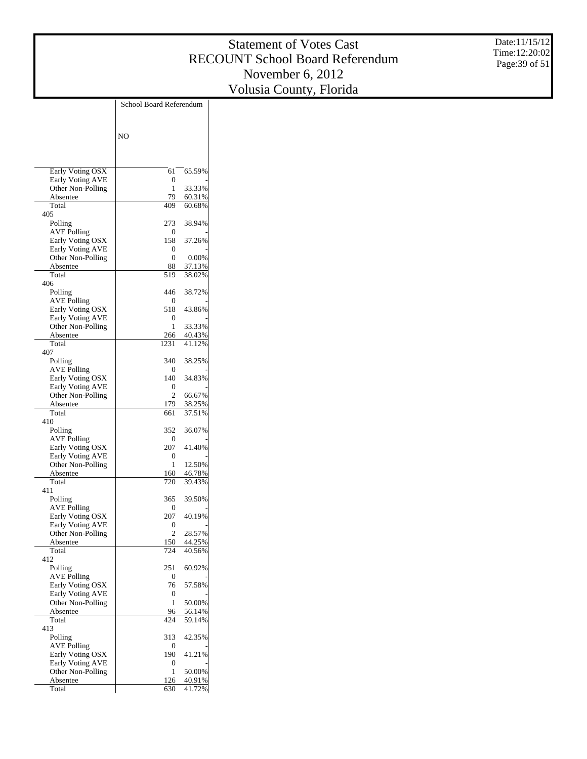# Statement of Votes Cast
# RECOUNT School Board Referendum
# November 6, 2012
# Volusia County, Florida

Date:11/15/12
Time:12:20:02

| | School Board Referendum | |
|---|---|---|
| | NO | |
| Early Voting OSX | 61 | 65.59% |
| Early Voting AVE | 0 | - |
| Other Non-Polling | 1 | 33.33% |
| Absentee | 79 | 60.31% |
| Total | 409 | 60.68% |
| 405 | | |
| Polling | 273 | 38.94% |
| AVE Polling | 0 | - |
| Early Voting OSX | 158 | 37.26% |
| Early Voting AVE | 0 | - |
| Other Non-Polling | 0 | 0.00% |
| Absentee | 88 | 37.13% |
| Total | 519 | 38.02% |
| 406 | | |
| Polling | 446 | 38.72% |
| AVE Polling | 0 | - |
| Early Voting OSX | 518 | 43.86% |
| Early Voting AVE | 0 | - |
| Other Non-Polling | 1 | 33.33% |
| Absentee | 266 | 40.43% |
| Total | 1231 | 41.12% |
| 407 | | |
| Polling | 340 | 38.25% |
| AVE Polling | 0 | - |
| Early Voting OSX | 140 | 34.83% |
| Early Voting AVE | 0 | - |
| Other Non-Polling | 2 | 66.67% |
| Absentee | 179 | 38.25% |
| Total | 661 | 37.51% |
| 410 | | |
| Polling | 352 | 36.07% |
| AVE Polling | 0 | - |
| Early Voting OSX | 207 | 41.40% |
| Early Voting AVE | 0 | - |
| Other Non-Polling | 1 | 12.50% |
| Absentee | 160 | 46.78% |
| Total | 720 | 39.43% |
| 411 | | |
| Polling | 365 | 39.50% |
| AVE Polling | 0 | - |
| Early Voting OSX | 207 | 40.19% |
| Early Voting AVE | 0 | - |
| Other Non-Polling | 2 | 28.57% |
| Absentee | 150 | 44.25% |
| Total | 724 | 40.56% |
| 412 | | |
| Polling | 251 | 60.92% |
| AVE Polling | 0 | - |
| Early Voting OSX | 76 | 57.58% |
| Early Voting AVE | 0 | - |
| Other Non-Polling | 1 | 50.00% |
| Absentee | 96 | 56.14% |
| Total | 424 | 59.14% |
| 413 | | |
| Polling | 313 | 42.35% |
| AVE Polling | 0 | - |
| Early Voting OSX | 190 | 41.21% |
| Early Voting AVE | 0 | - |
| Other Non-Polling | 1 | 50.00% |
| Absentee | 126 | 40.91% |
| Total | 630 | 41.72% |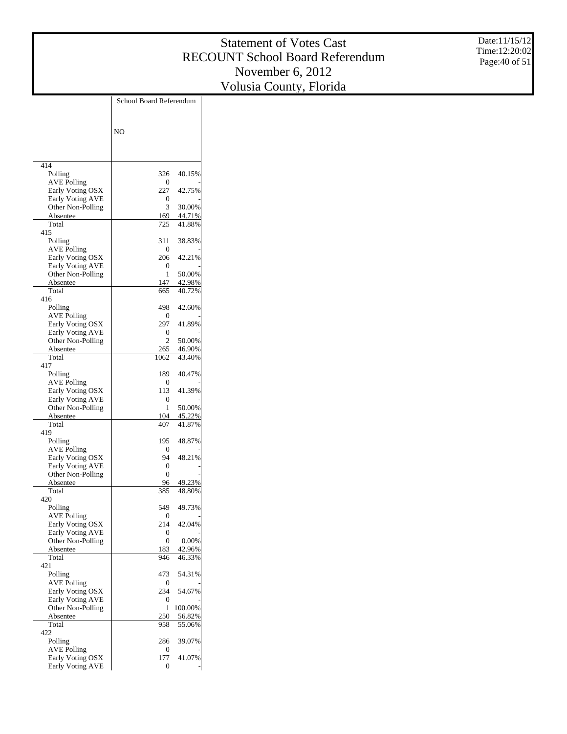# Statement of Votes Cast
# RECOUNT School Board Referendum
# November 6, 2012
# Volusia County, Florida

Date:11/15/12
Time:12:20:02

| | School Board Referendum | |
|---|---|---|
| | NO | |
| **414** | | |
| Polling | 326 | 40.15% |
| AVE Polling | 0 | - |
| Early Voting OSX | 227 | 42.75% |
| Early Voting AVE | 0 | - |
| Other Non-Polling | 3 | 30.00% |
| Absentee | 169 | 44.71% |
| Total | 725 | 41.88% |
| **415** | | |
| Polling | 311 | 38.83% |
| AVE Polling | 0 | - |
| Early Voting OSX | 206 | 42.21% |
| Early Voting AVE | 0 | - |
| Other Non-Polling | 1 | 50.00% |
| Absentee | 147 | 42.98% |
| Total | 665 | 40.72% |
| **416** | | |
| Polling | 498 | 42.60% |
| AVE Polling | 0 | - |
| Early Voting OSX | 297 | 41.89% |
| Early Voting AVE | 0 | - |
| Other Non-Polling | 2 | 50.00% |
| Absentee | 265 | 46.90% |
| Total | 1062 | 43.40% |
| **417** | | |
| Polling | 189 | 40.47% |
| AVE Polling | 0 | - |
| Early Voting OSX | 113 | 41.39% |
| Early Voting AVE | 0 | - |
| Other Non-Polling | 1 | 50.00% |
| Absentee | 104 | 45.22% |
| Total | 407 | 41.87% |
| **419** | | |
| Polling | 195 | 48.87% |
| AVE Polling | 0 | - |
| Early Voting OSX | 94 | 48.21% |
| Early Voting AVE | 0 | - |
| Other Non-Polling | 0 | - |
| Absentee | 96 | 49.23% |
| Total | 385 | 48.80% |
| **420** | | |
| Polling | 549 | 49.73% |
| AVE Polling | 0 | - |
| Early Voting OSX | 214 | 42.04% |
| Early Voting AVE | 0 | - |
| Other Non-Polling | 0 | 0.00% |
| Absentee | 183 | 42.96% |
| Total | 946 | 46.33% |
| **421** | | |
| Polling | 473 | 54.31% |
| AVE Polling | 0 | - |
| Early Voting OSX | 234 | 54.67% |
| Early Voting AVE | 0 | - |
| Other Non-Polling | 1 | 100.00% |
| Absentee | 250 | 56.82% |
| Total | 958 | 55.06% |
| **422** | | |
| Polling | 286 | 39.07% |
| AVE Polling | 0 | - |
| Early Voting OSX | 177 | 41.07% |
| Early Voting AVE | 0 | - |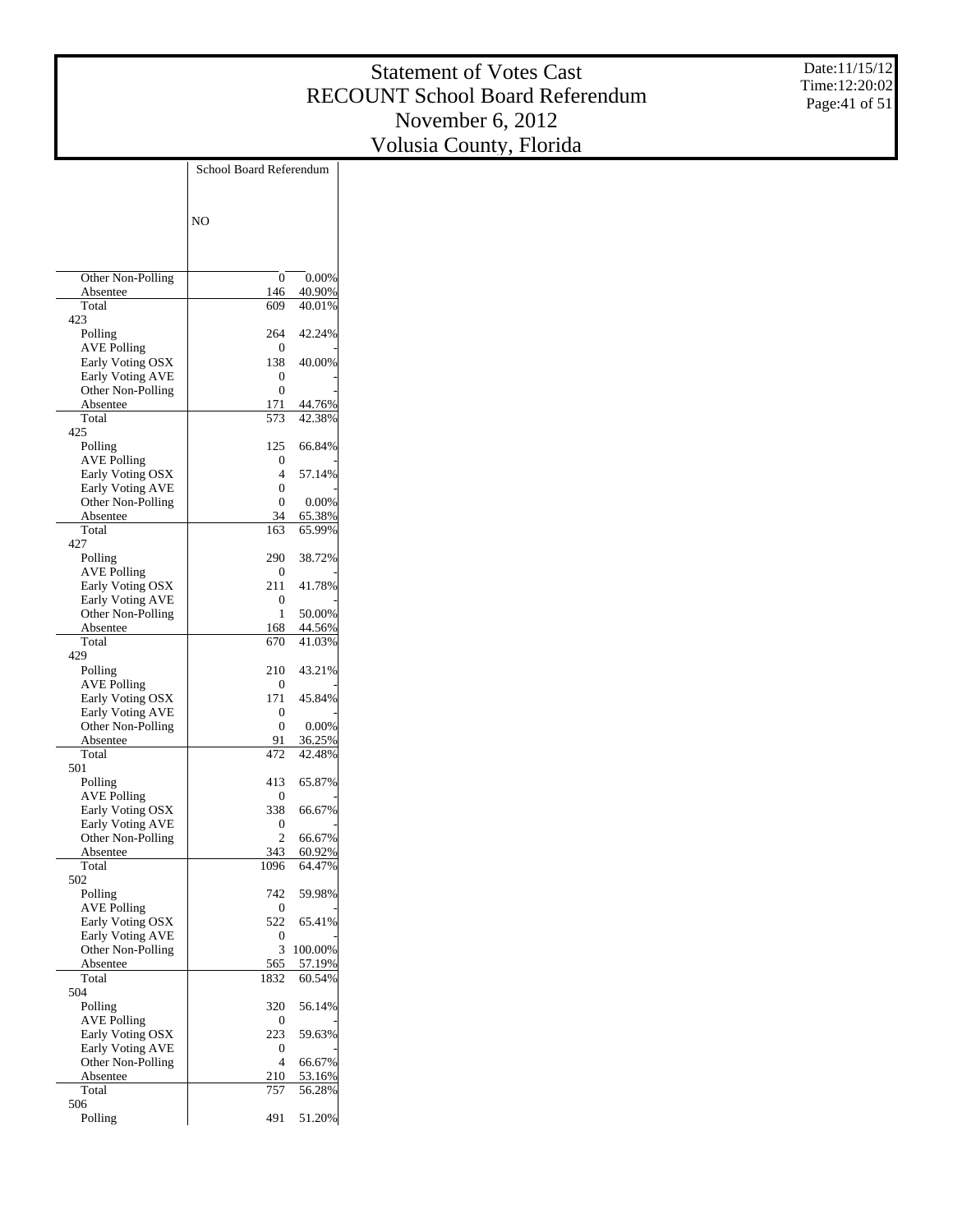# Statement of Votes Cast
# RECOUNT School Board Referendum
# November 6, 2012
# Volusia County, Florida

Date:11/15/12
Time:12:20:02

| | School Board Referendum | |
|---|---|---|
| | NO | |
| Other Non-Polling | 0 | 0.00% |
| Absentee | 146 | 40.90% |
| Total | 609 | 40.01% |
| 423 | | |
| Polling | 264 | 42.24% |
| AVE Polling | 0 | - |
| Early Voting OSX | 138 | 40.00% |
| Early Voting AVE | 0 | - |
| Other Non-Polling | 0 | - |
| Absentee | 171 | 44.76% |
| Total | 573 | 42.38% |
| 425 | | |
| Polling | 125 | 66.84% |
| AVE Polling | 0 | - |
| Early Voting OSX | 4 | 57.14% |
| Early Voting AVE | 0 | - |
| Other Non-Polling | 0 | 0.00% |
| Absentee | 34 | 65.38% |
| Total | 163 | 65.99% |
| 427 | | |
| Polling | 290 | 38.72% |
| AVE Polling | 0 | - |
| Early Voting OSX | 211 | 41.78% |
| Early Voting AVE | 0 | - |
| Other Non-Polling | 1 | 50.00% |
| Absentee | 168 | 44.56% |
| Total | 670 | 41.03% |
| 429 | | |
| Polling | 210 | 43.21% |
| AVE Polling | 0 | - |
| Early Voting OSX | 171 | 45.84% |
| Early Voting AVE | 0 | - |
| Other Non-Polling | 0 | 0.00% |
| Absentee | 91 | 36.25% |
| Total | 472 | 42.48% |
| 501 | | |
| Polling | 413 | 65.87% |
| AVE Polling | 0 | - |
| Early Voting OSX | 338 | 66.67% |
| Early Voting AVE | 0 | - |
| Other Non-Polling | 2 | 66.67% |
| Absentee | 343 | 60.92% |
| Total | 1096 | 64.47% |
| 502 | | |
| Polling | 742 | 59.98% |
| AVE Polling | 0 | - |
| Early Voting OSX | 522 | 65.41% |
| Early Voting AVE | 0 | - |
| Other Non-Polling | 3 | 100.00% |
| Absentee | 565 | 57.19% |
| Total | 1832 | 60.54% |
| 504 | | |
| Polling | 320 | 56.14% |
| AVE Polling | 0 | - |
| Early Voting OSX | 223 | 59.63% |
| Early Voting AVE | 0 | - |
| Other Non-Polling | 4 | 66.67% |
| Absentee | 210 | 53.16% |
| Total | 757 | 56.28% |
| 506 | | |
| Polling | 491 | 51.20% |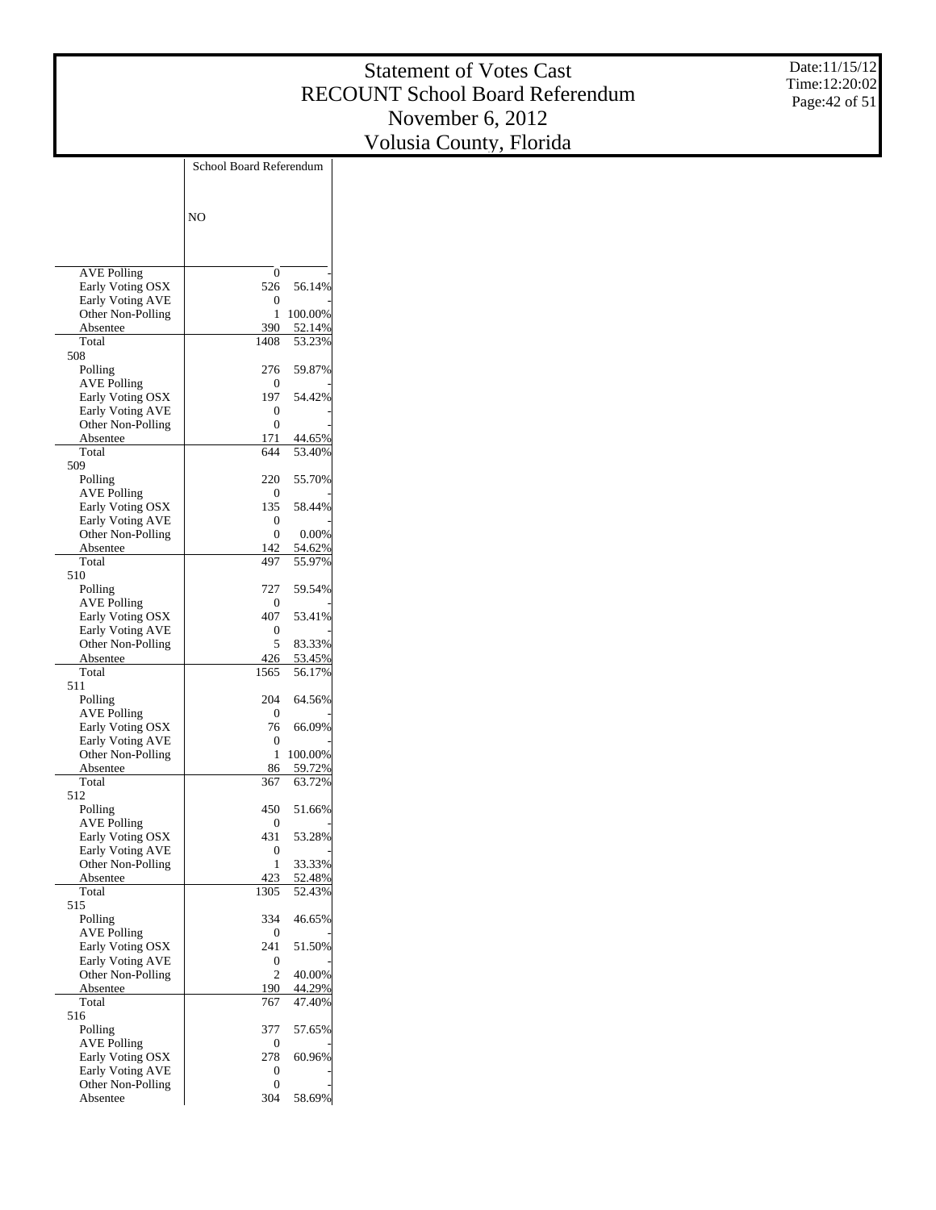# Statement of Votes Cast
# RECOUNT School Board Referendum
# November 6, 2012
# Volusia County, Florida

Date:11/15/12
Time:12:20:02

| | School Board Referendum | |
|---|---|---|
| | NO | |
| AVE Polling | 0 | - |
| Early Voting OSX | 526 | 56.14% |
| Early Voting AVE | 0 | - |
| Other Non-Polling | 1 | 100.00% |
| Absentee | 390 | 52.14% |
| Total | 1408 | 53.23% |
| 508 | | |
| Polling | 276 | 59.87% |
| AVE Polling | 0 | - |
| Early Voting OSX | 197 | 54.42% |
| Early Voting AVE | 0 | - |
| Other Non-Polling | 0 | - |
| Absentee | 171 | 44.65% |
| Total | 644 | 53.40% |
| 509 | | |
| Polling | 220 | 55.70% |
| AVE Polling | 0 | - |
| Early Voting OSX | 135 | 58.44% |
| Early Voting AVE | 0 | - |
| Other Non-Polling | 0 | 0.00% |
| Absentee | 142 | 54.62% |
| Total | 497 | 55.97% |
| 510 | | |
| Polling | 727 | 59.54% |
| AVE Polling | 0 | - |
| Early Voting OSX | 407 | 53.41% |
| Early Voting AVE | 0 | - |
| Other Non-Polling | 5 | 83.33% |
| Absentee | 426 | 53.45% |
| Total | 1565 | 56.17% |
| 511 | | |
| Polling | 204 | 64.56% |
| AVE Polling | 0 | - |
| Early Voting OSX | 76 | 66.09% |
| Early Voting AVE | 0 | - |
| Other Non-Polling | 1 | 100.00% |
| Absentee | 86 | 59.72% |
| Total | 367 | 63.72% |
| 512 | | |
| Polling | 450 | 51.66% |
| AVE Polling | 0 | - |
| Early Voting OSX | 431 | 53.28% |
| Early Voting AVE | 0 | - |
| Other Non-Polling | 1 | 33.33% |
| Absentee | 423 | 52.48% |
| Total | 1305 | 52.43% |
| 515 | | |
| Polling | 334 | 46.65% |
| AVE Polling | 0 | - |
| Early Voting OSX | 241 | 51.50% |
| Early Voting AVE | 0 | - |
| Other Non-Polling | 2 | 40.00% |
| Absentee | 190 | 44.29% |
| Total | 767 | 47.40% |
| 516 | | |
| Polling | 377 | 57.65% |
| AVE Polling | 0 | - |
| Early Voting OSX | 278 | 60.96% |
| Early Voting AVE | 0 | - |
| Other Non-Polling | 0 | - |
| Absentee | 304 | 58.69% |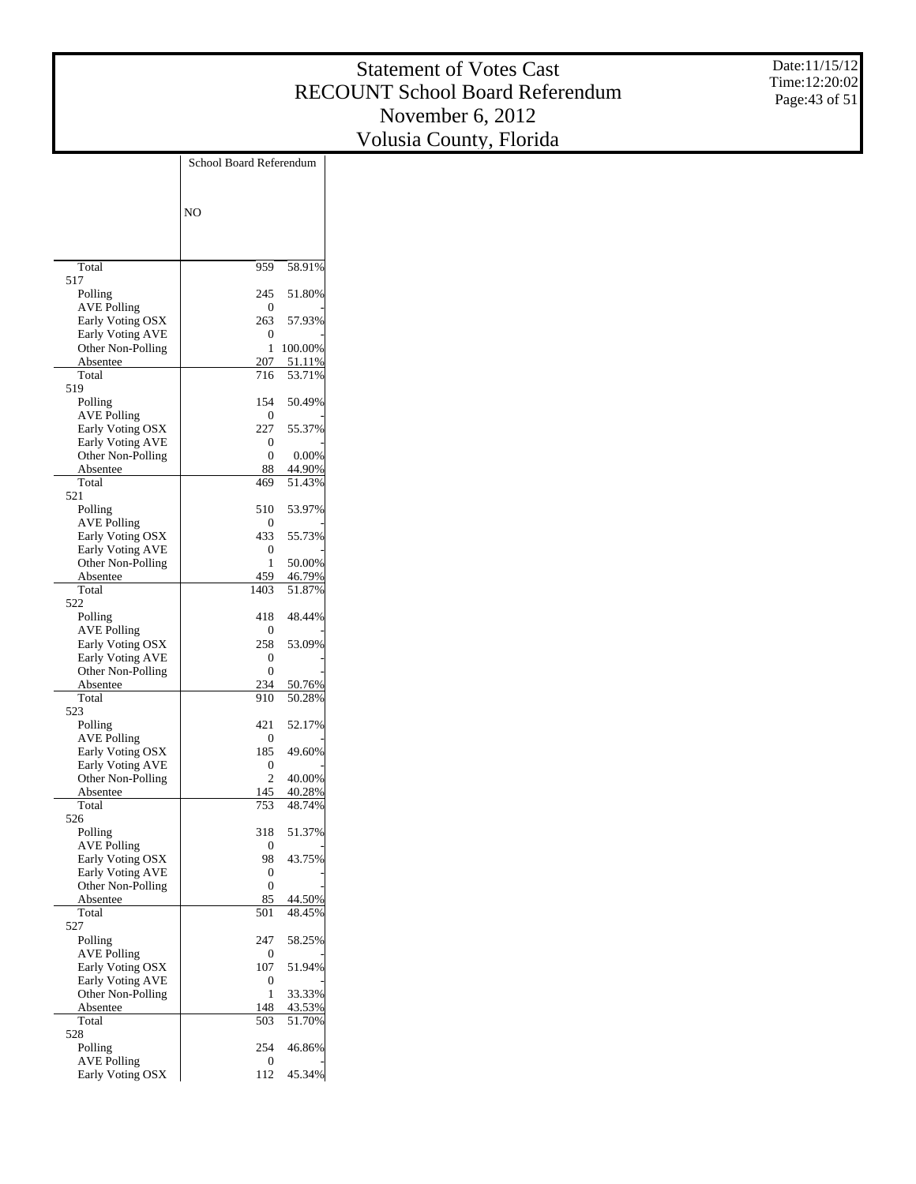# Statement of Votes Cast
# RECOUNT School Board Referendum
# November 6, 2012
# Volusia County, Florida

Date:11/15/12
Time:12:20:02

| | School Board Referendum | |
|---|---|---|
| | NO | |
| Total | 959 | 58.91% |
| 517 | | |
| Polling | 245 | 51.80% |
| AVE Polling | 0 | - |
| Early Voting OSX | 263 | 57.93% |
| Early Voting AVE | 0 | - |
| Other Non-Polling | 1 | 100.00% |
| Absentee | 207 | 51.11% |
| Total | 716 | 53.71% |
| 519 | | |
| Polling | 154 | 50.49% |
| AVE Polling | 0 | - |
| Early Voting OSX | 227 | 55.37% |
| Early Voting AVE | 0 | - |
| Other Non-Polling | 0 | 0.00% |
| Absentee | 88 | 44.90% |
| Total | 469 | 51.43% |
| 521 | | |
| Polling | 510 | 53.97% |
| AVE Polling | 0 | - |
| Early Voting OSX | 433 | 55.73% |
| Early Voting AVE | 0 | - |
| Other Non-Polling | 1 | 50.00% |
| Absentee | 459 | 46.79% |
| Total | 1403 | 51.87% |
| 522 | | |
| Polling | 418 | 48.44% |
| AVE Polling | 0 | - |
| Early Voting OSX | 258 | 53.09% |
| Early Voting AVE | 0 | - |
| Other Non-Polling | 0 | - |
| Absentee | 234 | 50.76% |
| Total | 910 | 50.28% |
| 523 | | |
| Polling | 421 | 52.17% |
| AVE Polling | 0 | - |
| Early Voting OSX | 185 | 49.60% |
| Early Voting AVE | 0 | - |
| Other Non-Polling | 2 | 40.00% |
| Absentee | 145 | 40.28% |
| Total | 753 | 48.74% |
| 526 | | |
| Polling | 318 | 51.37% |
| AVE Polling | 0 | - |
| Early Voting OSX | 98 | 43.75% |
| Early Voting AVE | 0 | - |
| Other Non-Polling | 0 | - |
| Absentee | 85 | 44.50% |
| Total | 501 | 48.45% |
| 527 | | |
| Polling | 247 | 58.25% |
| AVE Polling | 0 | - |
| Early Voting OSX | 107 | 51.94% |
| Early Voting AVE | 0 | - |
| Other Non-Polling | 1 | 33.33% |
| Absentee | 148 | 43.53% |
| Total | 503 | 51.70% |
| 528 | | |
| Polling | 254 | 46.86% |
| AVE Polling | 0 | - |
| Early Voting OSX | 112 | 45.34% |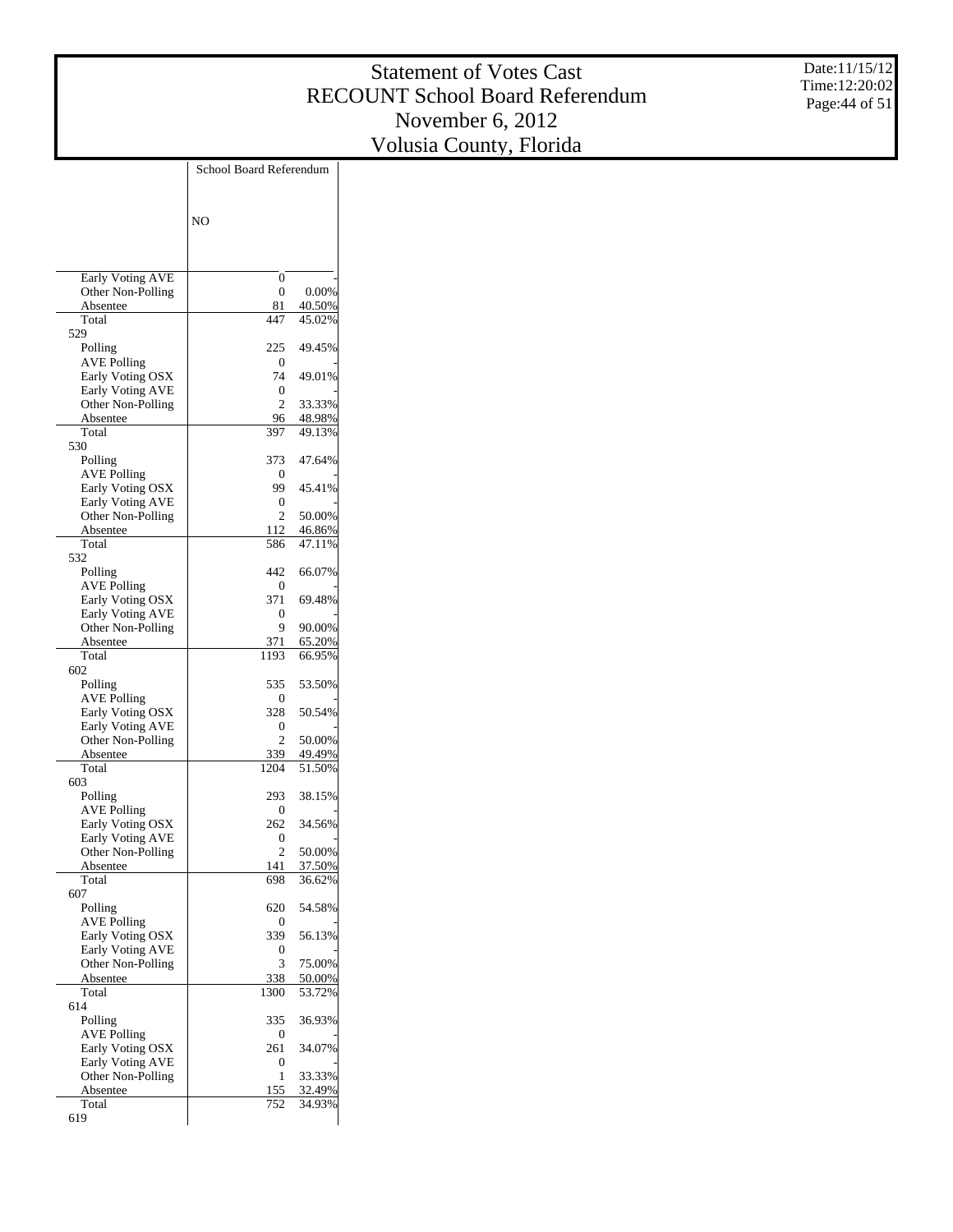# Statement of Votes Cast
# RECOUNT School Board Referendum
# November 6, 2012
# Volusia County, Florida

Date:11/15/12
Time:12:20:02

| | School Board Referendum | |
|---|---|---|
| | NO | |
| Early Voting AVE | 0 | - |
| Other Non-Polling | 0 | 0.00% |
| Absentee | 81 | 40.50% |
| Total | 447 | 45.02% |
| **529** | | |
| Polling | 225 | 49.45% |
| AVE Polling | 0 | - |
| Early Voting OSX | 74 | 49.01% |
| Early Voting AVE | 0 | - |
| Other Non-Polling | 2 | 33.33% |
| Absentee | 96 | 48.98% |
| Total | 397 | 49.13% |
| **530** | | |
| Polling | 373 | 47.64% |
| AVE Polling | 0 | - |
| Early Voting OSX | 99 | 45.41% |
| Early Voting AVE | 0 | - |
| Other Non-Polling | 2 | 50.00% |
| Absentee | 112 | 46.86% |
| Total | 586 | 47.11% |
| **532** | | |
| Polling | 442 | 66.07% |
| AVE Polling | 0 | - |
| Early Voting OSX | 371 | 69.48% |
| Early Voting AVE | 0 | - |
| Other Non-Polling | 9 | 90.00% |
| Absentee | 371 | 65.20% |
| Total | 1193 | 66.95% |
| **602** | | |
| Polling | 535 | 53.50% |
| AVE Polling | 0 | - |
| Early Voting OSX | 328 | 50.54% |
| Early Voting AVE | 0 | - |
| Other Non-Polling | 2 | 50.00% |
| Absentee | 339 | 49.49% |
| Total | 1204 | 51.50% |
| **603** | | |
| Polling | 293 | 38.15% |
| AVE Polling | 0 | - |
| Early Voting OSX | 262 | 34.56% |
| Early Voting AVE | 0 | - |
| Other Non-Polling | 2 | 50.00% |
| Absentee | 141 | 37.50% |
| Total | 698 | 36.62% |
| **607** | | |
| Polling | 620 | 54.58% |
| AVE Polling | 0 | - |
| Early Voting OSX | 339 | 56.13% |
| Early Voting AVE | 0 | - |
| Other Non-Polling | 3 | 75.00% |
| Absentee | 338 | 50.00% |
| Total | 1300 | 53.72% |
| **614** | | |
| Polling | 335 | 36.93% |
| AVE Polling | 0 | - |
| Early Voting OSX | 261 | 34.07% |
| Early Voting AVE | 0 | - |
| Other Non-Polling | 1 | 33.33% |
| Absentee | 155 | 32.49% |
| Total | 752 | 34.93% |
| **619** | | |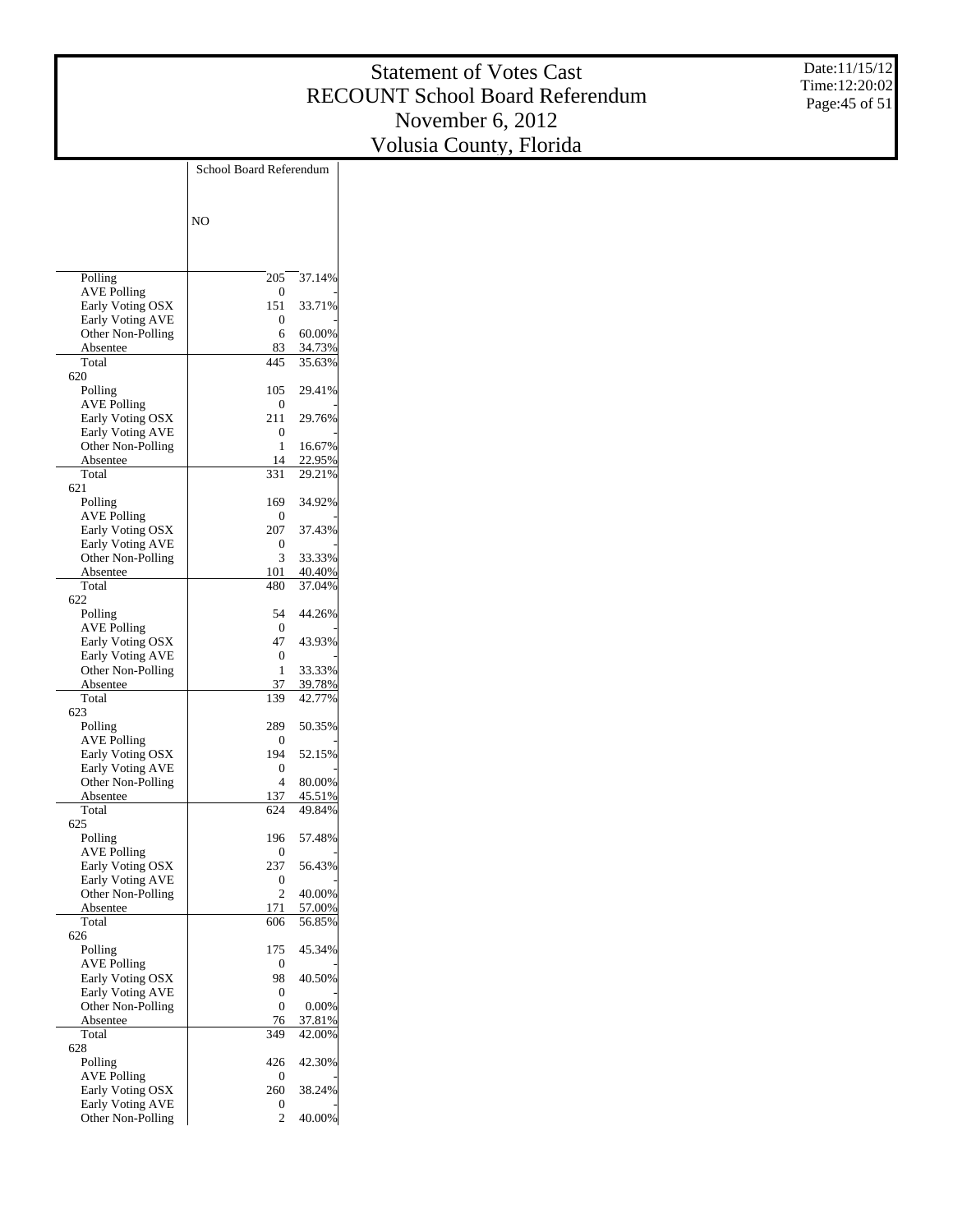# Statement of Votes Cast
# RECOUNT School Board Referendum
# November 6, 2012
# Volusia County, Florida

Date:11/15/12
Time:12:20:02

| | School Board Referendum | |
|---|---|---|
| | NO | |
| Polling | 205 | 37.14% |
| AVE Polling | 0 | - |
| Early Voting OSX | 151 | 33.71% |
| Early Voting AVE | 0 | - |
| Other Non-Polling | 6 | 60.00% |
| Absentee | 83 | 34.73% |
| Total | 445 | 35.63% |
| 620 | | |
| Polling | 105 | 29.41% |
| AVE Polling | 0 | - |
| Early Voting OSX | 211 | 29.76% |
| Early Voting AVE | 0 | - |
| Other Non-Polling | 1 | 16.67% |
| Absentee | 14 | 22.95% |
| Total | 331 | 29.21% |
| 621 | | |
| Polling | 169 | 34.92% |
| AVE Polling | 0 | - |
| Early Voting OSX | 207 | 37.43% |
| Early Voting AVE | 0 | - |
| Other Non-Polling | 3 | 33.33% |
| Absentee | 101 | 40.40% |
| Total | 480 | 37.04% |
| 622 | | |
| Polling | 54 | 44.26% |
| AVE Polling | 0 | - |
| Early Voting OSX | 47 | 43.93% |
| Early Voting AVE | 0 | - |
| Other Non-Polling | 1 | 33.33% |
| Absentee | 37 | 39.78% |
| Total | 139 | 42.77% |
| 623 | | |
| Polling | 289 | 50.35% |
| AVE Polling | 0 | - |
| Early Voting OSX | 194 | 52.15% |
| Early Voting AVE | 0 | - |
| Other Non-Polling | 4 | 80.00% |
| Absentee | 137 | 45.51% |
| Total | 624 | 49.84% |
| 625 | | |
| Polling | 196 | 57.48% |
| AVE Polling | 0 | - |
| Early Voting OSX | 237 | 56.43% |
| Early Voting AVE | 0 | - |
| Other Non-Polling | 2 | 40.00% |
| Absentee | 171 | 57.00% |
| Total | 606 | 56.85% |
| 626 | | |
| Polling | 175 | 45.34% |
| AVE Polling | 0 | - |
| Early Voting OSX | 98 | 40.50% |
| Early Voting AVE | 0 | - |
| Other Non-Polling | 0 | 0.00% |
| Absentee | 76 | 37.81% |
| Total | 349 | 42.00% |
| 628 | | |
| Polling | 426 | 42.30% |
| AVE Polling | 0 | - |
| Early Voting OSX | 260 | 38.24% |
| Early Voting AVE | 0 | - |
| Other Non-Polling | 2 | 40.00% |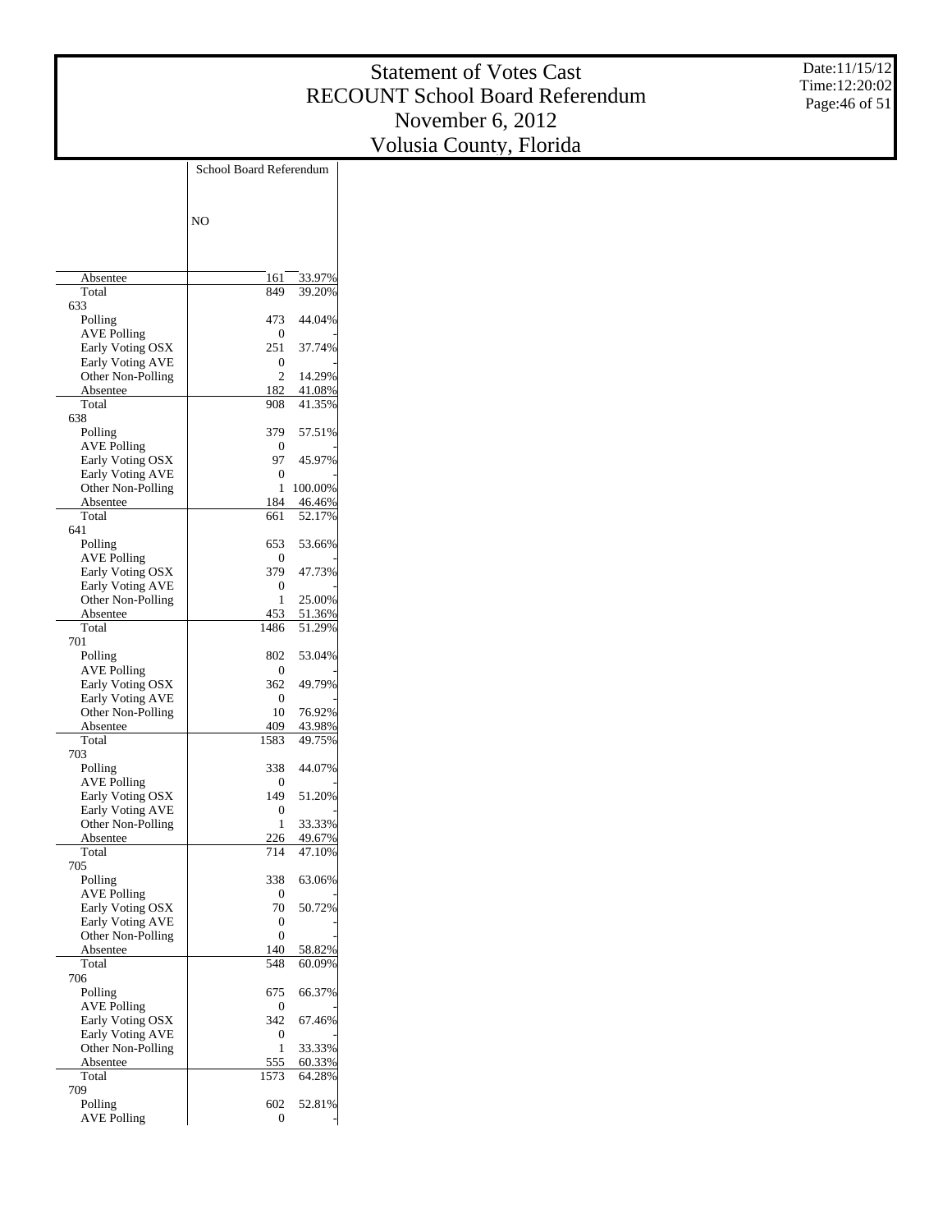# Statement of Votes Cast
# RECOUNT School Board Referendum
# November 6, 2012
# Volusia County, Florida

Date:11/15/12
Time:12:20:02

| | School Board Referendum | |
|---|---|---|
| | NO | |
| Absentee | 161 | 33.97% |
| Total | 849 | 39.20% |
| **633** | | |
| Polling | 473 | 44.04% |
| AVE Polling | 0 | - |
| Early Voting OSX | 251 | 37.74% |
| Early Voting AVE | 0 | - |
| Other Non-Polling | 2 | 14.29% |
| Absentee | 182 | 41.08% |
| Total | 908 | 41.35% |
| **638** | | |
| Polling | 379 | 57.51% |
| AVE Polling | 0 | - |
| Early Voting OSX | 97 | 45.97% |
| Early Voting AVE | 0 | - |
| Other Non-Polling | 1 | 100.00% |
| Absentee | 184 | 46.46% |
| Total | 661 | 52.17% |
| **641** | | |
| Polling | 653 | 53.66% |
| AVE Polling | 0 | - |
| Early Voting OSX | 379 | 47.73% |
| Early Voting AVE | 0 | - |
| Other Non-Polling | 1 | 25.00% |
| Absentee | 453 | 51.36% |
| Total | 1486 | 51.29% |
| **701** | | |
| Polling | 802 | 53.04% |
| AVE Polling | 0 | - |
| Early Voting OSX | 362 | 49.79% |
| Early Voting AVE | 0 | - |
| Other Non-Polling | 10 | 76.92% |
| Absentee | 409 | 43.98% |
| Total | 1583 | 49.75% |
| **703** | | |
| Polling | 338 | 44.07% |
| AVE Polling | 0 | - |
| Early Voting OSX | 149 | 51.20% |
| Early Voting AVE | 0 | - |
| Other Non-Polling | 1 | 33.33% |
| Absentee | 226 | 49.67% |
| Total | 714 | 47.10% |
| **705** | | |
| Polling | 338 | 63.06% |
| AVE Polling | 0 | - |
| Early Voting OSX | 70 | 50.72% |
| Early Voting AVE | 0 | - |
| Other Non-Polling | 0 | - |
| Absentee | 140 | 58.82% |
| Total | 548 | 60.09% |
| **706** | | |
| Polling | 675 | 66.37% |
| AVE Polling | 0 | - |
| Early Voting OSX | 342 | 67.46% |
| Early Voting AVE | 0 | - |
| Other Non-Polling | 1 | 33.33% |
| Absentee | 555 | 60.33% |
| Total | 1573 | 64.28% |
| **709** | | |
| Polling | 602 | 52.81% |
| AVE Polling | 0 | - |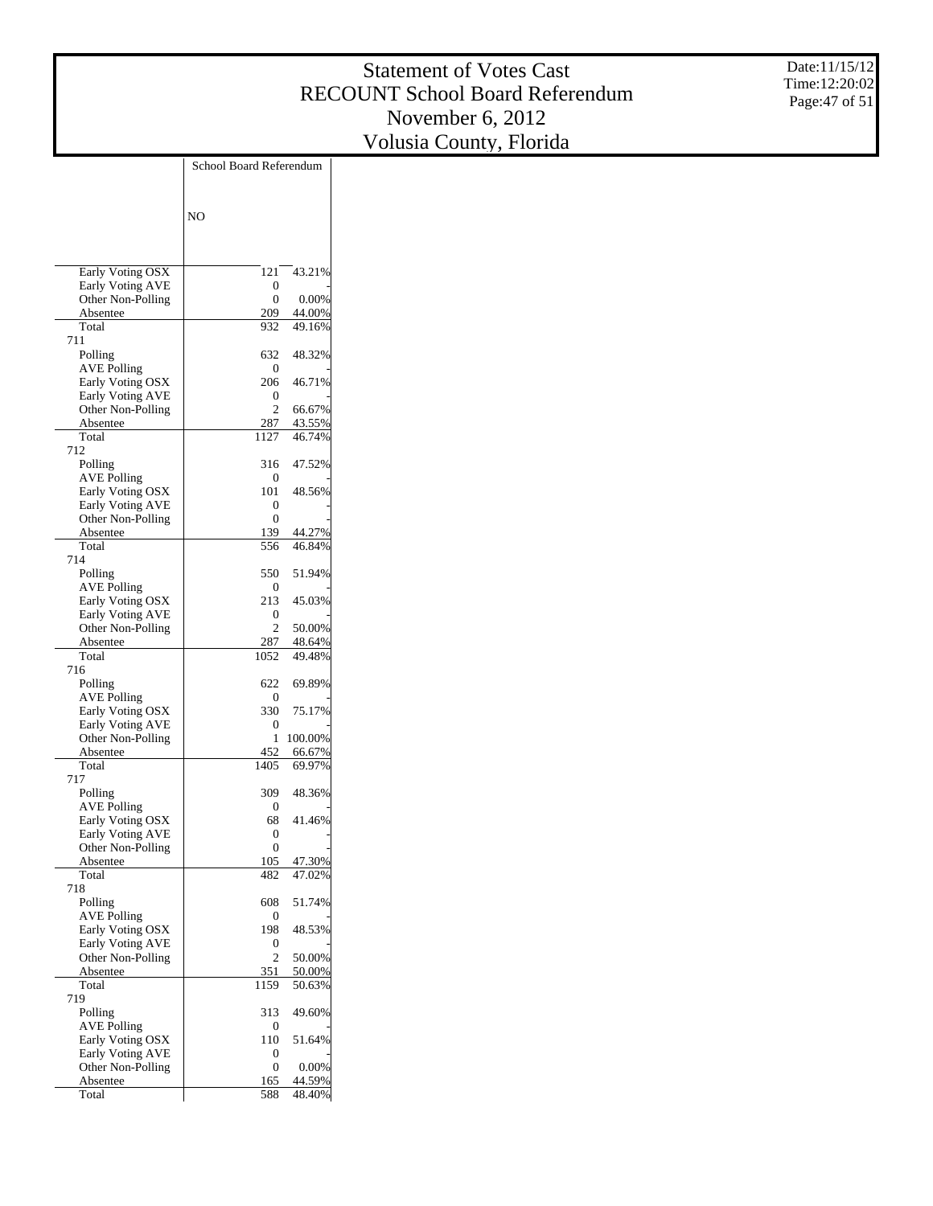# Statement of Votes Cast
# RECOUNT School Board Referendum
# November 6, 2012
# Volusia County, Florida

Date:11/15/12
Time:12:20:02

| | School Board Referendum | |
|---|---|---|
| | NO | |
| Early Voting OSX | 121 | 43.21% |
| Early Voting AVE | 0 | - |
| Other Non-Polling | 0 | 0.00% |
| Absentee | 209 | 44.00% |
| Total | 932 | 49.16% |
| **711** | | |
| Polling | 632 | 48.32% |
| AVE Polling | 0 | - |
| Early Voting OSX | 206 | 46.71% |
| Early Voting AVE | 0 | - |
| Other Non-Polling | 2 | 66.67% |
| Absentee | 287 | 43.55% |
| Total | 1127 | 46.74% |
| **712** | | |
| Polling | 316 | 47.52% |
| AVE Polling | 0 | - |
| Early Voting OSX | 101 | 48.56% |
| Early Voting AVE | 0 | - |
| Other Non-Polling | 0 | - |
| Absentee | 139 | 44.27% |
| Total | 556 | 46.84% |
| **714** | | |
| Polling | 550 | 51.94% |
| AVE Polling | 0 | - |
| Early Voting OSX | 213 | 45.03% |
| Early Voting AVE | 0 | - |
| Other Non-Polling | 2 | 50.00% |
| Absentee | 287 | 48.64% |
| Total | 1052 | 49.48% |
| **716** | | |
| Polling | 622 | 69.89% |
| AVE Polling | 0 | - |
| Early Voting OSX | 330 | 75.17% |
| Early Voting AVE | 0 | - |
| Other Non-Polling | 1 | 100.00% |
| Absentee | 452 | 66.67% |
| Total | 1405 | 69.97% |
| **717** | | |
| Polling | 309 | 48.36% |
| AVE Polling | 0 | - |
| Early Voting OSX | 68 | 41.46% |
| Early Voting AVE | 0 | - |
| Other Non-Polling | 0 | - |
| Absentee | 105 | 47.30% |
| Total | 482 | 47.02% |
| **718** | | |
| Polling | 608 | 51.74% |
| AVE Polling | 0 | - |
| Early Voting OSX | 198 | 48.53% |
| Early Voting AVE | 0 | - |
| Other Non-Polling | 2 | 50.00% |
| Absentee | 351 | 50.00% |
| Total | 1159 | 50.63% |
| **719** | | |
| Polling | 313 | 49.60% |
| AVE Polling | 0 | - |
| Early Voting OSX | 110 | 51.64% |
| Early Voting AVE | 0 | - |
| Other Non-Polling | 0 | 0.00% |
| Absentee | 165 | 44.59% |
| Total | 588 | 48.40% |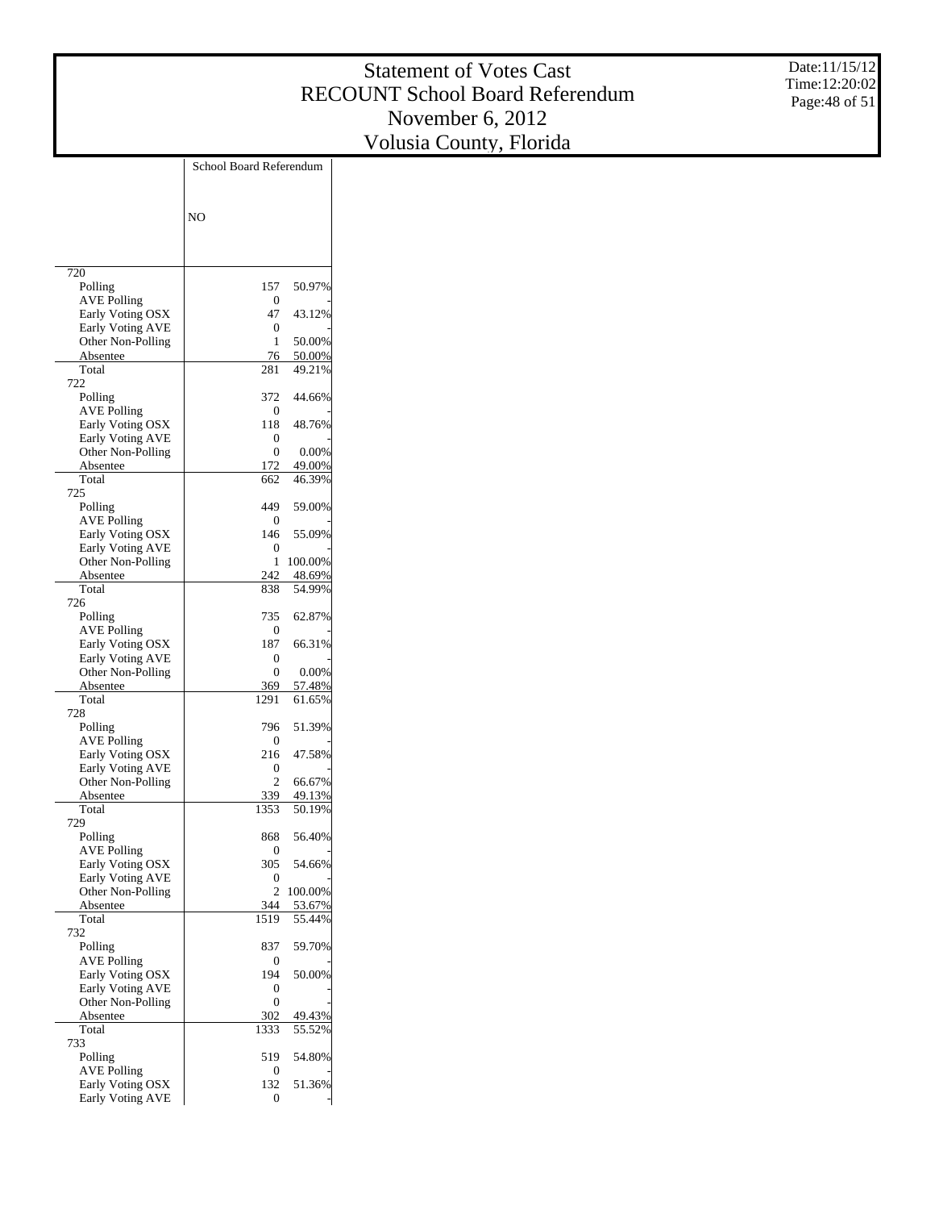# Statement of Votes Cast
## RECOUNT School Board Referendum
## November 6, 2012
## Volusia County, Florida

Date:11/15/12
Time:12:20:02

| | School Board Referendum | |
|---|---|---|
| | NO | |
| **720** | | |
| Polling | 157 | 50.97% |
| AVE Polling | 0 | - |
| Early Voting OSX | 47 | 43.12% |
| Early Voting AVE | 0 | - |
| Other Non-Polling | 1 | 50.00% |
| Absentee | 76 | 50.00% |
| Total | 281 | 49.21% |
| **722** | | |
| Polling | 372 | 44.66% |
| AVE Polling | 0 | - |
| Early Voting OSX | 118 | 48.76% |
| Early Voting AVE | 0 | - |
| Other Non-Polling | 0 | 0.00% |
| Absentee | 172 | 49.00% |
| Total | 662 | 46.39% |
| **725** | | |
| Polling | 449 | 59.00% |
| AVE Polling | 0 | - |
| Early Voting OSX | 146 | 55.09% |
| Early Voting AVE | 0 | - |
| Other Non-Polling | 1 | 100.00% |
| Absentee | 242 | 48.69% |
| Total | 838 | 54.99% |
| **726** | | |
| Polling | 735 | 62.87% |
| AVE Polling | 0 | - |
| Early Voting OSX | 187 | 66.31% |
| Early Voting AVE | 0 | - |
| Other Non-Polling | 0 | 0.00% |
| Absentee | 369 | 57.48% |
| Total | 1291 | 61.65% |
| **728** | | |
| Polling | 796 | 51.39% |
| AVE Polling | 0 | - |
| Early Voting OSX | 216 | 47.58% |
| Early Voting AVE | 0 | - |
| Other Non-Polling | 2 | 66.67% |
| Absentee | 339 | 49.13% |
| Total | 1353 | 50.19% |
| **729** | | |
| Polling | 868 | 56.40% |
| AVE Polling | 0 | - |
| Early Voting OSX | 305 | 54.66% |
| Early Voting AVE | 0 | - |
| Other Non-Polling | 2 | 100.00% |
| Absentee | 344 | 53.67% |
| Total | 1519 | 55.44% |
| **732** | | |
| Polling | 837 | 59.70% |
| AVE Polling | 0 | - |
| Early Voting OSX | 194 | 50.00% |
| Early Voting AVE | 0 | - |
| Other Non-Polling | 0 | - |
| Absentee | 302 | 49.43% |
| Total | 1333 | 55.52% |
| **733** | | |
| Polling | 519 | 54.80% |
| AVE Polling | 0 | - |
| Early Voting OSX | 132 | 51.36% |
| Early Voting AVE | 0 | - |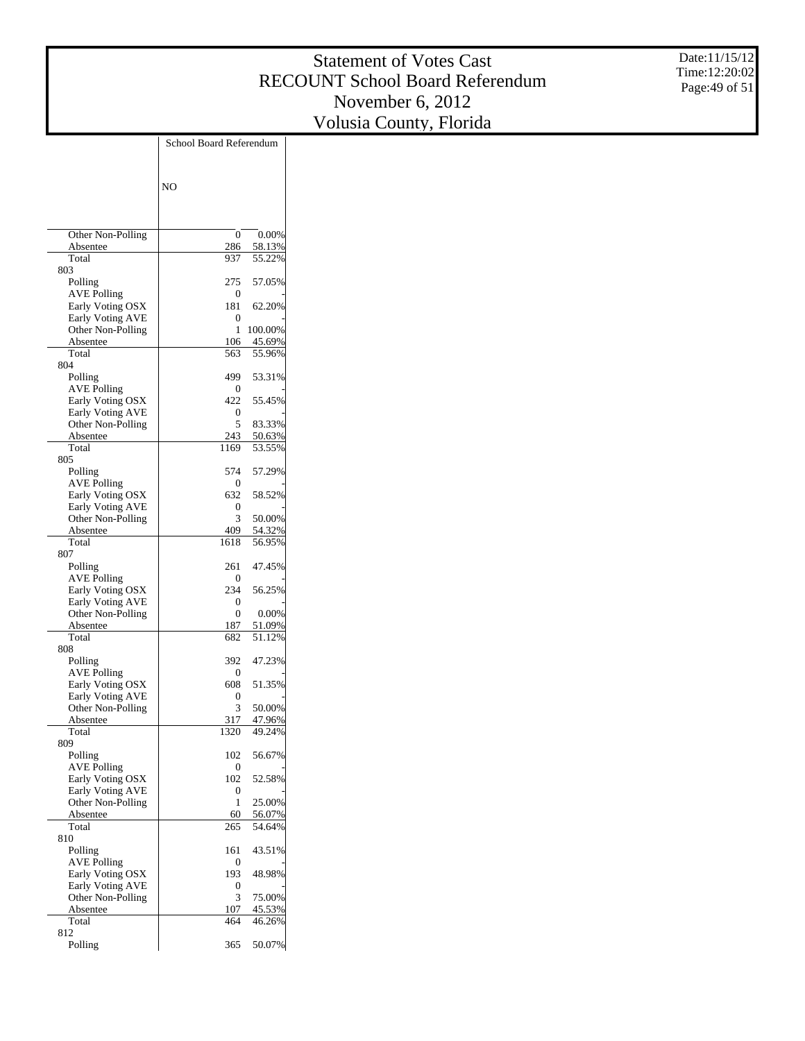# Statement of Votes Cast
# RECOUNT School Board Referendum
# November 6, 2012
# Volusia County, Florida

Date:11/15/12
Time:12:20:02

| | School Board Referendum | |
|---|---|---|
| | NO | |
| Other Non-Polling | 0 | 0.00% |
| Absentee | 286 | 58.13% |
| Total | 937 | 55.22% |
| 803 | | |
| Polling | 275 | 57.05% |
| AVE Polling | 0 | - |
| Early Voting OSX | 181 | 62.20% |
| Early Voting AVE | 0 | - |
| Other Non-Polling | 1 | 100.00% |
| Absentee | 106 | 45.69% |
| Total | 563 | 55.96% |
| 804 | | |
| Polling | 499 | 53.31% |
| AVE Polling | 0 | - |
| Early Voting OSX | 422 | 55.45% |
| Early Voting AVE | 0 | - |
| Other Non-Polling | 5 | 83.33% |
| Absentee | 243 | 50.63% |
| Total | 1169 | 53.55% |
| 805 | | |
| Polling | 574 | 57.29% |
| AVE Polling | 0 | - |
| Early Voting OSX | 632 | 58.52% |
| Early Voting AVE | 0 | - |
| Other Non-Polling | 3 | 50.00% |
| Absentee | 409 | 54.32% |
| Total | 1618 | 56.95% |
| 807 | | |
| Polling | 261 | 47.45% |
| AVE Polling | 0 | - |
| Early Voting OSX | 234 | 56.25% |
| Early Voting AVE | 0 | - |
| Other Non-Polling | 0 | 0.00% |
| Absentee | 187 | 51.09% |
| Total | 682 | 51.12% |
| 808 | | |
| Polling | 392 | 47.23% |
| AVE Polling | 0 | - |
| Early Voting OSX | 608 | 51.35% |
| Early Voting AVE | 0 | - |
| Other Non-Polling | 3 | 50.00% |
| Absentee | 317 | 47.96% |
| Total | 1320 | 49.24% |
| 809 | | |
| Polling | 102 | 56.67% |
| AVE Polling | 0 | - |
| Early Voting OSX | 102 | 52.58% |
| Early Voting AVE | 0 | - |
| Other Non-Polling | 1 | 25.00% |
| Absentee | 60 | 56.07% |
| Total | 265 | 54.64% |
| 810 | | |
| Polling | 161 | 43.51% |
| AVE Polling | 0 | - |
| Early Voting OSX | 193 | 48.98% |
| Early Voting AVE | 0 | - |
| Other Non-Polling | 3 | 75.00% |
| Absentee | 107 | 45.53% |
| Total | 464 | 46.26% |
| 812 | | |
| Polling | 365 | 50.07% |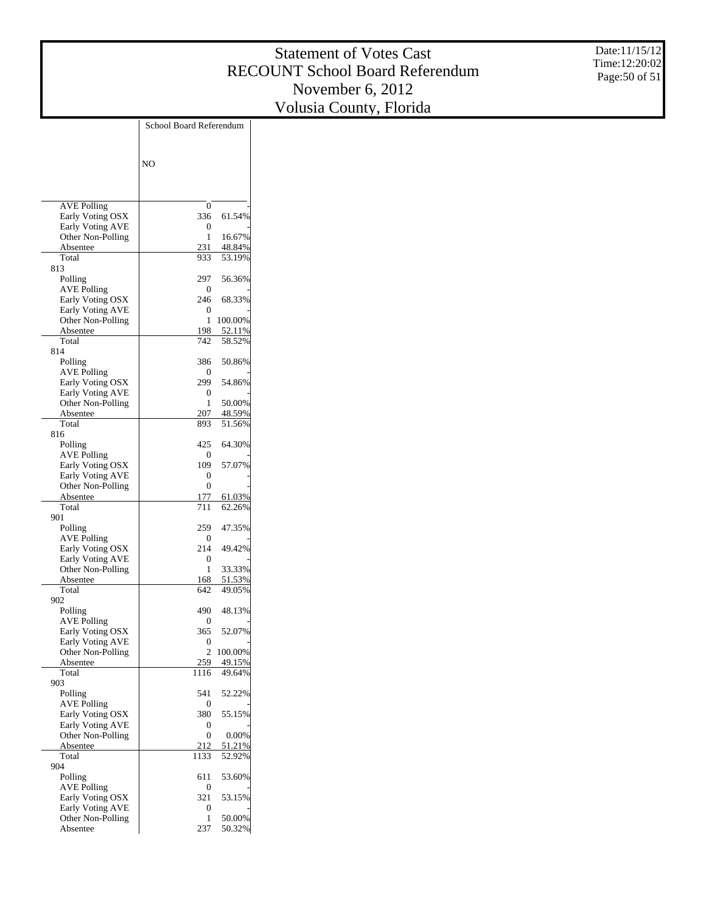# Statement of Votes Cast
# RECOUNT School Board Referendum
# November 6, 2012
# Volusia County, Florida

Date:11/15/12
Time:12:20:02

| | School Board Referendum | |
|---|---|---|
| | NO | |
| AVE Polling | 0 | - |
| Early Voting OSX | 336 | 61.54% |
| Early Voting AVE | 0 | - |
| Other Non-Polling | 1 | 16.67% |
| Absentee | 231 | 48.84% |
| Total | 933 | 53.19% |
| 813 | | |
| Polling | 297 | 56.36% |
| AVE Polling | 0 | - |
| Early Voting OSX | 246 | 68.33% |
| Early Voting AVE | 0 | - |
| Other Non-Polling | 1 | 100.00% |
| Absentee | 198 | 52.11% |
| Total | 742 | 58.52% |
| 814 | | |
| Polling | 386 | 50.86% |
| AVE Polling | 0 | - |
| Early Voting OSX | 299 | 54.86% |
| Early Voting AVE | 0 | - |
| Other Non-Polling | 1 | 50.00% |
| Absentee | 207 | 48.59% |
| Total | 893 | 51.56% |
| 816 | | |
| Polling | 425 | 64.30% |
| AVE Polling | 0 | - |
| Early Voting OSX | 109 | 57.07% |
| Early Voting AVE | 0 | - |
| Other Non-Polling | 0 | - |
| Absentee | 177 | 61.03% |
| Total | 711 | 62.26% |
| 901 | | |
| Polling | 259 | 47.35% |
| AVE Polling | 0 | - |
| Early Voting OSX | 214 | 49.42% |
| Early Voting AVE | 0 | - |
| Other Non-Polling | 1 | 33.33% |
| Absentee | 168 | 51.53% |
| Total | 642 | 49.05% |
| 902 | | |
| Polling | 490 | 48.13% |
| AVE Polling | 0 | - |
| Early Voting OSX | 365 | 52.07% |
| Early Voting AVE | 0 | - |
| Other Non-Polling | 2 | 100.00% |
| Absentee | 259 | 49.15% |
| Total | 1116 | 49.64% |
| 903 | | |
| Polling | 541 | 52.22% |
| AVE Polling | 0 | - |
| Early Voting OSX | 380 | 55.15% |
| Early Voting AVE | 0 | - |
| Other Non-Polling | 0 | 0.00% |
| Absentee | 212 | 51.21% |
| Total | 1133 | 52.92% |
| 904 | | |
| Polling | 611 | 53.60% |
| AVE Polling | 0 | - |
| Early Voting OSX | 321 | 53.15% |
| Early Voting AVE | 0 | - |
| Other Non-Polling | 1 | 50.00% |
| Absentee | 237 | 50.32% |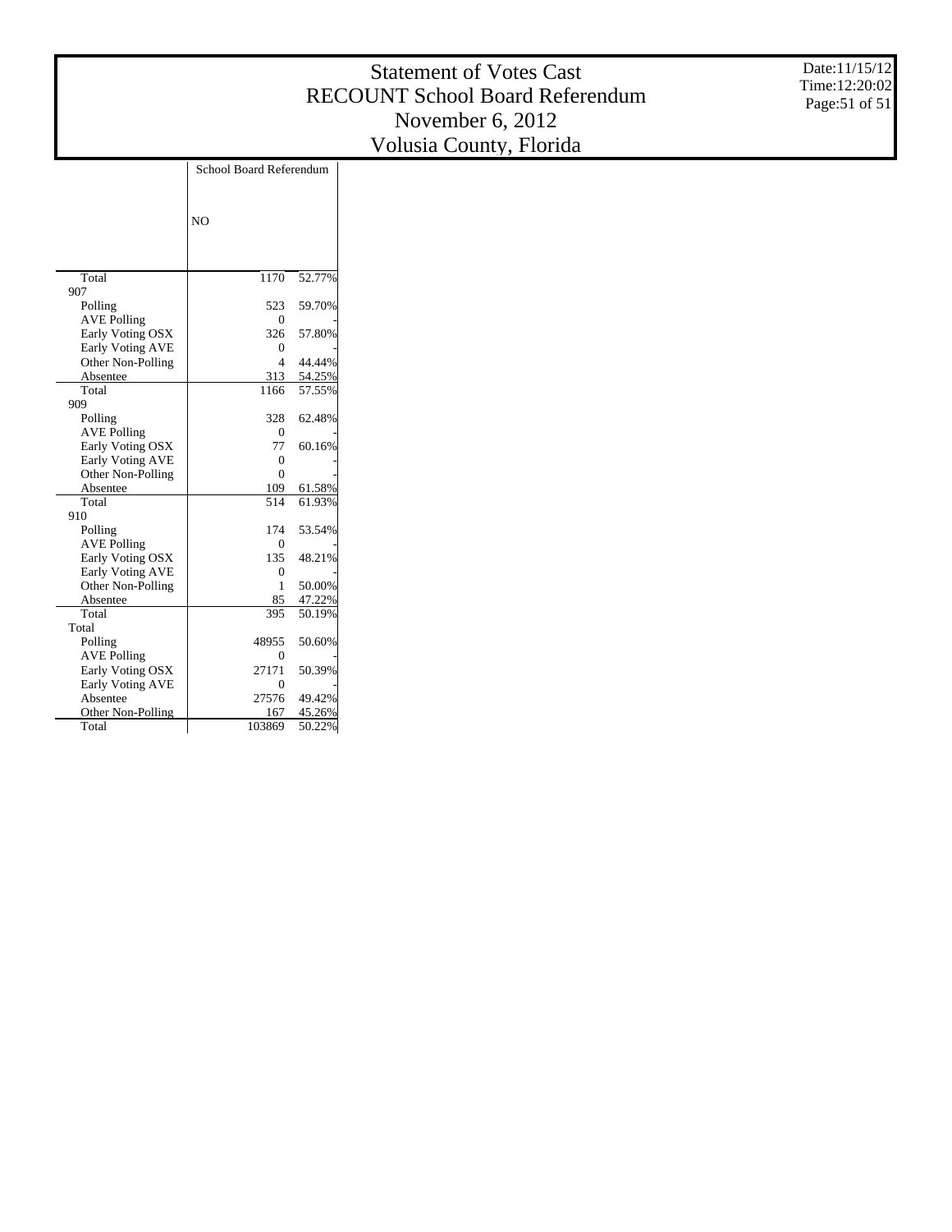# Statement of Votes Cast
# RECOUNT School Board Referendum
# November 6, 2012
# Volusia County, Florida

Date:11/15/12
Time:12:20:02

| | School Board Referendum | |
|---|---|---|
| | NO | |
| Total | 1170 | 52.77% |
| 907 | | |
| Polling | 523 | 59.70% |
| AVE Polling | 0 | - |
| Early Voting OSX | 326 | 57.80% |
| Early Voting AVE | 0 | - |
| Other Non-Polling | 4 | 44.44% |
| Absentee | 313 | 54.25% |
| Total | 1166 | 57.55% |
| 909 | | |
| Polling | 328 | 62.48% |
| AVE Polling | 0 | - |
| Early Voting OSX | 77 | 60.16% |
| Early Voting AVE | 0 | - |
| Other Non-Polling | 0 | - |
| Absentee | 109 | 61.58% |
| Total | 514 | 61.93% |
| 910 | | |
| Polling | 174 | 53.54% |
| AVE Polling | 0 | - |
| Early Voting OSX | 135 | 48.21% |
| Early Voting AVE | 0 | - |
| Other Non-Polling | 1 | 50.00% |
| Absentee | 85 | 47.22% |
| Total | 395 | 50.19% |
| Total | | |
| Polling | 48955 | 50.60% |
| AVE Polling | 0 | - |
| Early Voting OSX | 27171 | 50.39% |
| Early Voting AVE | 0 | - |
| Absentee | 27576 | 49.42% |
| Other Non-Polling | 167 | 45.26% |
| Total | 103869 | 50.22% |